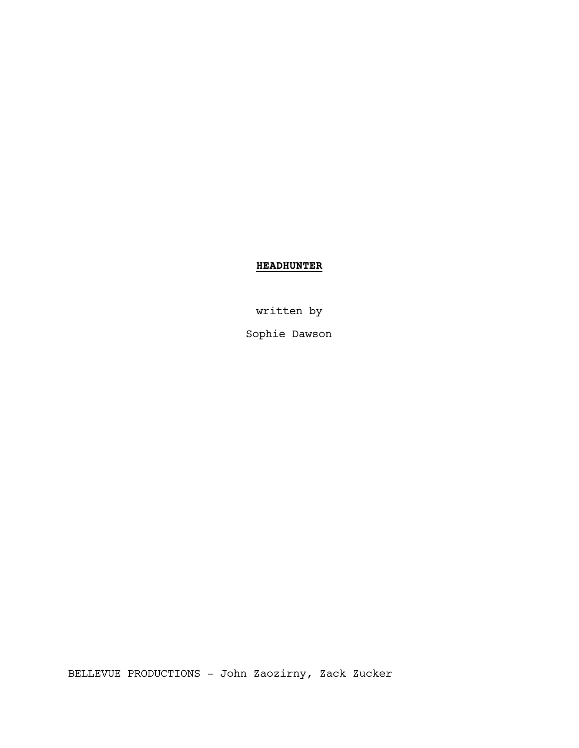# **HEADHUNTER**

written by

Sophie Dawson

BELLEVUE PRODUCTIONS - John Zaozirny, Zack Zucker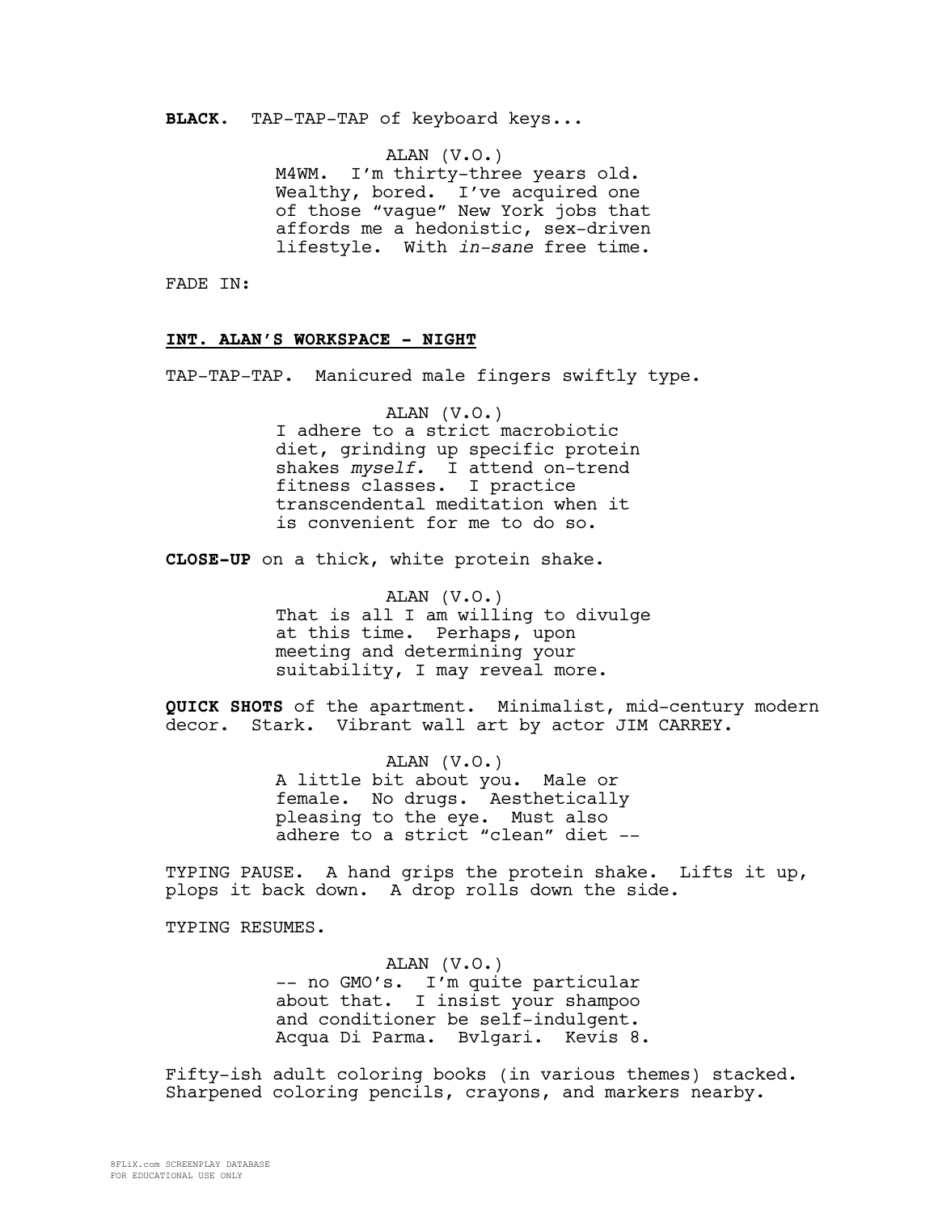**BLACK.** TAP-TAP-TAP of keyboard keys...

ALAN (V.O.)
M4WM. I'm thirty-three years old. Wealthy, bored. I've acquired one of those "vague" New York jobs that affords me a hedonistic, sex-driven lifestyle. With *in-sane* free time.

FADE IN:

**INT. ALAN'S WORKSPACE - NIGHT**

TAP-TAP-TAP. Manicured male fingers swiftly type.

ALAN (V.O.)
I adhere to a strict macrobiotic diet, grinding up specific protein shakes *myself.* I attend on-trend fitness classes. I practice transcendental meditation when it is convenient for me to do so.

**CLOSE-UP** on a thick, white protein shake.

ALAN (V.O.)
That is all I am willing to divulge at this time. Perhaps, upon meeting and determining your suitability, I may reveal more.

**QUICK SHOTS** of the apartment. Minimalist, mid-century modern decor. Stark. Vibrant wall art by actor JIM CARREY.

ALAN (V.O.)
A little bit about you. Male or female. No drugs. Aesthetically pleasing to the eye. Must also adhere to a strict "clean" diet --

TYPING PAUSE. A hand grips the protein shake. Lifts it up, plops it back down. A drop rolls down the side.

TYPING RESUMES.

ALAN (V.O.)
-- no GMO's. I'm quite particular about that. I insist your shampoo and conditioner be self-indulgent. Acqua Di Parma. Bvlgari. Kevis 8.

Fifty-ish adult coloring books (in various themes) stacked. Sharpened coloring pencils, crayons, and markers nearby.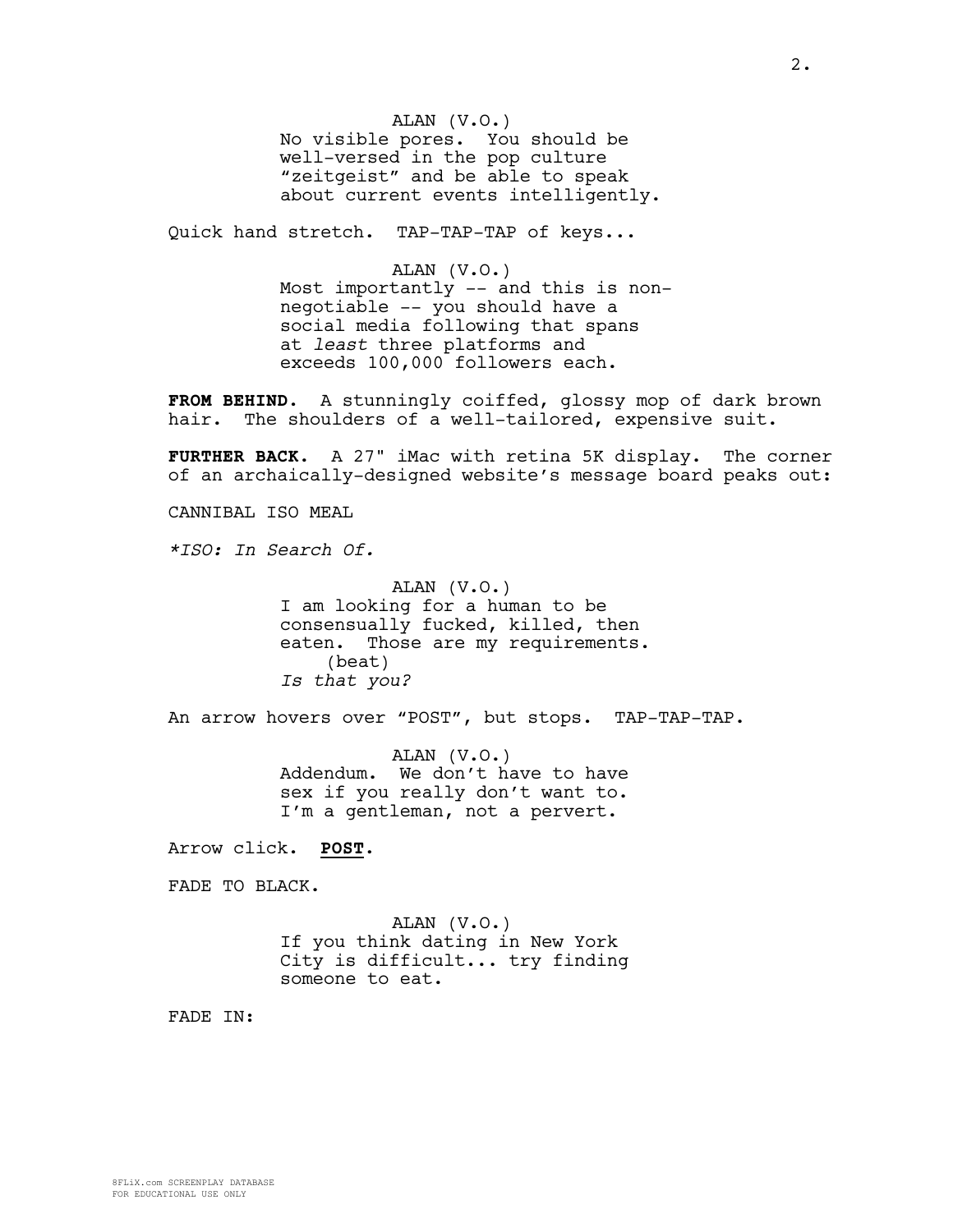ALAN (V.O.)
No visible pores. You should be well-versed in the pop culture "zeitgeist" and be able to speak about current events intelligently.

Quick hand stretch. TAP-TAP-TAP of keys...

ALAN (V.O.)
Most importantly -- and this is non-negotiable -- you should have a social media following that spans at *least* three platforms and exceeds 100,000 followers each.

**FROM BEHIND**. A stunningly coiffed, glossy mop of dark brown hair. The shoulders of a well-tailored, expensive suit.

**FURTHER BACK**. A 27" iMac with retina 5K display. The corner of an archaically-designed website's message board peaks out:

CANNIBAL ISO MEAL

*\*ISO: In Search Of.*

ALAN (V.O.)
I am looking for a human to be consensually fucked, killed, then eaten. Those are my requirements.
(beat)
*Is that you?*

An arrow hovers over "POST", but stops. TAP-TAP-TAP.

ALAN (V.O.)
Addendum. We don't have to have sex if you really don't want to. I'm a gentleman, not a pervert.

Arrow click. **POST**.

FADE TO BLACK.

ALAN (V.O.)
If you think dating in New York City is difficult... try finding someone to eat.

FADE IN: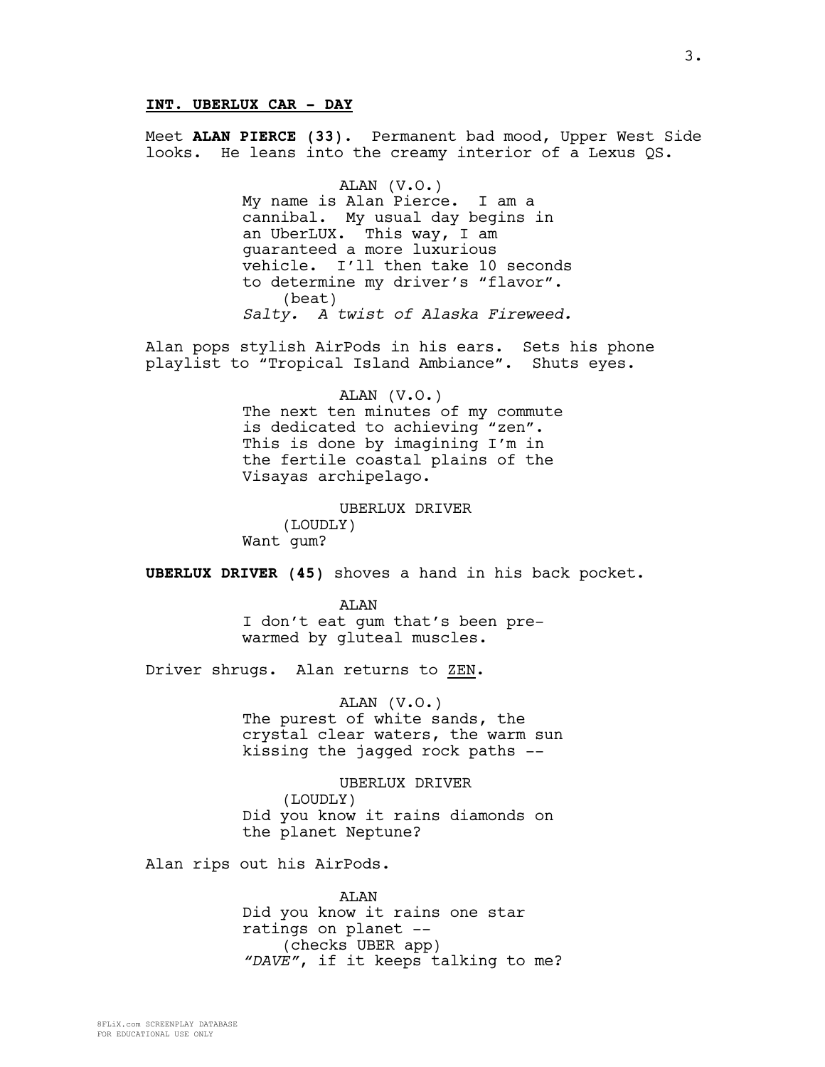**INT. UBERLUX CAR - DAY**

Meet **ALAN PIERCE (33).** Permanent bad mood, Upper West Side looks. He leans into the creamy interior of a Lexus QS.

ALAN (V.O.)
My name is Alan Pierce. I am a cannibal. My usual day begins in an UberLUX. This way, I am guaranteed a more luxurious vehicle. I'll then take 10 seconds to determine my driver's "flavor".
(beat)
*Salty. A twist of Alaska Fireweed.*

Alan pops stylish AirPods in his ears. Sets his phone playlist to "Tropical Island Ambiance". Shuts eyes.

ALAN (V.O.)
The next ten minutes of my commute is dedicated to achieving "zen". This is done by imagining I'm in the fertile coastal plains of the Visayas archipelago.

UBERLUX DRIVER
(LOUDLY)
Want gum?

**UBERLUX DRIVER (45)** shoves a hand in his back pocket.

ALAN
I don't eat gum that's been pre-warmed by gluteal muscles.

Driver shrugs. Alan returns to <u>ZEN</u>.

ALAN (V.O.)
The purest of white sands, the crystal clear waters, the warm sun kissing the jagged rock paths --

UBERLUX DRIVER
(LOUDLY)
Did you know it rains diamonds on the planet Neptune?

Alan rips out his AirPods.

ALAN
Did you know it rains one star ratings on planet --
(checks UBER app)
*"DAVE"*, if it keeps talking to me?

8FLiX.com SCREENPLAY DATABASE
FOR EDUCATIONAL USE ONLY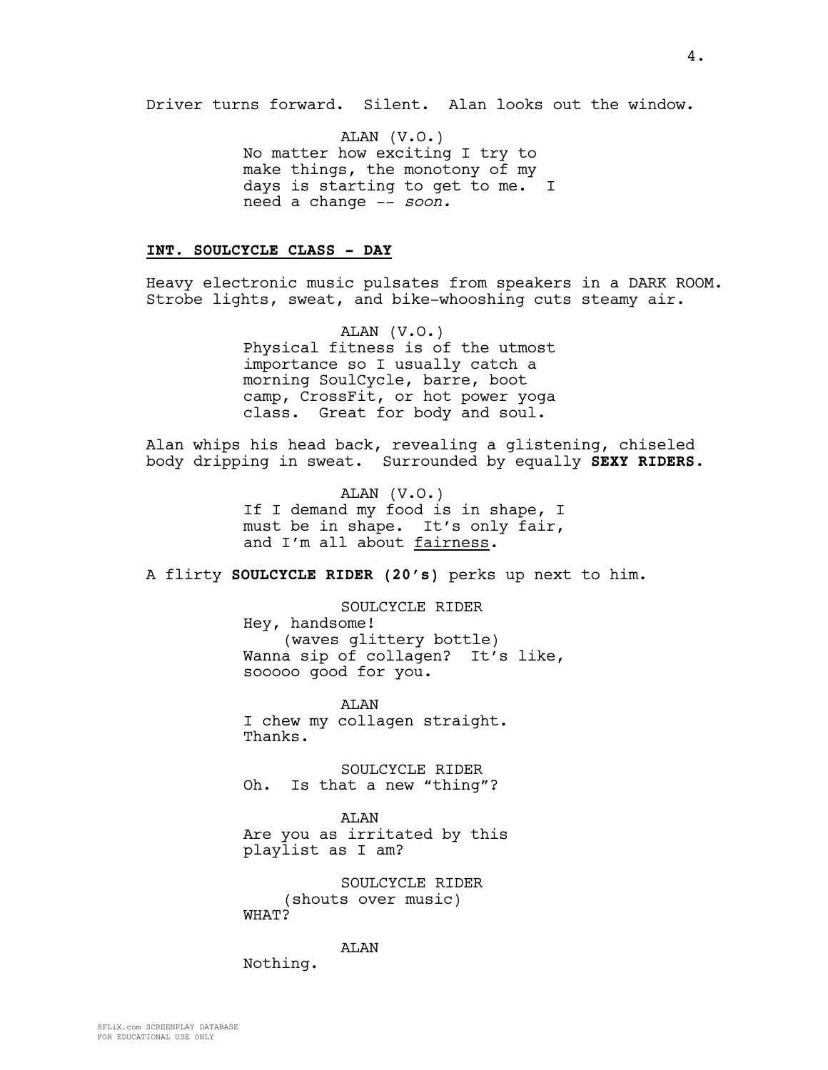Driver turns forward. Silent. Alan looks out the window.

ALAN (V.O.)
No matter how exciting I try to make things, the monotony of my days is starting to get to me. I need a change -- *soon.*

**INT. SOULCYCLE CLASS - DAY**

Heavy electronic music pulsates from speakers in a DARK ROOM. Strobe lights, sweat, and bike-whooshing cuts steamy air.

ALAN (V.O.)
Physical fitness is of the utmost importance so I usually catch a morning SoulCycle, barre, boot camp, CrossFit, or hot power yoga class. Great for body and soul.

Alan whips his head back, revealing a glistening, chiseled body dripping in sweat. Surrounded by equally **SEXY RIDERS.**

ALAN (V.O.)
If I demand my food is in shape, I must be in shape. It's only fair, and I'm all about <u>fairness</u>.

A flirty **SOULCYCLE RIDER (20's)** perks up next to him.

SOULCYCLE RIDER
Hey, handsome!
(waves glittery bottle)
Wanna sip of collagen? It's like, sooooo good for you.

ALAN
I chew my collagen straight. Thanks.

SOULCYCLE RIDER
Oh. Is that a new "thing"?

ALAN
Are you as irritated by this playlist as I am?

SOULCYCLE RIDER
(shouts over music)
WHAT?

ALAN
Nothing.

8FLiX.com SCREENPLAY DATABASE
FOR EDUCATIONAL USE ONLY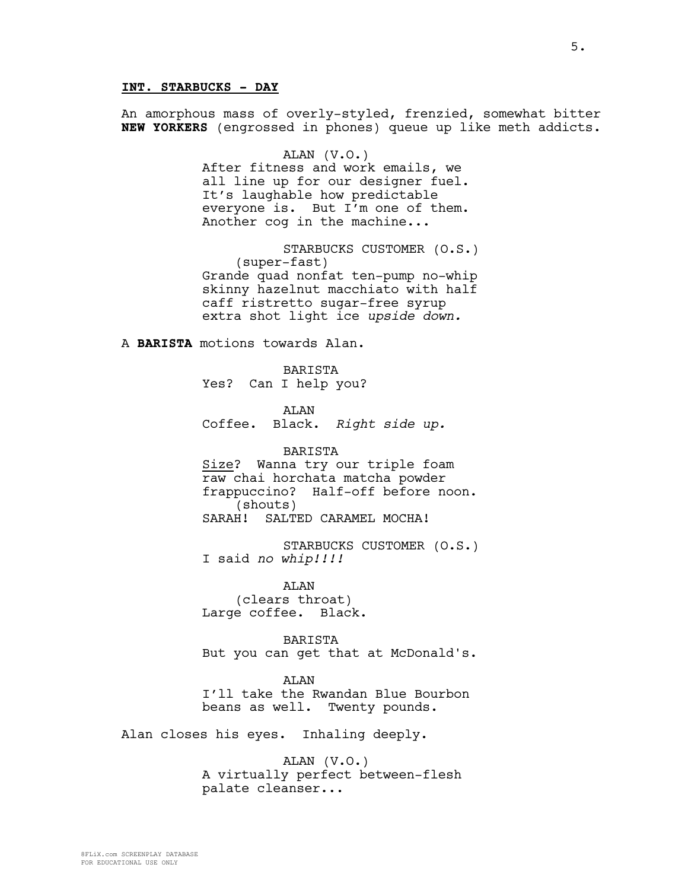**INT. STARBUCKS - DAY**

An amorphous mass of overly-styled, frenzied, somewhat bitter **NEW YORKERS** (engrossed in phones) queue up like meth addicts.

ALAN (V.O.)
After fitness and work emails, we all line up for our designer fuel. It's laughable how predictable everyone is. But I'm one of them. Another cog in the machine...

STARBUCKS CUSTOMER (O.S.)
(super-fast)
Grande quad nonfat ten-pump no-whip skinny hazelnut macchiato with half caff ristretto sugar-free syrup extra shot light ice *upside down.*

A **BARISTA** motions towards Alan.

BARISTA
Yes? Can I help you?

ALAN
Coffee. Black. *Right side up.*

BARISTA
Size? Wanna try our triple foam raw chai horchata matcha powder frappuccino? Half-off before noon.
(shouts)
SARAH! SALTED CARAMEL MOCHA!

STARBUCKS CUSTOMER (O.S.)
I said *no whip!!!!*

ALAN
(clears throat)
Large coffee. Black.

BARISTA
But you can get that at McDonald's.

ALAN
I'll take the Rwandan Blue Bourbon beans as well. Twenty pounds.

Alan closes his eyes. Inhaling deeply.

ALAN (V.O.)
A virtually perfect between-flesh palate cleanser...

8FLiX.com SCREENPLAY DATABASE
FOR EDUCATIONAL USE ONLY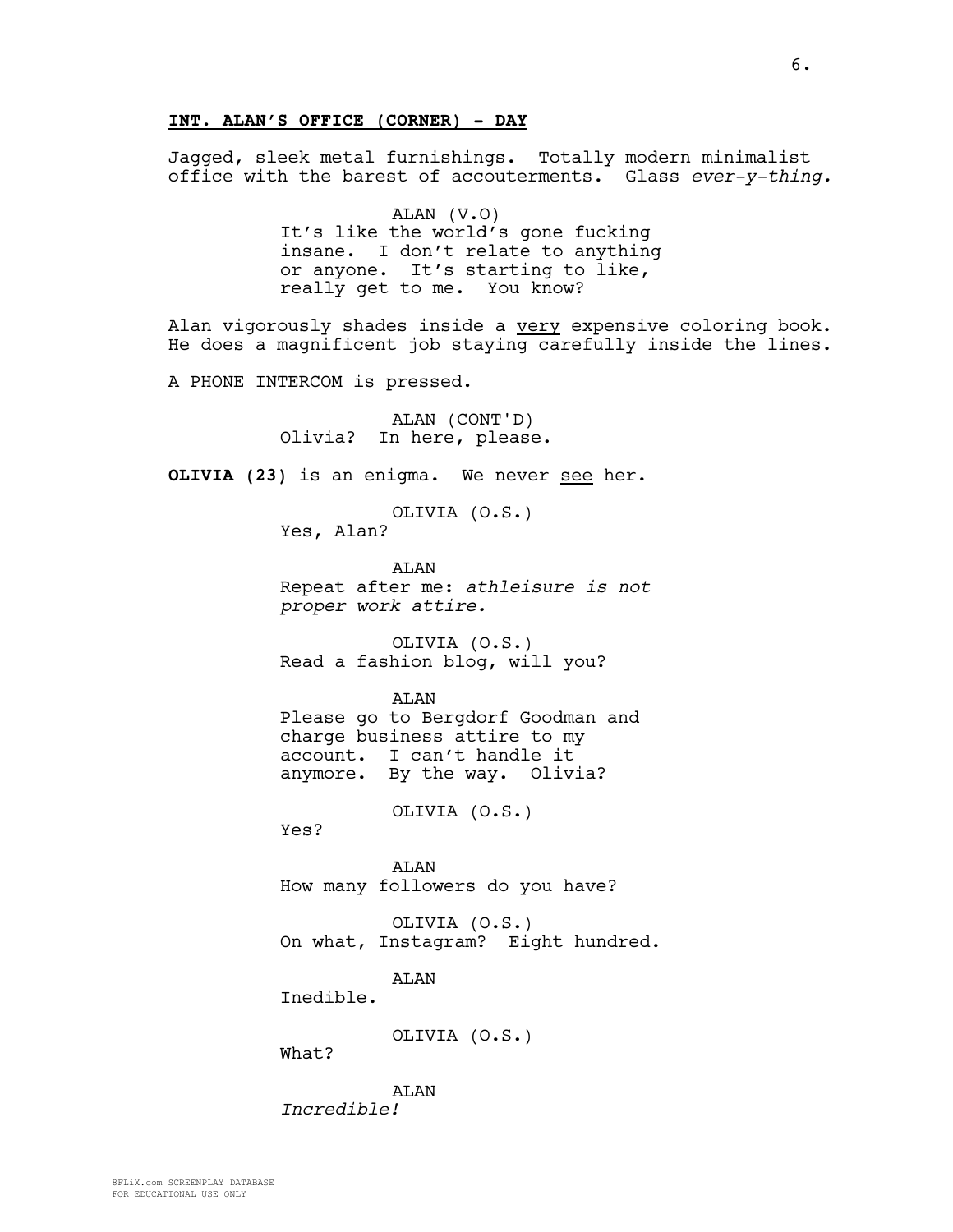**INT. ALAN'S OFFICE (CORNER) - DAY**

Jagged, sleek metal furnishings. Totally modern minimalist office with the barest of accouterments. Glass *ever-y-thing.*

ALAN (V.O)
It's like the world's gone fucking insane. I don't relate to anything or anyone. It's starting to like, really get to me. You know?

Alan vigorously shades inside a <u>very</u> expensive coloring book. He does a magnificent job staying carefully inside the lines.

A PHONE INTERCOM is pressed.

ALAN (CONT'D)
Olivia? In here, please.

**OLIVIA (23)** is an enigma. We never <u>see</u> her.

OLIVIA (O.S.)
Yes, Alan?

ALAN
Repeat after me: *athleisure is not proper work attire.*

OLIVIA (O.S.)
Read a fashion blog, will you?

ALAN
Please go to Bergdorf Goodman and charge business attire to my account. I can't handle it anymore. By the way. Olivia?

OLIVIA (O.S.)
Yes?

ALAN
How many followers do you have?

OLIVIA (O.S.)
On what, Instagram? Eight hundred.

ALAN
Inedible.

OLIVIA (O.S.)
What?

ALAN
*Incredible!*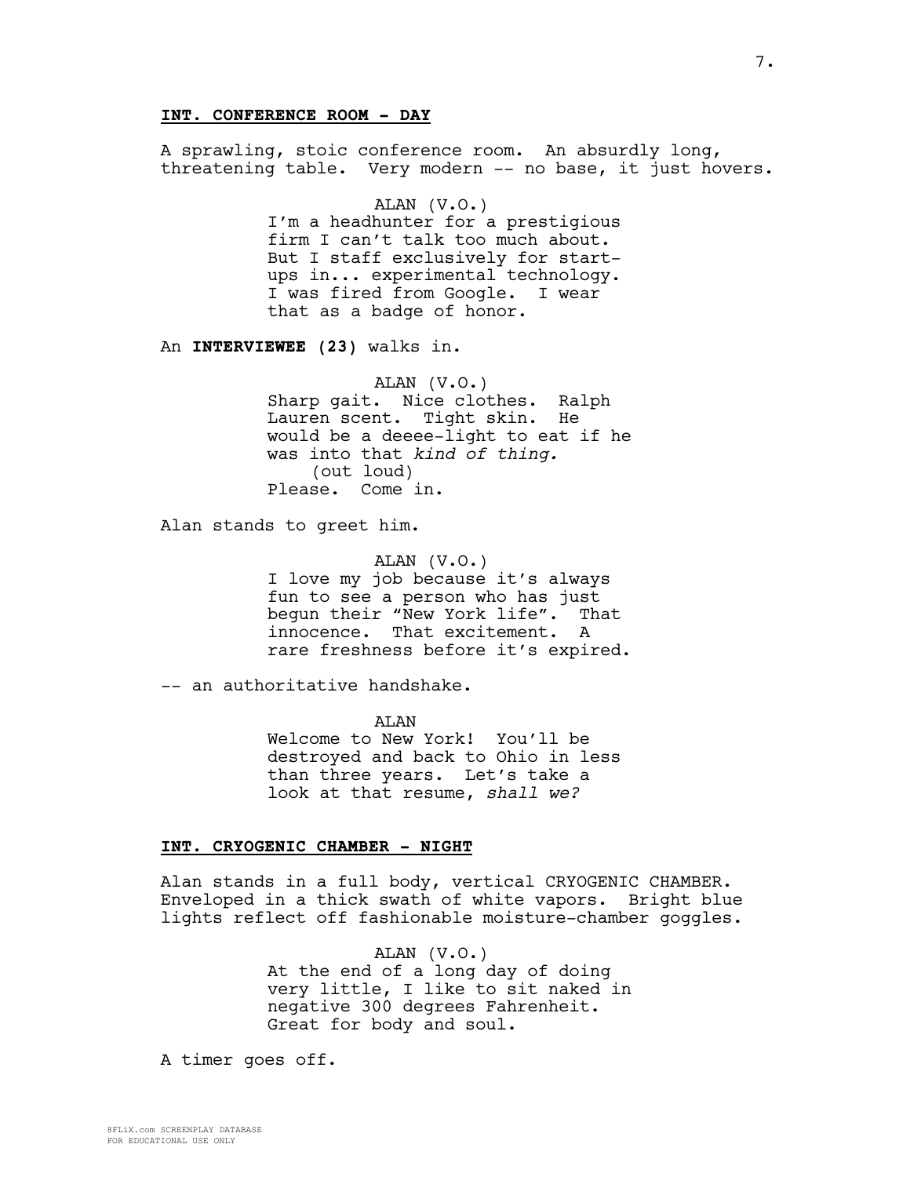**INT. CONFERENCE ROOM - DAY**

A sprawling, stoic conference room. An absurdly long, threatening table. Very modern -- no base, it just hovers.

ALAN (V.O.)
I'm a headhunter for a prestigious firm I can't talk too much about. But I staff exclusively for start-ups in... experimental technology. I was fired from Google. I wear that as a badge of honor.

An **INTERVIEWEE (23)** walks in.

ALAN (V.O.)
Sharp gait. Nice clothes. Ralph Lauren scent. Tight skin. He would be a deeee-light to eat if he was into that *kind of thing.*
(out loud)
Please. Come in.

Alan stands to greet him.

ALAN (V.O.)
I love my job because it's always fun to see a person who has just begun their "New York life". That innocence. That excitement. A rare freshness before it's expired.

-- an authoritative handshake.

ALAN
Welcome to New York! You'll be destroyed and back to Ohio in less than three years. Let's take a look at that resume, *shall we?*

**INT. CRYOGENIC CHAMBER - NIGHT**

Alan stands in a full body, vertical CRYOGENIC CHAMBER. Enveloped in a thick swath of white vapors. Bright blue lights reflect off fashionable moisture-chamber goggles.

ALAN (V.O.)
At the end of a long day of doing very little, I like to sit naked in negative 300 degrees Fahrenheit. Great for body and soul.

A timer goes off.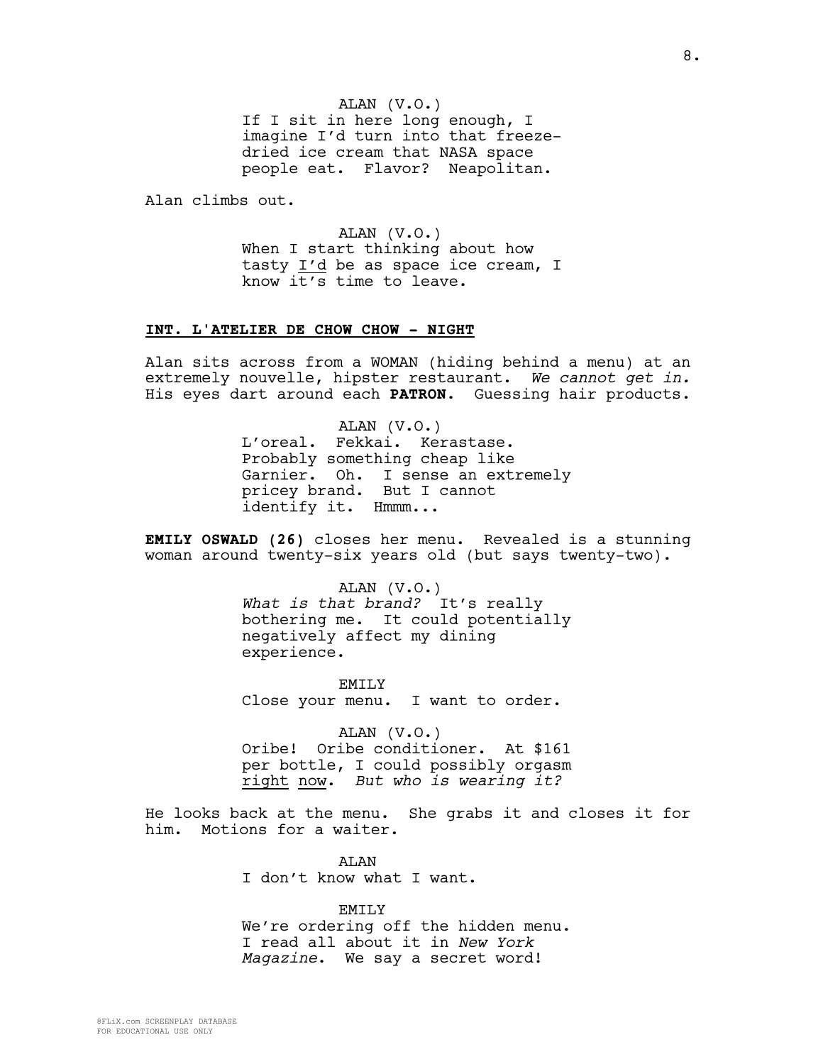ALAN (V.O.)
If I sit in here long enough, I imagine I'd turn into that freeze-dried ice cream that NASA space people eat. Flavor? Neapolitan.

Alan climbs out.

ALAN (V.O.)
When I start thinking about how tasty I'd be as space ice cream, I know it's time to leave.

**INT. L'ATELIER DE CHOW CHOW - NIGHT**

Alan sits across from a WOMAN (hiding behind a menu) at an extremely nouvelle, hipster restaurant. *We cannot get in.* His eyes dart around each **PATRON**. Guessing hair products.

ALAN (V.O.)
L'oreal. Fekkai. Kerastase. Probably something cheap like Garnier. Oh. I sense an extremely pricey brand. But I cannot identify it. Hmmm...

**EMILY OSWALD (26)** closes her menu. Revealed is a stunning woman around twenty-six years old (but says twenty-two).

ALAN (V.O.)
*What is that brand?* It's really bothering me. It could potentially negatively affect my dining experience.

EMILY
Close your menu. I want to order.

ALAN (V.O.)
Oribe! Oribe conditioner. At $161 per bottle, I could possibly orgasm right now. *But who is wearing it?*

He looks back at the menu. She grabs it and closes it for him. Motions for a waiter.

ALAN
I don't know what I want.

EMILY
We're ordering off the hidden menu. I read all about it in *New York Magazine*. We say a secret word!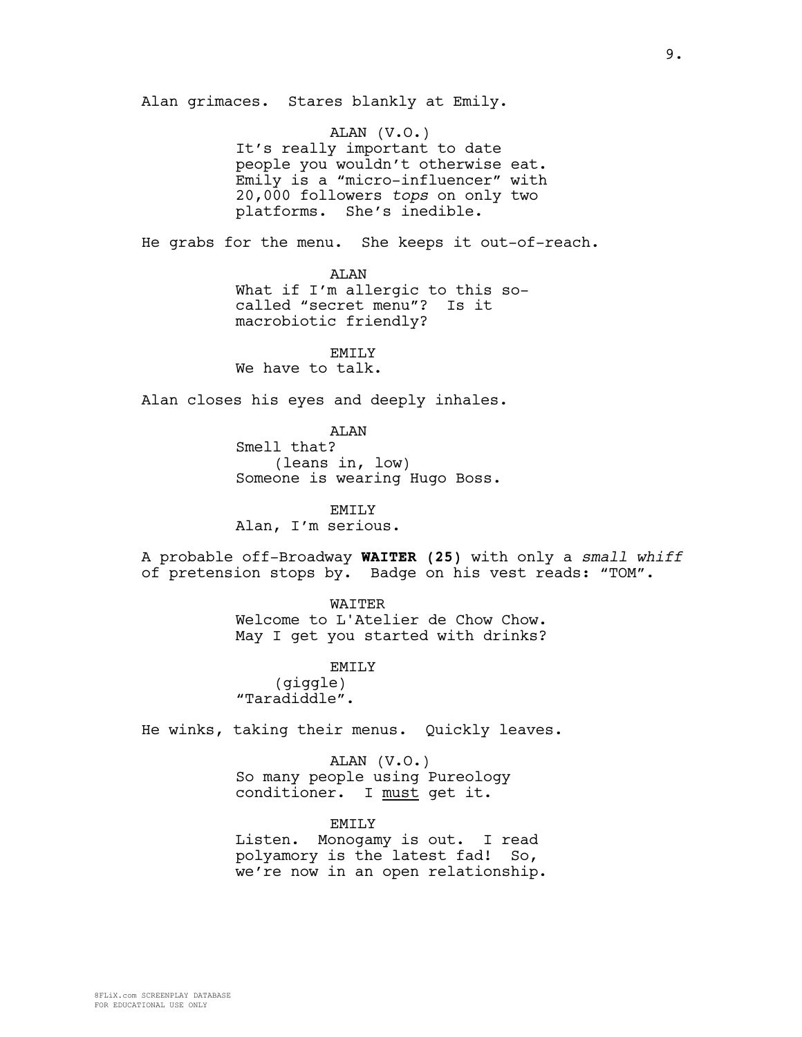Alan grimaces. Stares blankly at Emily.

ALAN (V.O.)
It's really important to date people you wouldn't otherwise eat. Emily is a "micro-influencer" with 20,000 followers *tops* on only two platforms. She's inedible.

He grabs for the menu. She keeps it out-of-reach.

ALAN
What if I'm allergic to this so-called "secret menu"? Is it macrobiotic friendly?

EMILY
We have to talk.

Alan closes his eyes and deeply inhales.

ALAN
Smell that?
(leans in, low)
Someone is wearing Hugo Boss.

EMILY
Alan, I'm serious.

A probable off-Broadway **WAITER (25)** with only a *small whiff* of pretension stops by. Badge on his vest reads: "TOM".

WAITER
Welcome to L'Atelier de Chow Chow. May I get you started with drinks?

EMILY
(giggle)
"Taradiddle".

He winks, taking their menus. Quickly leaves.

ALAN (V.O.)
So many people using Pureology conditioner. I must get it.

EMILY
Listen. Monogamy is out. I read polyamory is the latest fad! So, we're now in an open relationship.

8FLiX.com SCREENPLAY DATABASE
FOR EDUCATIONAL USE ONLY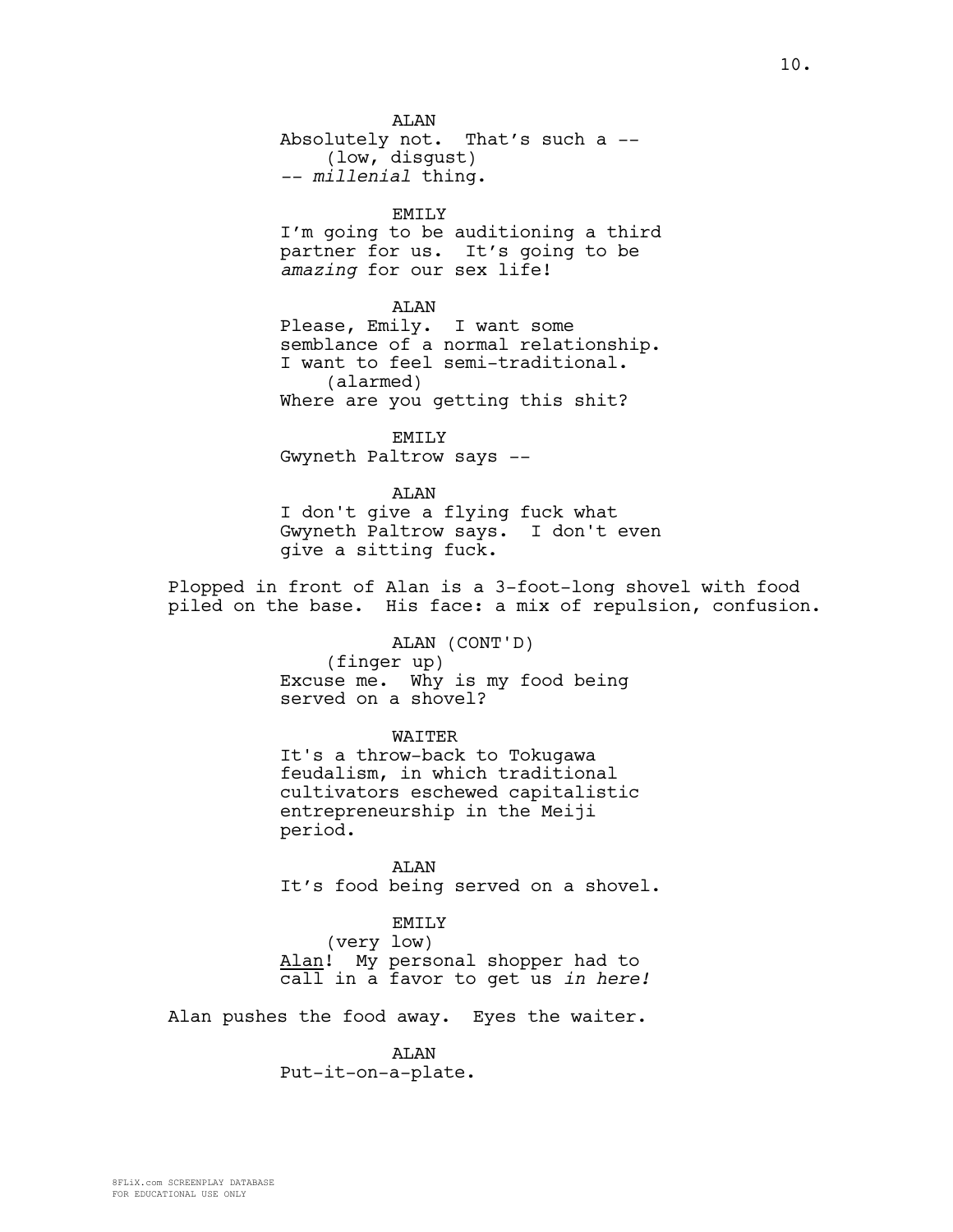ALAN
Absolutely not. That's such a --
(low, disgust)
-- *millenial* thing.

EMILY
I'm going to be auditioning a third partner for us. It's going to be *amazing* for our sex life!

ALAN
Please, Emily. I want some semblance of a normal relationship. I want to feel semi-traditional.
(alarmed)
Where are you getting this shit?

EMILY
Gwyneth Paltrow says --

ALAN
I don't give a flying fuck what Gwyneth Paltrow says. I don't even give a sitting fuck.

Plopped in front of Alan is a 3-foot-long shovel with food piled on the base. His face: a mix of repulsion, confusion.

ALAN (CONT'D)
(finger up)
Excuse me. Why is my food being served on a shovel?

WAITER
It's a throw-back to Tokugawa feudalism, in which traditional cultivators eschewed capitalistic entrepreneurship in the Meiji period.

ALAN
It's food being served on a shovel.

EMILY
(very low)
Alan! My personal shopper had to call in a favor to get us *in here!*

Alan pushes the food away. Eyes the waiter.

ALAN
Put-it-on-a-plate.

8FLiX.com SCREENPLAY DATABASE
FOR EDUCATIONAL USE ONLY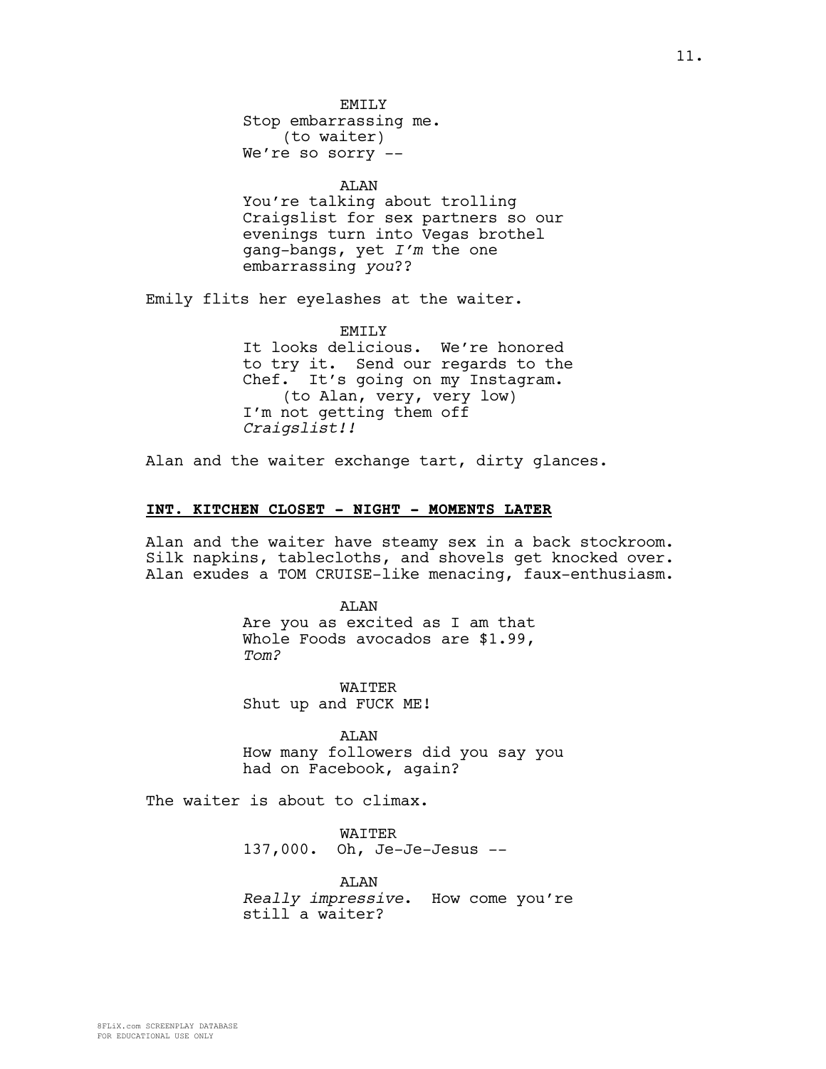EMILY
Stop embarrassing me.
(to waiter)
We're so sorry --

ALAN
You're talking about trolling Craigslist for sex partners so our evenings turn into Vegas brothel gang-bangs, yet *I'm* the one embarrassing *you*??

Emily flits her eyelashes at the waiter.

EMILY
It looks delicious. We're honored to try it. Send our regards to the Chef. It's going on my Instagram.
(to Alan, very, very low)
I'm not getting them off *Craigslist!!*

Alan and the waiter exchange tart, dirty glances.

**INT. KITCHEN CLOSET - NIGHT - MOMENTS LATER**

Alan and the waiter have steamy sex in a back stockroom. Silk napkins, tablecloths, and shovels get knocked over. Alan exudes a TOM CRUISE-like menacing, faux-enthusiasm.

ALAN
Are you as excited as I am that Whole Foods avocados are $1.99, *Tom?*

WAITER
Shut up and FUCK ME!

ALAN
How many followers did you say you had on Facebook, again?

The waiter is about to climax.

WAITER
137,000. Oh, Je-Je-Jesus --

ALAN
*Really impressive*. How come you're still a waiter?

8FLiX.com SCREENPLAY DATABASE
FOR EDUCATIONAL USE ONLY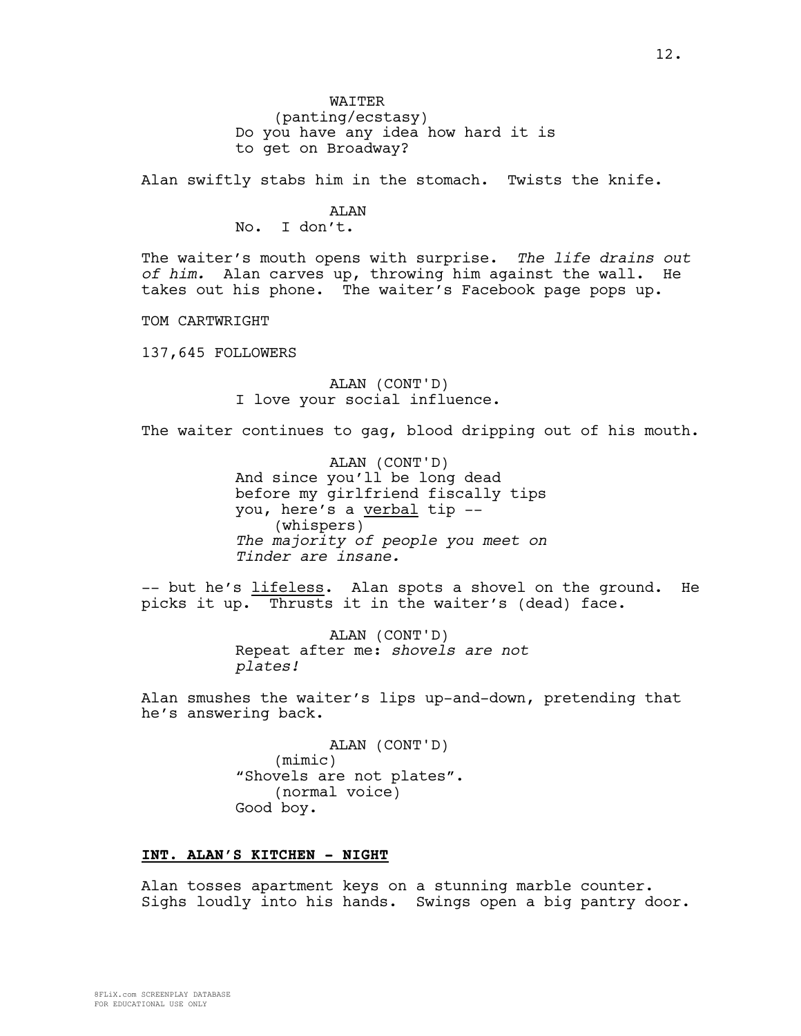WAITER
(panting/ecstasy)
Do you have any idea how hard it is to get on Broadway?

Alan swiftly stabs him in the stomach. Twists the knife.

ALAN
No. I don't.

The waiter's mouth opens with surprise. *The life drains out of him.* Alan carves up, throwing him against the wall. He takes out his phone. The waiter's Facebook page pops up.

TOM CARTWRIGHT

137,645 FOLLOWERS

ALAN (CONT'D)
I love your social influence.

The waiter continues to gag, blood dripping out of his mouth.

ALAN (CONT'D)
And since you'll be long dead before my girlfriend fiscally tips you, here's a <u>verbal</u> tip --
(whispers)
*The majority of people you meet on Tinder are insane.*

-- but he's <u>lifeless</u>. Alan spots a shovel on the ground. He picks it up. Thrusts it in the waiter's (dead) face.

ALAN (CONT'D)
Repeat after me: *shovels are not plates!*

Alan smushes the waiter's lips up-and-down, pretending that he's answering back.

ALAN (CONT'D)
(mimic)
"Shovels are not plates".
(normal voice)
Good boy.

**<u>INT. ALAN'S KITCHEN - NIGHT</u>**

Alan tosses apartment keys on a stunning marble counter. Sighs loudly into his hands. Swings open a big pantry door.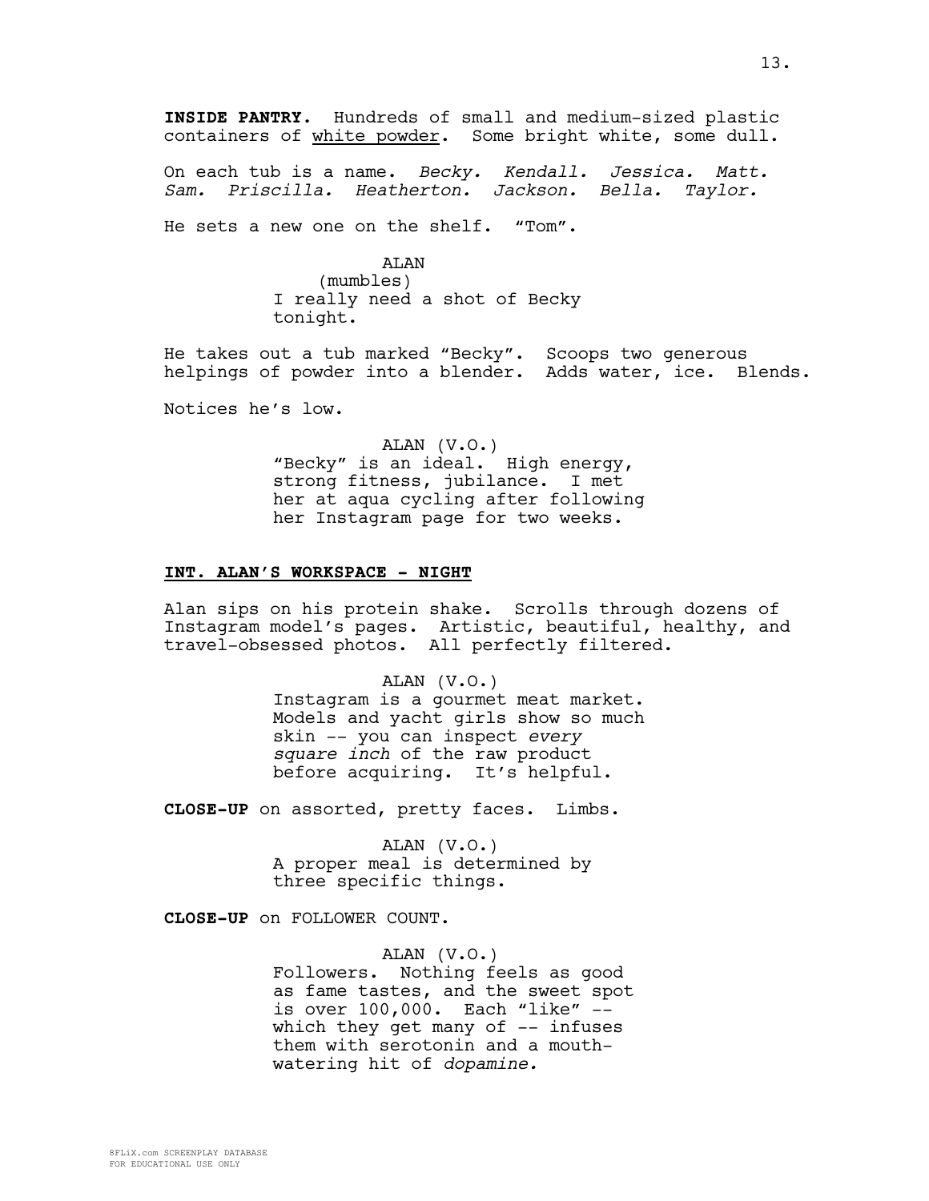**INSIDE PANTRY.** Hundreds of small and medium-sized plastic containers of <u>white powder</u>. Some bright white, some dull.

On each tub is a name. *Becky. Kendall. Jessica. Matt. Sam. Priscilla. Heatherton. Jackson. Bella. Taylor.*

He sets a new one on the shelf. "Tom".

ALAN
(mumbles)
I really need a shot of Becky tonight.

He takes out a tub marked "Becky". Scoops two generous helpings of powder into a blender. Adds water, ice. Blends.

Notices he's low.

ALAN (V.O.)
"Becky" is an ideal. High energy, strong fitness, jubilance. I met her at aqua cycling after following her Instagram page for two weeks.

**<u>INT. ALAN'S WORKSPACE - NIGHT</u>**

Alan sips on his protein shake. Scrolls through dozens of Instagram model's pages. Artistic, beautiful, healthy, and travel-obsessed photos. All perfectly filtered.

ALAN (V.O.)
Instagram is a gourmet meat market. Models and yacht girls show so much skin -- you can inspect *every square inch* of the raw product before acquiring. It's helpful.

**CLOSE-UP** on assorted, pretty faces. Limbs.

ALAN (V.O.)
A proper meal is determined by three specific things.

**CLOSE-UP** on FOLLOWER COUNT.

ALAN (V.O.)
Followers. Nothing feels as good as fame tastes, and the sweet spot is over 100,000. Each "like" -- which they get many of -- infuses them with serotonin and a mouth-watering hit of *dopamine.*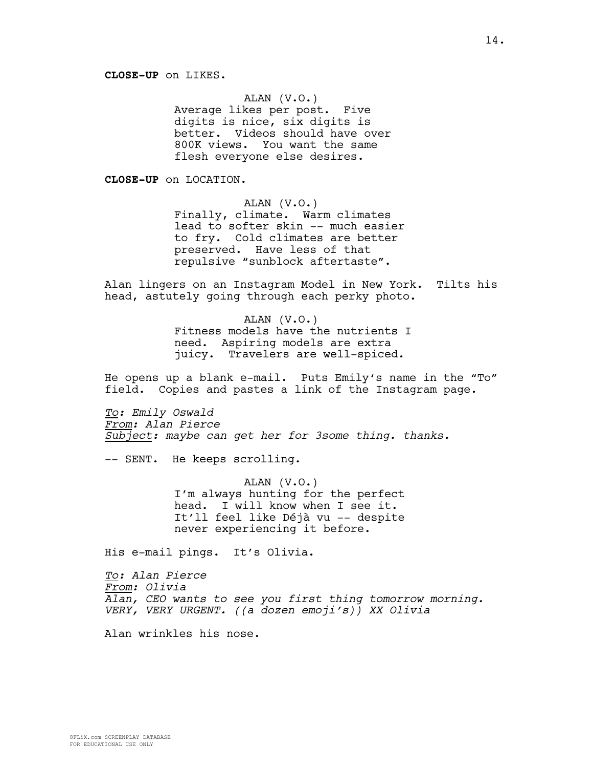**CLOSE-UP** on LIKES.

ALAN (V.O.)
Average likes per post. Five digits is nice, six digits is better. Videos should have over 800K views. You want the same flesh everyone else desires.

**CLOSE-UP** on LOCATION.

ALAN (V.O.)
Finally, climate. Warm climates lead to softer skin -- much easier to fry. Cold climates are better preserved. Have less of that repulsive "sunblock aftertaste".

Alan lingers on an Instagram Model in New York. Tilts his head, astutely going through each perky photo.

ALAN (V.O.)
Fitness models have the nutrients I need. Aspiring models are extra juicy. Travelers are well-spiced.

He opens up a blank e-mail. Puts Emily's name in the "To" field. Copies and pastes a link of the Instagram page.

*To: Emily Oswald*
*From: Alan Pierce*
*Subject: maybe can get her for 3some thing. thanks.*

-- SENT. He keeps scrolling.

ALAN (V.O.)
I'm always hunting for the perfect head. I will know when I see it. It'll feel like Déjà vu -- despite never experiencing it before.

His e-mail pings. It's Olivia.

*To: Alan Pierce*
*From: Olivia*
*Alan, CEO wants to see you first thing tomorrow morning. VERY, VERY URGENT. ((a dozen emoji's)) XX Olivia*

Alan wrinkles his nose.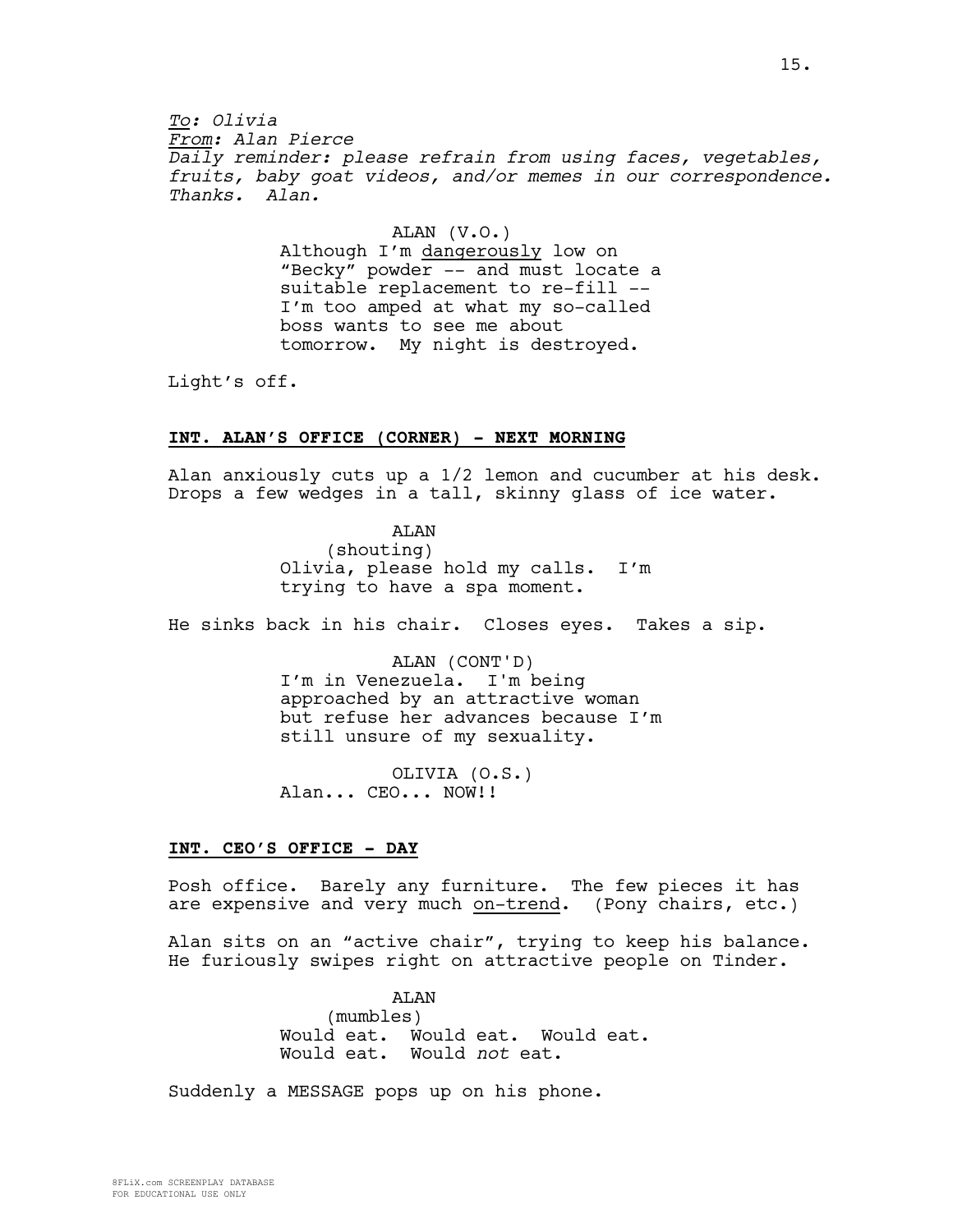*<u>To</u>: Olivia*
*<u>From</u>: Alan Pierce*
*Daily reminder: please refrain from using faces, vegetables, fruits, baby goat videos, and/or memes in our correspondence. Thanks. Alan.*

ALAN (V.O.)
Although I'm <u>dangerously</u> low on "Becky" powder -- and must locate a suitable replacement to re-fill -- I'm too amped at what my so-called boss wants to see me about tomorrow. My night is destroyed.

Light's off.

**<u>INT. ALAN'S OFFICE (CORNER) - NEXT MORNING</u>**

Alan anxiously cuts up a 1/2 lemon and cucumber at his desk. Drops a few wedges in a tall, skinny glass of ice water.

ALAN
(shouting)
Olivia, please hold my calls. I'm trying to have a spa moment.

He sinks back in his chair. Closes eyes. Takes a sip.

ALAN (CONT'D)
I'm in Venezuela. I'm being approached by an attractive woman but refuse her advances because I'm still unsure of my sexuality.

OLIVIA (O.S.)
Alan... CEO... NOW!!

**<u>INT. CEO'S OFFICE - DAY</u>**

Posh office. Barely any furniture. The few pieces it has are expensive and very much <u>on-trend</u>. (Pony chairs, etc.)

Alan sits on an "active chair", trying to keep his balance. He furiously swipes right on attractive people on Tinder.

ALAN
(mumbles)
Would eat. Would eat. Would eat. Would eat. Would *not* eat.

Suddenly a MESSAGE pops up on his phone.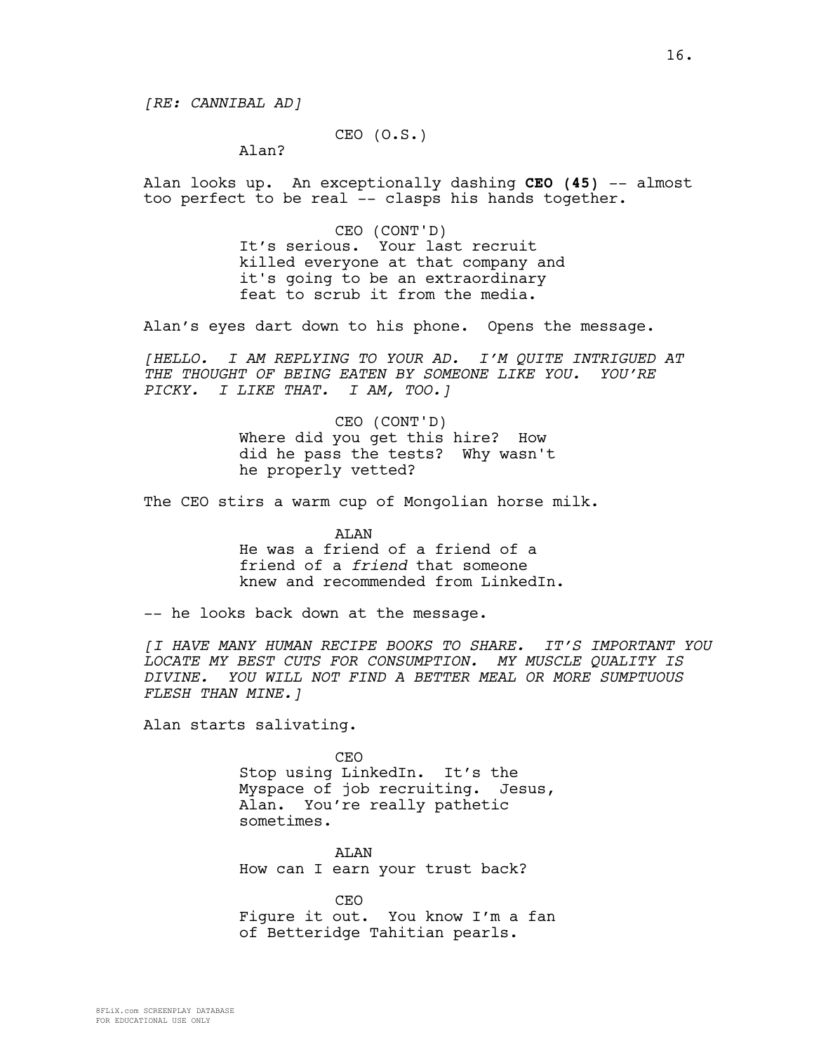*[RE: CANNIBAL AD]*

CEO (O.S.)
Alan?

Alan looks up. An exceptionally dashing **CEO (45)** -- almost too perfect to be real -- clasps his hands together.

CEO (CONT'D)
It's serious. Your last recruit killed everyone at that company and it's going to be an extraordinary feat to scrub it from the media.

Alan's eyes dart down to his phone. Opens the message.

*[HELLO. I AM REPLYING TO YOUR AD. I'M QUITE INTRIGUED AT THE THOUGHT OF BEING EATEN BY SOMEONE LIKE YOU. YOU'RE PICKY. I LIKE THAT. I AM, TOO.]*

CEO (CONT'D)
Where did you get this hire? How did he pass the tests? Why wasn't he properly vetted?

The CEO stirs a warm cup of Mongolian horse milk.

ALAN
He was a friend of a friend of a friend of a *friend* that someone knew and recommended from LinkedIn.

-- he looks back down at the message.

*[I HAVE MANY HUMAN RECIPE BOOKS TO SHARE. IT'S IMPORTANT YOU LOCATE MY BEST CUTS FOR CONSUMPTION. MY MUSCLE QUALITY IS DIVINE. YOU WILL NOT FIND A BETTER MEAL OR MORE SUMPTUOUS FLESH THAN MINE.]*

Alan starts salivating.

CEO
Stop using LinkedIn. It's the Myspace of job recruiting. Jesus, Alan. You're really pathetic sometimes.

ALAN
How can I earn your trust back?

CEO
Figure it out. You know I'm a fan of Betteridge Tahitian pearls.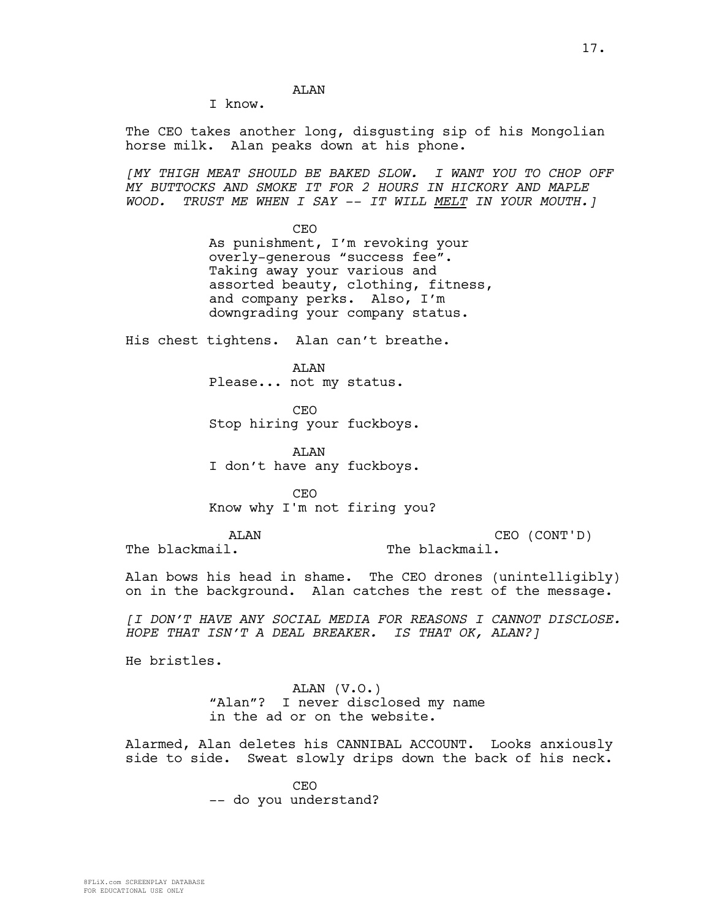ALAN
I know.

The CEO takes another long, disgusting sip of his Mongolian horse milk. Alan peaks down at his phone.

*[MY THIGH MEAT SHOULD BE BAKED SLOW. I WANT YOU TO CHOP OFF MY BUTTOCKS AND SMOKE IT FOR 2 HOURS IN HICKORY AND MAPLE WOOD. TRUST ME WHEN I SAY -- IT WILL MELT IN YOUR MOUTH.]*

CEO
As punishment, I'm revoking your overly-generous "success fee". Taking away your various and assorted beauty, clothing, fitness, and company perks. Also, I'm downgrading your company status.

His chest tightens. Alan can't breathe.

ALAN
Please... not my status.

CEO
Stop hiring your fuckboys.

ALAN
I don't have any fuckboys.

CEO
Know why I'm not firing you?

ALAN
The blackmail.

CEO (CONT'D)
The blackmail.

Alan bows his head in shame. The CEO drones (unintelligibly) on in the background. Alan catches the rest of the message.

*[I DON'T HAVE ANY SOCIAL MEDIA FOR REASONS I CANNOT DISCLOSE. HOPE THAT ISN'T A DEAL BREAKER. IS THAT OK, ALAN?]*

He bristles.

ALAN (V.O.)
"Alan"? I never disclosed my name in the ad or on the website.

Alarmed, Alan deletes his CANNIBAL ACCOUNT. Looks anxiously side to side. Sweat slowly drips down the back of his neck.

CEO
-- do you understand?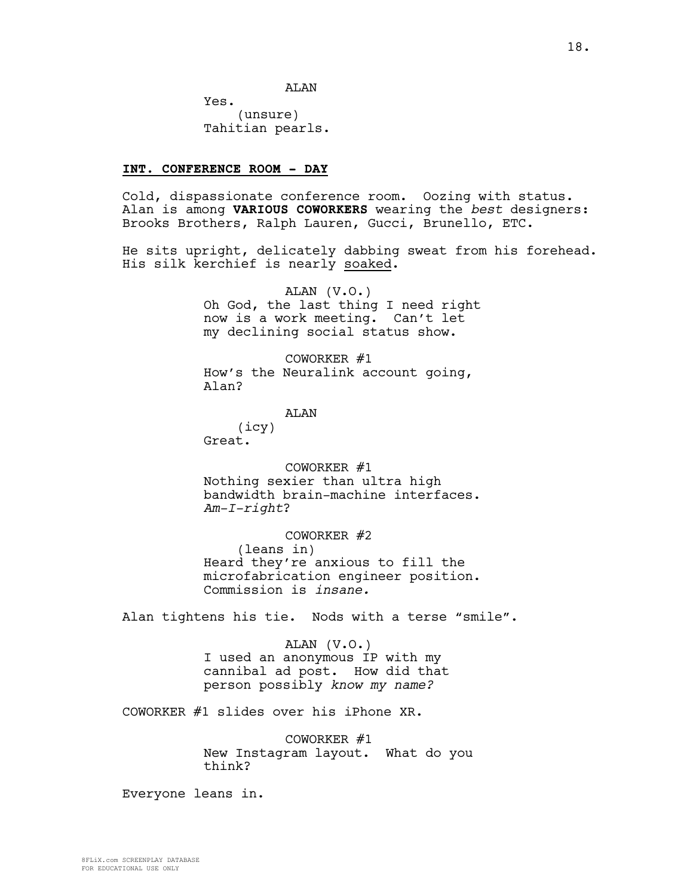ALAN

Yes.

(unsure)

Tahitian pearls.

**INT. CONFERENCE ROOM - DAY**

Cold, dispassionate conference room. Oozing with status. Alan is among **VARIOUS COWORKERS** wearing the *best* designers: Brooks Brothers, Ralph Lauren, Gucci, Brunello, ETC.

He sits upright, delicately dabbing sweat from his forehead. His silk kerchief is nearly soaked.

ALAN (V.O.)

Oh God, the last thing I need right now is a work meeting. Can't let my declining social status show.

COWORKER #1

How's the Neuralink account going, Alan?

ALAN

(icy)

Great.

COWORKER #1

Nothing sexier than ultra high bandwidth brain-machine interfaces. *Am-I-right*?

COWORKER #2

(leans in)

Heard they're anxious to fill the microfabrication engineer position. Commission is *insane.*

Alan tightens his tie. Nods with a terse "smile".

ALAN (V.O.)

I used an anonymous IP with my cannibal ad post. How did that person possibly *know my name?*

COWORKER #1 slides over his iPhone XR.

COWORKER #1

New Instagram layout. What do you think?

Everyone leans in.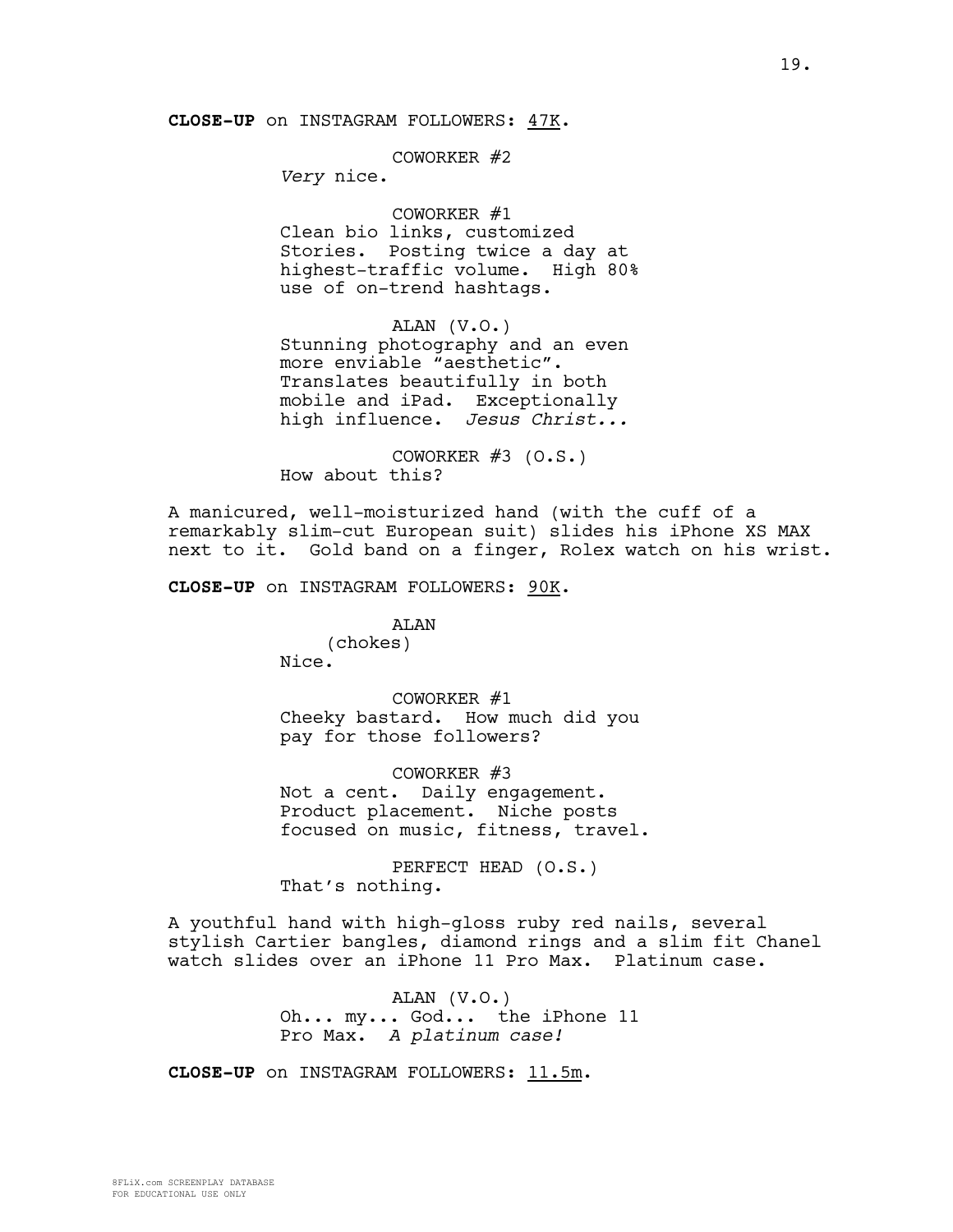**CLOSE-UP** on INSTAGRAM FOLLOWERS: <u>47K</u>.

COWORKER #2
*Very* nice.

COWORKER #1
Clean bio links, customized Stories. Posting twice a day at highest-traffic volume. High 80% use of on-trend hashtags.

ALAN (V.O.)
Stunning photography and an even more enviable “aesthetic”. Translates beautifully in both mobile and iPad. Exceptionally high influence. *Jesus Christ...*

COWORKER #3 (O.S.)
How about this?

A manicured, well-moisturized hand (with the cuff of a remarkably slim-cut European suit) slides his iPhone XS MAX next to it. Gold band on a finger, Rolex watch on his wrist.

**CLOSE-UP** on INSTAGRAM FOLLOWERS: <u>90K</u>.

ALAN
(chokes)
Nice.

COWORKER #1
Cheeky bastard. How much did you pay for those followers?

COWORKER #3
Not a cent. Daily engagement. Product placement. Niche posts focused on music, fitness, travel.

PERFECT HEAD (O.S.)
That’s nothing.

A youthful hand with high-gloss ruby red nails, several stylish Cartier bangles, diamond rings and a slim fit Chanel watch slides over an iPhone 11 Pro Max. Platinum case.

ALAN (V.O.)
Oh... my... God... the iPhone 11 Pro Max. *A platinum case!*

**CLOSE-UP** on INSTAGRAM FOLLOWERS: <u>11.5m</u>.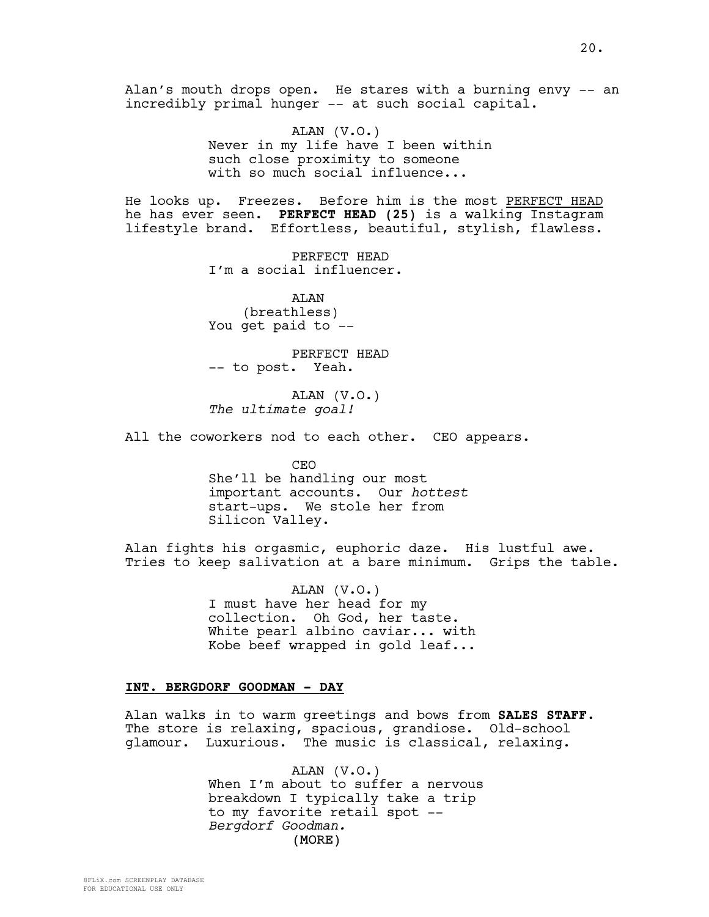Alan's mouth drops open. He stares with a burning envy -- an incredibly primal hunger -- at such social capital.

ALAN (V.O.)
Never in my life have I been within such close proximity to someone with so much social influence...

He looks up. Freezes. Before him is the most PERFECT HEAD he has ever seen. **PERFECT HEAD (25)** is a walking Instagram lifestyle brand. Effortless, beautiful, stylish, flawless.

PERFECT HEAD
I'm a social influencer.

ALAN
(breathless)
You get paid to --

PERFECT HEAD
-- to post. Yeah.

ALAN (V.O.)
*The ultimate goal!*

All the coworkers nod to each other. CEO appears.

CEO
She'll be handling our most important accounts. Our *hottest* start-ups. We stole her from Silicon Valley.

Alan fights his orgasmic, euphoric daze. His lustful awe. Tries to keep salivation at a bare minimum. Grips the table.

ALAN (V.O.)
I must have her head for my collection. Oh God, her taste. White pearl albino caviar... with Kobe beef wrapped in gold leaf...

**INT. BERGDORF GOODMAN - DAY**

Alan walks in to warm greetings and bows from **SALES STAFF**. The store is relaxing, spacious, grandiose. Old-school glamour. Luxurious. The music is classical, relaxing.

ALAN (V.O.)
When I'm about to suffer a nervous breakdown I typically take a trip to my favorite retail spot -- *Bergdorf Goodman.*
(MORE)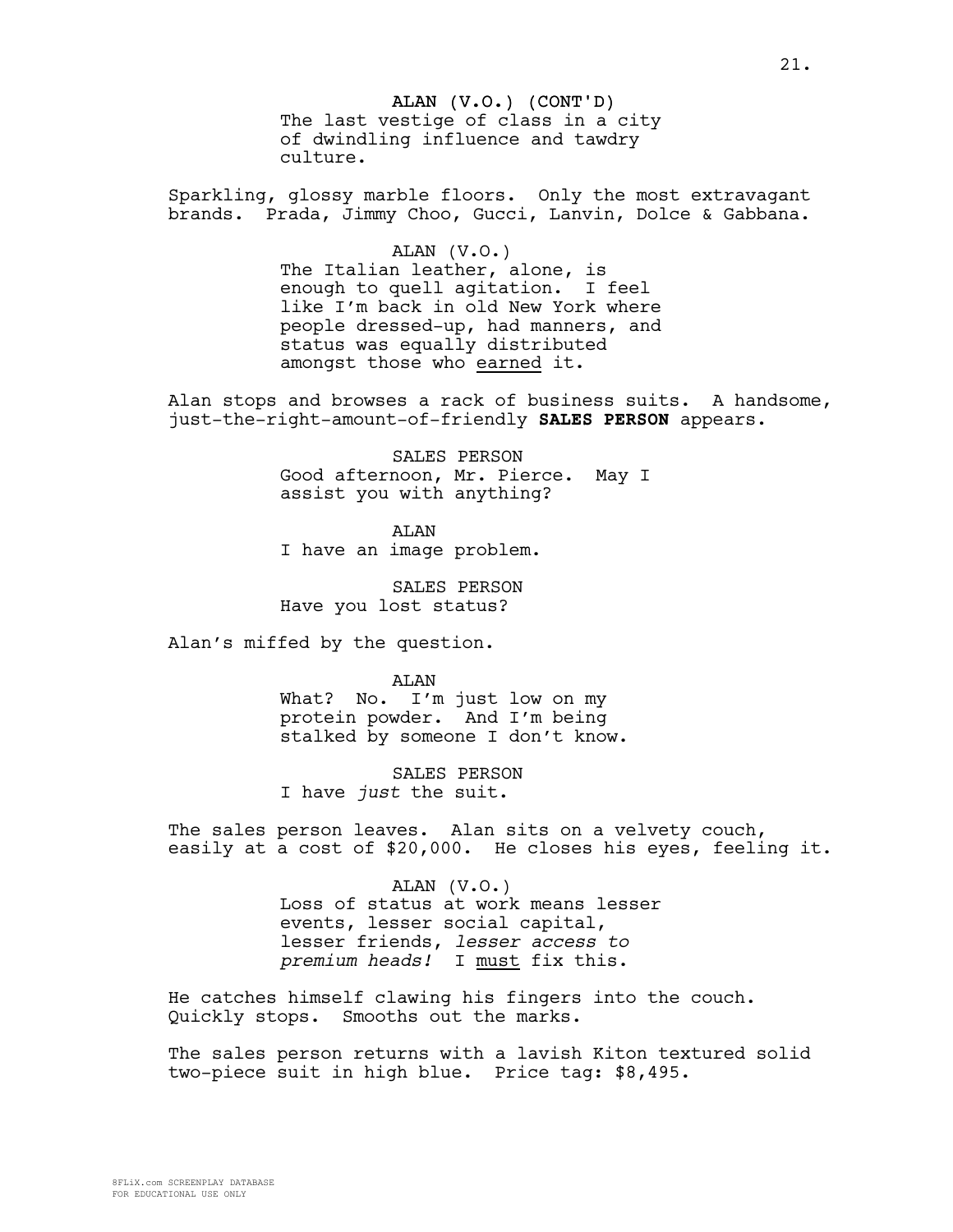ALAN (V.O.) (CONT'D)
The last vestige of class in a city of dwindling influence and tawdry culture.

Sparkling, glossy marble floors. Only the most extravagant brands. Prada, Jimmy Choo, Gucci, Lanvin, Dolce & Gabbana.

ALAN (V.O.)
The Italian leather, alone, is enough to quell agitation. I feel like I'm back in old New York where people dressed-up, had manners, and status was equally distributed amongst those who <u>earned</u> it.

Alan stops and browses a rack of business suits. A handsome, just-the-right-amount-of-friendly **SALES PERSON** appears.

SALES PERSON
Good afternoon, Mr. Pierce. May I assist you with anything?

ALAN
I have an image problem.

SALES PERSON
Have you lost status?

Alan's miffed by the question.

ALAN
What? No. I'm just low on my protein powder. And I'm being stalked by someone I don't know.

SALES PERSON
I have *just* the suit.

The sales person leaves. Alan sits on a velvety couch, easily at a cost of $20,000. He closes his eyes, feeling it.

ALAN (V.O.)
Loss of status at work means lesser events, lesser social capital, lesser friends, *lesser access to premium heads!* I <u>must</u> fix this.

He catches himself clawing his fingers into the couch. Quickly stops. Smooths out the marks.

The sales person returns with a lavish Kiton textured solid two-piece suit in high blue. Price tag: $8,495.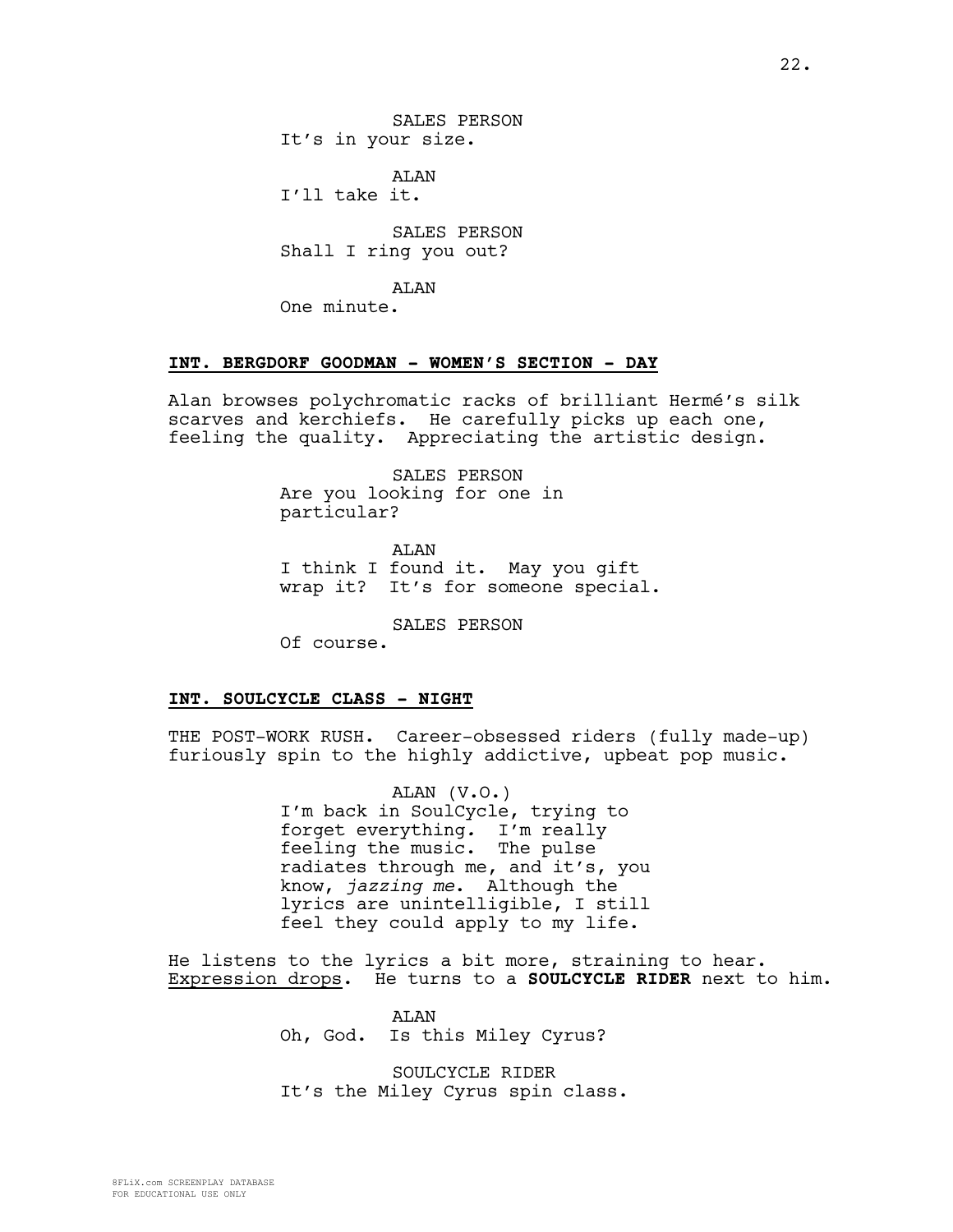SALES PERSON
It's in your size.

ALAN
I'll take it.

SALES PERSON
Shall I ring you out?

ALAN
One minute.

**INT. BERGDORF GOODMAN - WOMEN'S SECTION - DAY**

Alan browses polychromatic racks of brilliant Hermé's silk scarves and kerchiefs. He carefully picks up each one, feeling the quality. Appreciating the artistic design.

SALES PERSON
Are you looking for one in particular?

ALAN
I think I found it. May you gift wrap it? It's for someone special.

SALES PERSON
Of course.

**INT. SOULCYCLE CLASS - NIGHT**

THE POST-WORK RUSH. Career-obsessed riders (fully made-up) furiously spin to the highly addictive, upbeat pop music.

ALAN (V.O.)
I'm back in SoulCycle, trying to forget everything. I'm really feeling the music. The pulse radiates through me, and it's, you know, *jazzing me*. Although the lyrics are unintelligible, I still feel they could apply to my life.

He listens to the lyrics a bit more, straining to hear. Expression drops. He turns to a **SOULCYCLE RIDER** next to him.

ALAN
Oh, God. Is this Miley Cyrus?

SOULCYCLE RIDER
It's the Miley Cyrus spin class.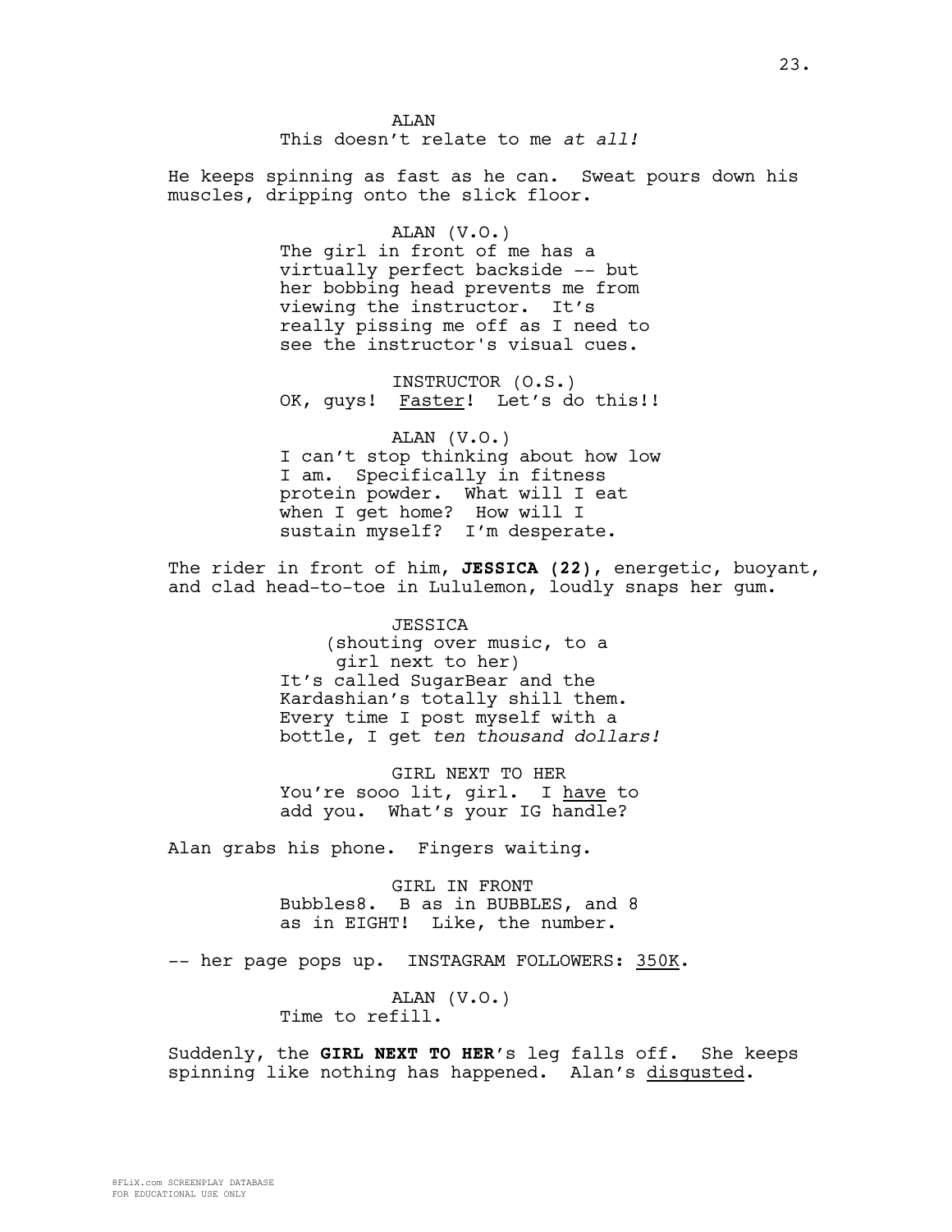ALAN
This doesn't relate to me *at all!*

He keeps spinning as fast as he can. Sweat pours down his muscles, dripping onto the slick floor.

ALAN (V.O.)
The girl in front of me has a virtually perfect backside -- but her bobbing head prevents me from viewing the instructor. It's really pissing me off as I need to see the instructor's visual cues.

INSTRUCTOR (O.S.)
OK, guys! <u>Faster</u>! Let's do this!!

ALAN (V.O.)
I can't stop thinking about how low I am. Specifically in fitness protein powder. What will I eat when I get home? How will I sustain myself? I'm desperate.

The rider in front of him, **JESSICA (22),** energetic, buoyant, and clad head-to-toe in Lululemon, loudly snaps her gum.

JESSICA
(shouting over music, to a girl next to her)
It's called SugarBear and the Kardashian's totally shill them. Every time I post myself with a bottle, I get *ten thousand dollars!*

GIRL NEXT TO HER
You're sooo lit, girl. I <u>have</u> to add you. What's your IG handle?

Alan grabs his phone. Fingers waiting.

GIRL IN FRONT
Bubbles8. B as in BUBBLES, and 8 as in EIGHT! Like, the number.

-- her page pops up. INSTAGRAM FOLLOWERS: <u>350K</u>.

ALAN (V.O.)
Time to refill.

Suddenly, the **GIRL NEXT TO HER**'s leg falls off. She keeps spinning like nothing has happened. Alan's <u>disgusted</u>.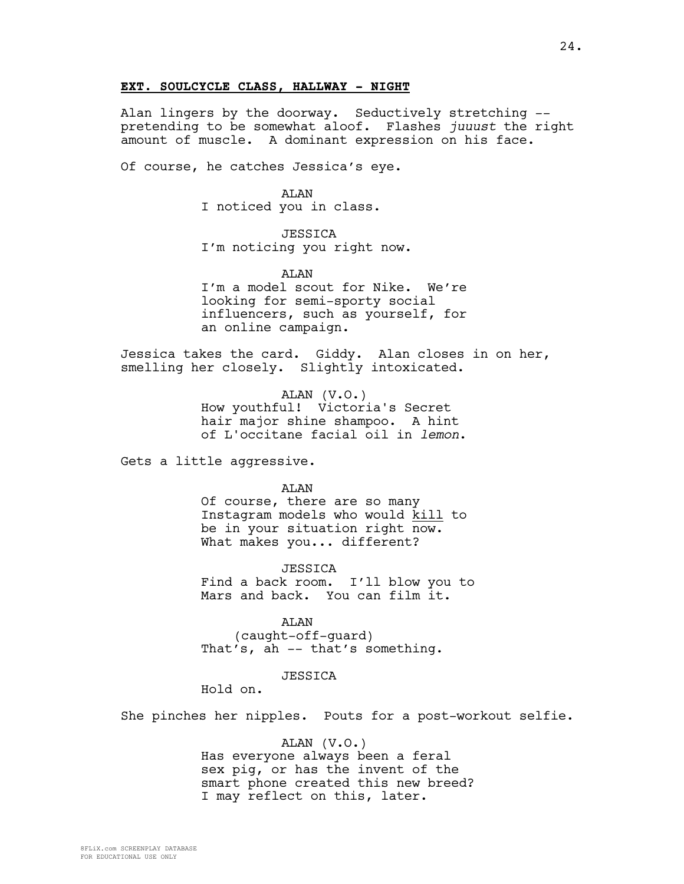**EXT. SOULCYCLE CLASS, HALLWAY - NIGHT**

Alan lingers by the doorway. Seductively stretching -- pretending to be somewhat aloof. Flashes *juuust* the right amount of muscle. A dominant expression on his face.

Of course, he catches Jessica's eye.

ALAN
I noticed you in class.

JESSICA
I'm noticing you right now.

ALAN
I'm a model scout for Nike. We're looking for semi-sporty social influencers, such as yourself, for an online campaign.

Jessica takes the card. Giddy. Alan closes in on her, smelling her closely. Slightly intoxicated.

ALAN (V.O.)
How youthful! Victoria's Secret hair major shine shampoo. A hint of L'occitane facial oil in *lemon*.

Gets a little aggressive.

ALAN
Of course, there are so many Instagram models who would kill to be in your situation right now. What makes you... different?

JESSICA
Find a back room. I'll blow you to Mars and back. You can film it.

ALAN
(caught-off-guard)
That's, ah -- that's something.

JESSICA
Hold on.

She pinches her nipples. Pouts for a post-workout selfie.

ALAN (V.O.)
Has everyone always been a feral sex pig, or has the invent of the smart phone created this new breed? I may reflect on this, later.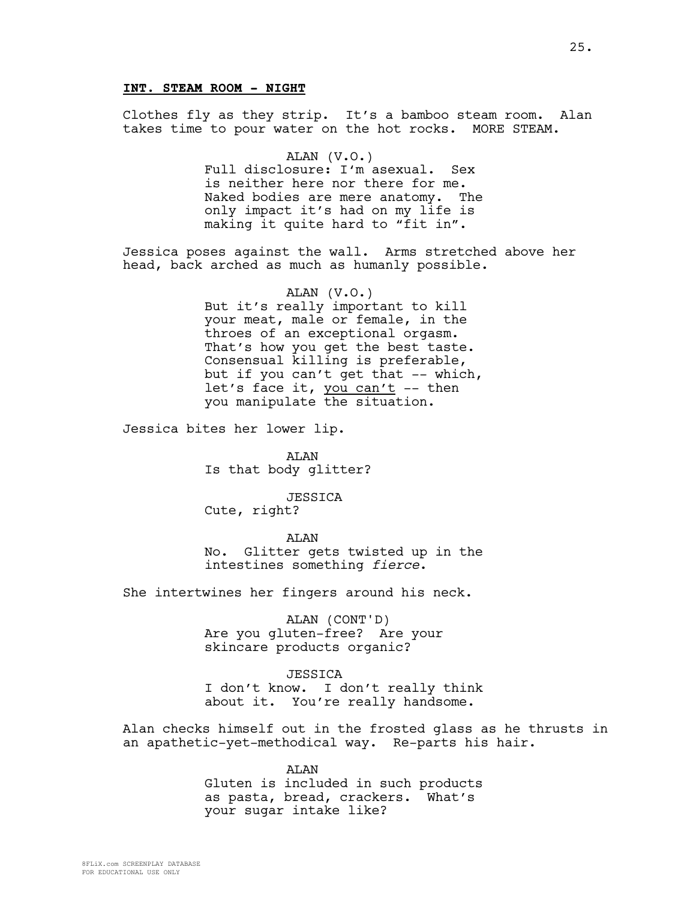**INT. STEAM ROOM - NIGHT**

Clothes fly as they strip. It's a bamboo steam room. Alan takes time to pour water on the hot rocks. MORE STEAM.

ALAN (V.O.)
Full disclosure: I'm asexual. Sex is neither here nor there for me. Naked bodies are mere anatomy. The only impact it's had on my life is making it quite hard to "fit in".

Jessica poses against the wall. Arms stretched above her head, back arched as much as humanly possible.

ALAN (V.O.)
But it's really important to kill your meat, male or female, in the throes of an exceptional orgasm. That's how you get the best taste. Consensual killing is preferable, but if you can't get that -- which, let's face it, <u>you can't</u> -- then you manipulate the situation.

Jessica bites her lower lip.

ALAN
Is that body glitter?

JESSICA
Cute, right?

ALAN
No. Glitter gets twisted up in the intestines something *fierce*.

She intertwines her fingers around his neck.

ALAN (CONT'D)
Are you gluten-free? Are your skincare products organic?

JESSICA
I don't know. I don't really think about it. You're really handsome.

Alan checks himself out in the frosted glass as he thrusts in an apathetic-yet-methodical way. Re-parts his hair.

ALAN
Gluten is included in such products as pasta, bread, crackers. What's your sugar intake like?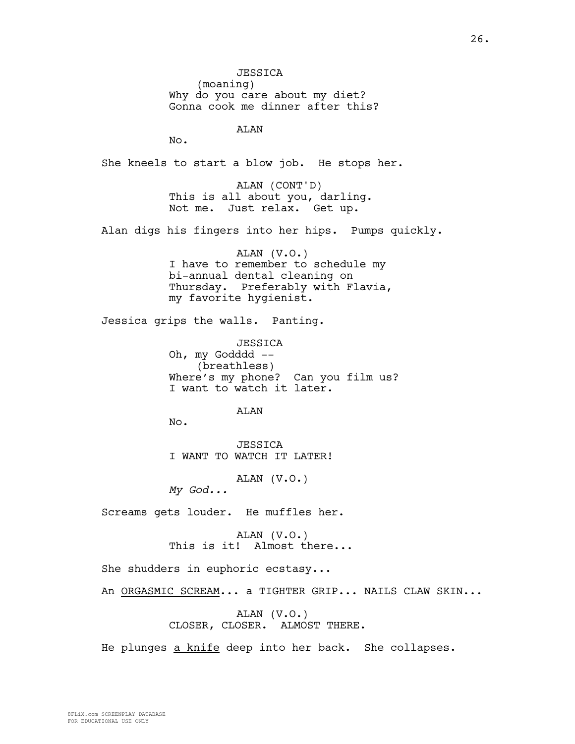JESSICA
(moaning)
Why do you care about my diet?
Gonna cook me dinner after this?

ALAN
No.

She kneels to start a blow job. He stops her.

ALAN (CONT'D)
This is all about you, darling.
Not me. Just relax. Get up.

Alan digs his fingers into her hips. Pumps quickly.

ALAN (V.O.)
I have to remember to schedule my
bi-annual dental cleaning on
Thursday. Preferably with Flavia,
my favorite hygienist.

Jessica grips the walls. Panting.

JESSICA
Oh, my Godddd --
(breathless)
Where's my phone? Can you film us?
I want to watch it later.

ALAN
No.

JESSICA
I WANT TO WATCH IT LATER!

ALAN (V.O.)
*My God...*

Screams gets louder. He muffles her.

ALAN (V.O.)
This is it! Almost there...

She shudders in euphoric ecstasy...

An <u>ORGASMIC SCREAM</u>... a TIGHTER GRIP... NAILS CLAW SKIN...

ALAN (V.O.)
CLOSER, CLOSER. ALMOST THERE.

He plunges <u>a knife</u> deep into her back. She collapses.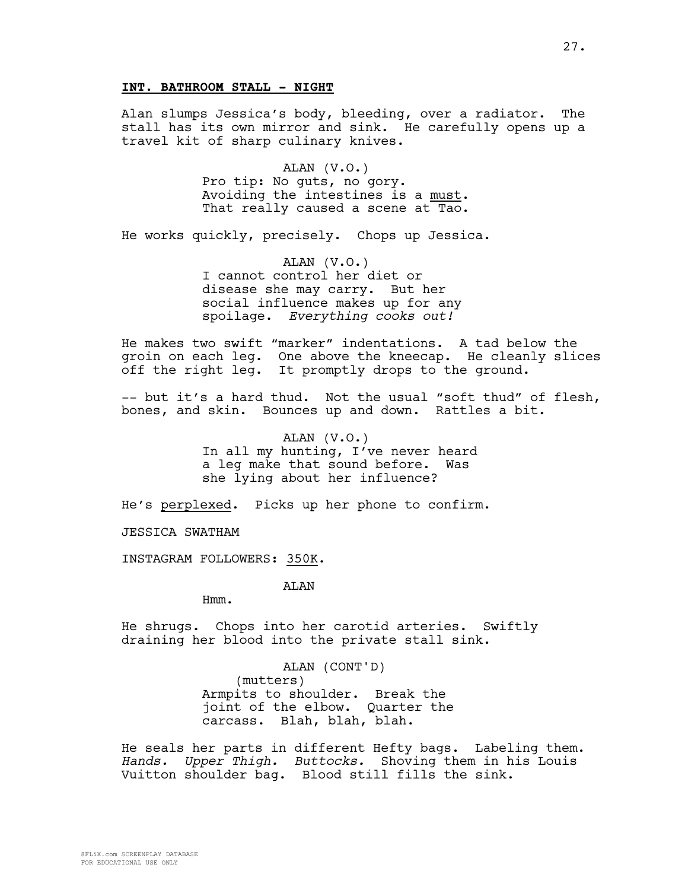**INT. BATHROOM STALL - NIGHT**

Alan slumps Jessica's body, bleeding, over a radiator. The stall has its own mirror and sink. He carefully opens up a travel kit of sharp culinary knives.

ALAN (V.O.)
Pro tip: No guts, no gory.
Avoiding the intestines is a <u>must</u>.
That really caused a scene at <u>Tao</u>.

He works quickly, precisely. Chops up Jessica.

ALAN (V.O.)
I cannot control her diet or disease she may carry. But her social influence makes up for any spoilage. *Everything cooks out!*

He makes two swift "marker" indentations. A tad below the groin on each leg. One above the kneecap. He cleanly slices off the right leg. It promptly drops to the ground.

-- but it's a hard thud. Not the usual "soft thud" of flesh, bones, and skin. Bounces up and down. Rattles a bit.

ALAN (V.O.)
In all my hunting, I've never heard a leg make that sound before. Was she lying about her influence?

He's <u>perplexed</u>. Picks up her phone to confirm.

JESSICA SWATHAM

INSTAGRAM FOLLOWERS: <u>350K</u>.

ALAN
Hmm.

He shrugs. Chops into her carotid arteries. Swiftly draining her blood into the private stall sink.

ALAN (CONT'D)
(mutters)
Armpits to shoulder. Break the joint of the elbow. Quarter the carcass. Blah, blah, blah.

He seals her parts in different Hefty bags. Labeling them. *Hands. Upper Thigh. Buttocks.* Shoving them in his Louis Vuitton shoulder bag. Blood still fills the sink.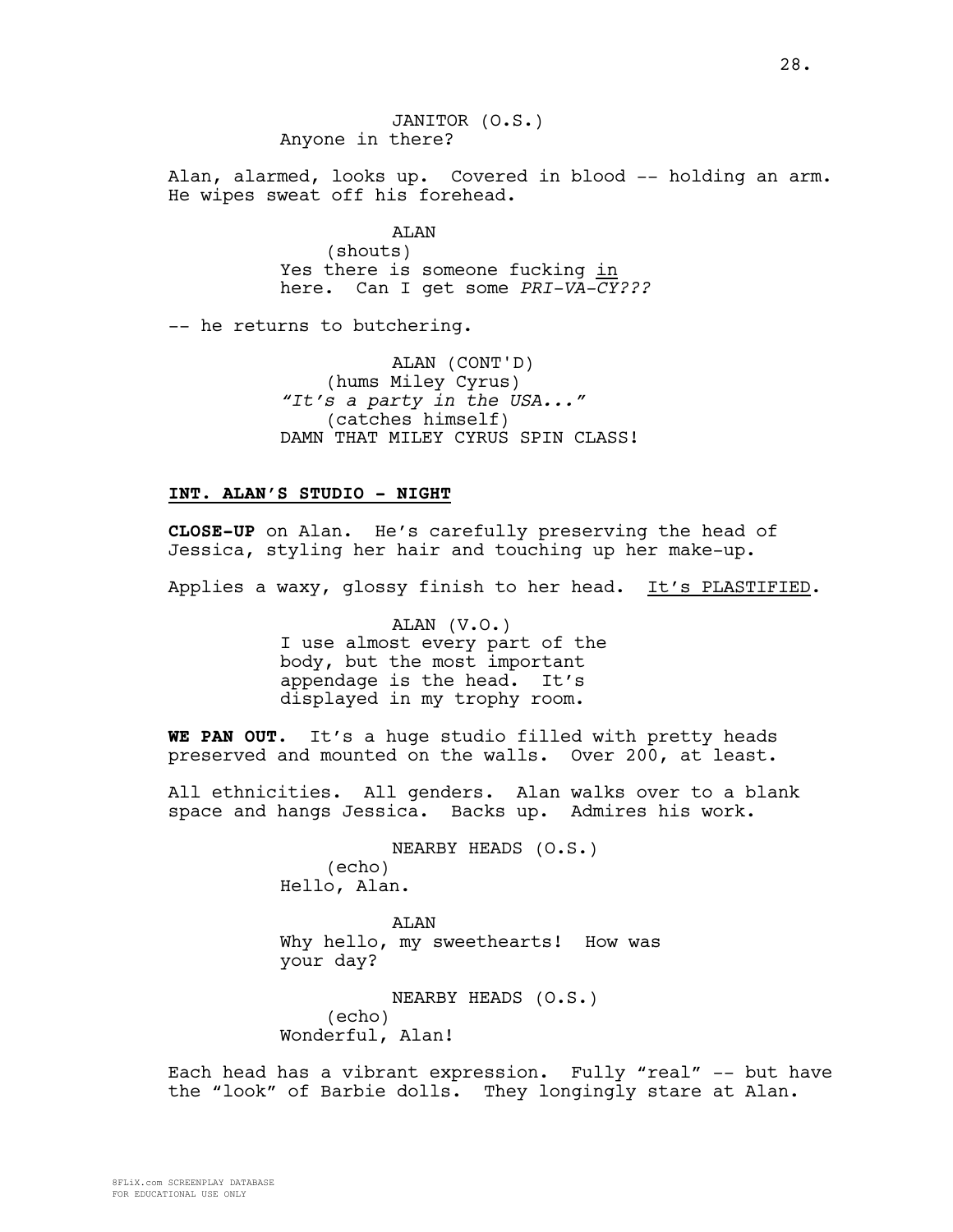JANITOR (O.S.)
Anyone in there?

Alan, alarmed, looks up. Covered in blood -- holding an arm. He wipes sweat off his forehead.

ALAN
(shouts)
Yes there is someone fucking <u>in</u> here. Can I get some *PRI-VA-CY???*

-- he returns to butchering.

ALAN (CONT'D)
(hums Miley Cyrus)
*"It's a party in the USA..."*
(catches himself)
DAMN THAT MILEY CYRUS SPIN CLASS!

**<u>INT. ALAN'S STUDIO - NIGHT</u>**

**CLOSE-UP** on Alan. He's carefully preserving the head of Jessica, styling her hair and touching up her make-up.

Applies a waxy, glossy finish to her head. <u>It's PLASTIFIED</u>.

ALAN (V.O.)
I use almost every part of the body, but the most important appendage is the head. It's displayed in my trophy room.

**WE PAN OUT**. It's a huge studio filled with pretty heads preserved and mounted on the walls. Over 200, at least.

All ethnicities. All genders. Alan walks over to a blank space and hangs Jessica. Backs up. Admires his work.

NEARBY HEADS (O.S.)
(echo)
Hello, Alan.

ALAN
Why hello, my sweethearts! How was your day?

NEARBY HEADS (O.S.)
(echo)
Wonderful, Alan!

Each head has a vibrant expression. Fully "real" -- but have the "look" of Barbie dolls. They longingly stare at Alan.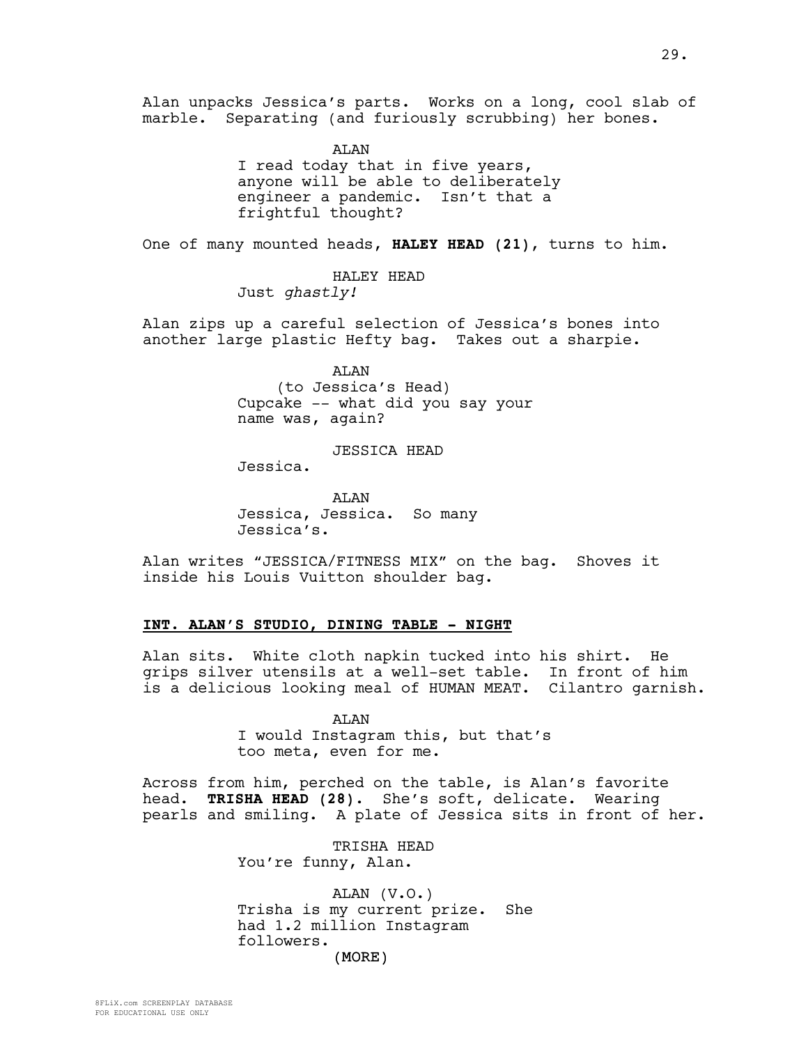Alan unpacks Jessica's parts. Works on a long, cool slab of marble. Separating (and furiously scrubbing) her bones.

ALAN
I read today that in five years, anyone will be able to deliberately engineer a pandemic. Isn't that a frightful thought?

One of many mounted heads, **HALEY HEAD (21)**, turns to him.

HALEY HEAD
Just *ghastly!*

Alan zips up a careful selection of Jessica's bones into another large plastic Hefty bag. Takes out a sharpie.

ALAN
(to Jessica's Head)
Cupcake -- what did you say your name was, again?

JESSICA HEAD
Jessica.

ALAN
Jessica, Jessica. So many Jessica's.

Alan writes "JESSICA/FITNESS MIX" on the bag. Shoves it inside his Louis Vuitton shoulder bag.

**INT. ALAN'S STUDIO, DINING TABLE - NIGHT**

Alan sits. White cloth napkin tucked into his shirt. He grips silver utensils at a well-set table. In front of him is a delicious looking meal of HUMAN MEAT. Cilantro garnish.

ALAN
I would Instagram this, but that's too meta, even for me.

Across from him, perched on the table, is Alan's favorite head. **TRISHA HEAD (28)**. She's soft, delicate. Wearing pearls and smiling. A plate of Jessica sits in front of her.

TRISHA HEAD
You're funny, Alan.

ALAN (V.O.)
Trisha is my current prize. She had 1.2 million Instagram followers.
(MORE)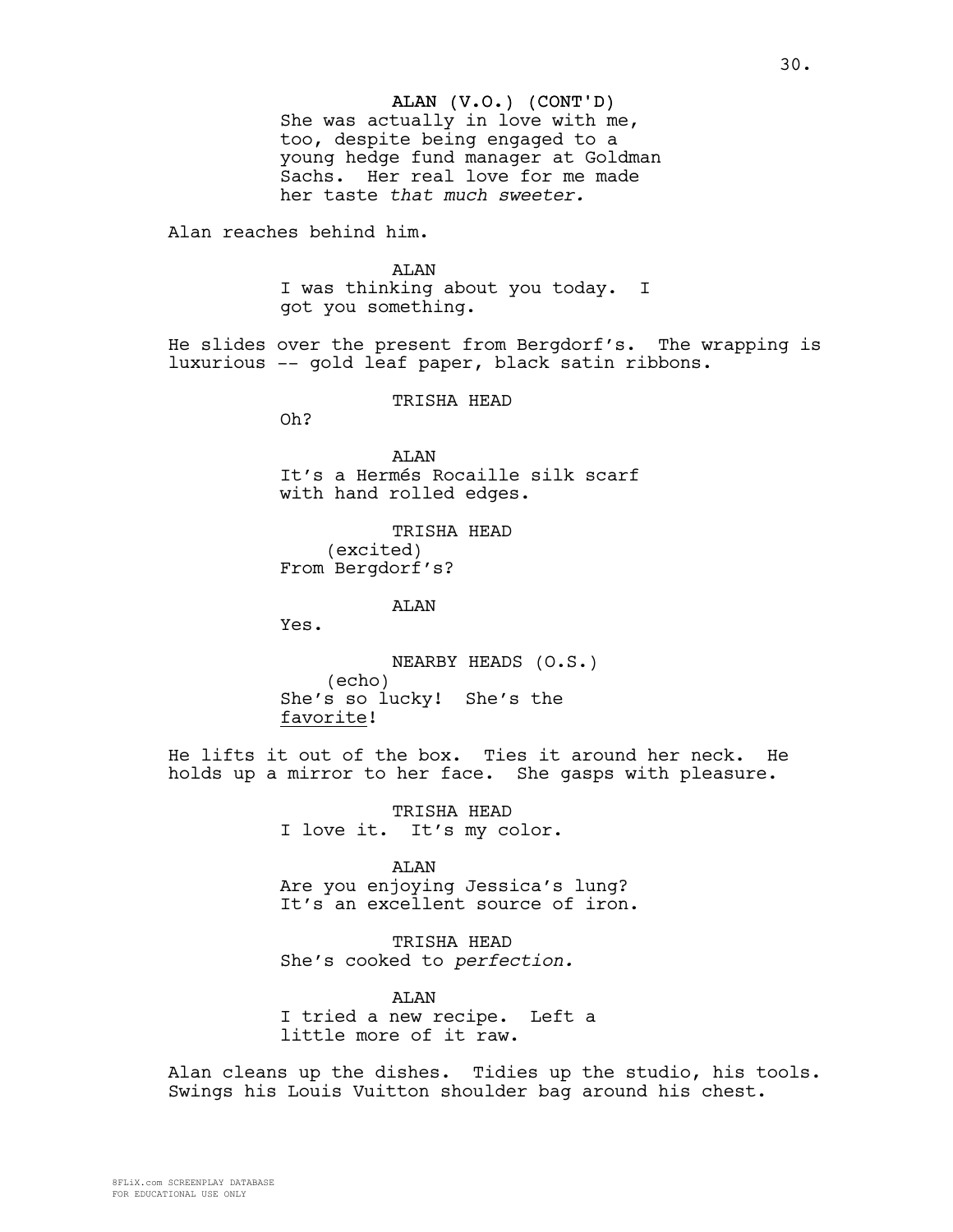ALAN (V.O.) (CONT'D)
She was actually in love with me, too, despite being engaged to a young hedge fund manager at Goldman Sachs. Her real love for me made her taste *that much sweeter.*

Alan reaches behind him.

ALAN
I was thinking about you today. I got you something.

He slides over the present from Bergdorf's. The wrapping is luxurious -- gold leaf paper, black satin ribbons.

TRISHA HEAD
Oh?

ALAN
It's a Hermés Rocaille silk scarf with hand rolled edges.

TRISHA HEAD
(excited)
From Bergdorf's?

ALAN
Yes.

NEARBY HEADS (O.S.)
(echo)
She's so lucky! She's the favorite!

He lifts it out of the box. Ties it around her neck. He holds up a mirror to her face. She gasps with pleasure.

TRISHA HEAD
I love it. It's my color.

ALAN
Are you enjoying Jessica's lung? It's an excellent source of iron.

TRISHA HEAD
She's cooked to *perfection.*

ALAN
I tried a new recipe. Left a little more of it raw.

Alan cleans up the dishes. Tidies up the studio, his tools. Swings his Louis Vuitton shoulder bag around his chest.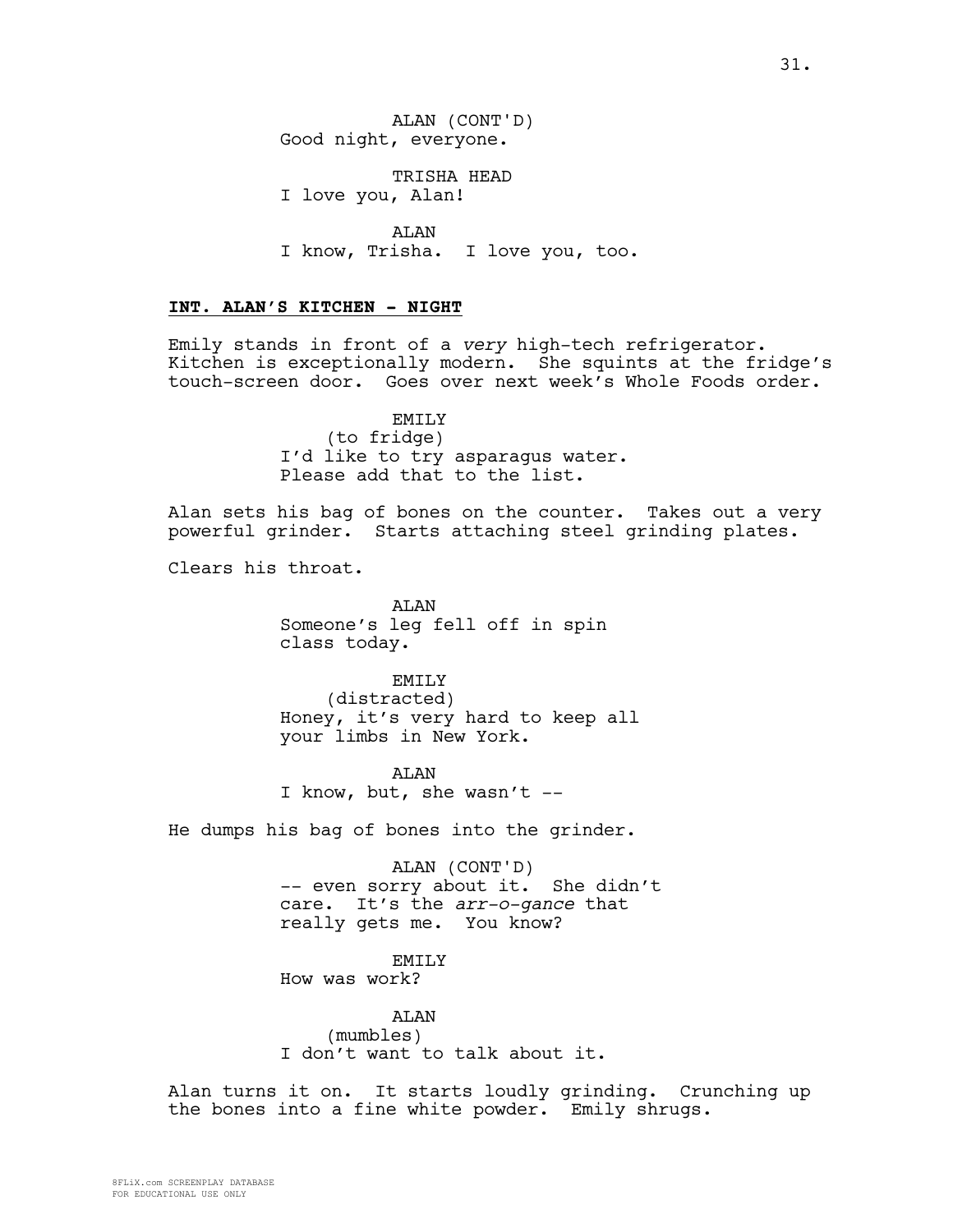ALAN (CONT'D)
Good night, everyone.

TRISHA HEAD
I love you, Alan!

ALAN
I know, Trisha. I love you, too.

**INT. ALAN'S KITCHEN - NIGHT**

Emily stands in front of a *very* high-tech refrigerator. Kitchen is exceptionally modern. She squints at the fridge's touch-screen door. Goes over next week's Whole Foods order.

EMILY
(to fridge)
I'd like to try asparagus water. Please add that to the list.

Alan sets his bag of bones on the counter. Takes out a very powerful grinder. Starts attaching steel grinding plates.

Clears his throat.

ALAN
Someone's leg fell off in spin class today.

EMILY
(distracted)
Honey, it's very hard to keep all your limbs in New York.

ALAN
I know, but, she wasn't --

He dumps his bag of bones into the grinder.

ALAN (CONT'D)
-- even sorry about it. She didn't care. It's the *arr-o-gance* that really gets me. You know?

EMILY
How was work?

ALAN
(mumbles)
I don't want to talk about it.

Alan turns it on. It starts loudly grinding. Crunching up the bones into a fine white powder. Emily shrugs.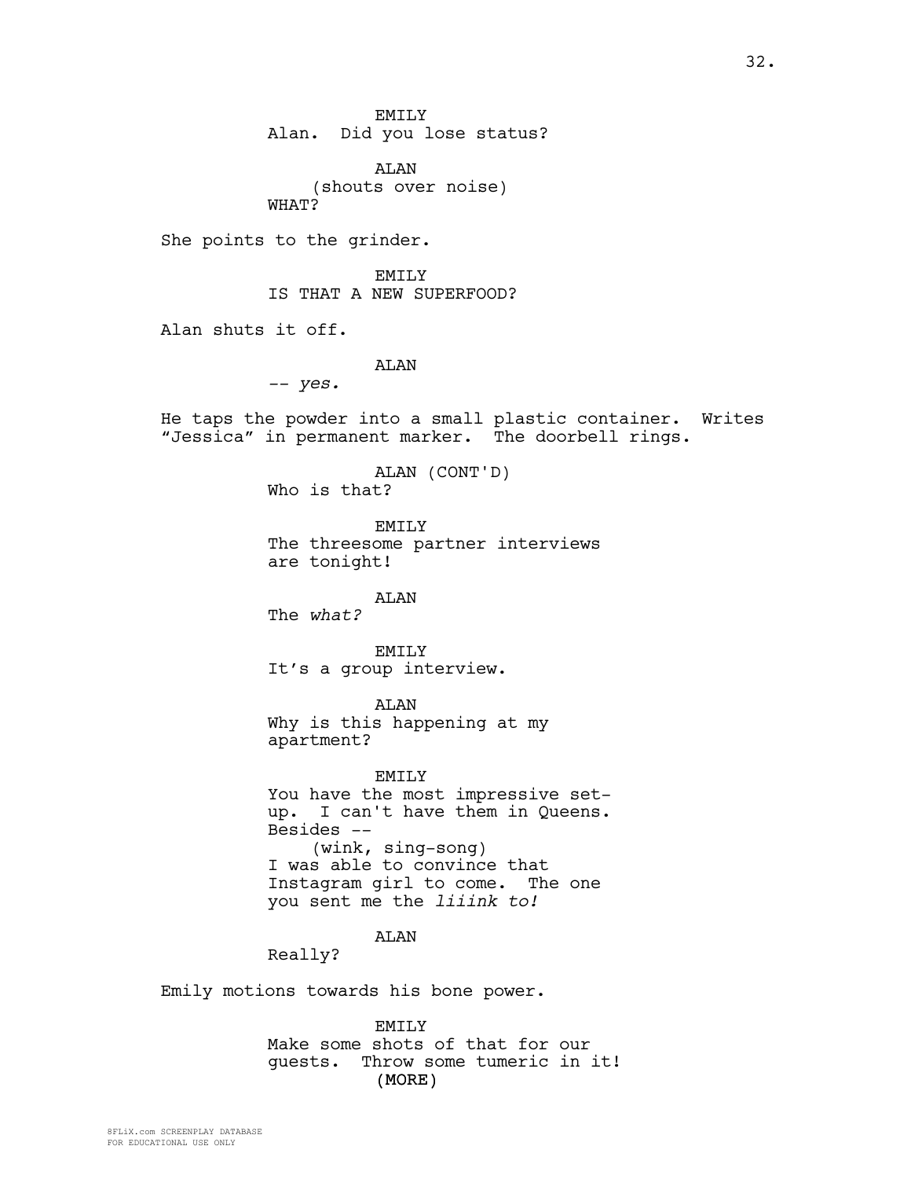EMILY
Alan. Did you lose status?

ALAN
(shouts over noise)
WHAT?

She points to the grinder.

EMILY
IS THAT A NEW SUPERFOOD?

Alan shuts it off.

ALAN
-- *yes.*

He taps the powder into a small plastic container. Writes "Jessica" in permanent marker. The doorbell rings.

ALAN (CONT'D)
Who is that?

EMILY
The threesome partner interviews are tonight!

ALAN
The *what?*

EMILY
It's a group interview.

ALAN
Why is this happening at my apartment?

EMILY
You have the most impressive set-up. I can't have them in Queens. Besides --
(wink, sing-song)
I was able to convince that Instagram girl to come. The one you sent me the *liiink to!*

ALAN
Really?

Emily motions towards his bone power.

EMILY
Make some shots of that for our guests. Throw some tumeric in it!
(MORE)

8FLiX.com SCREENPLAY DATABASE
FOR EDUCATIONAL USE ONLY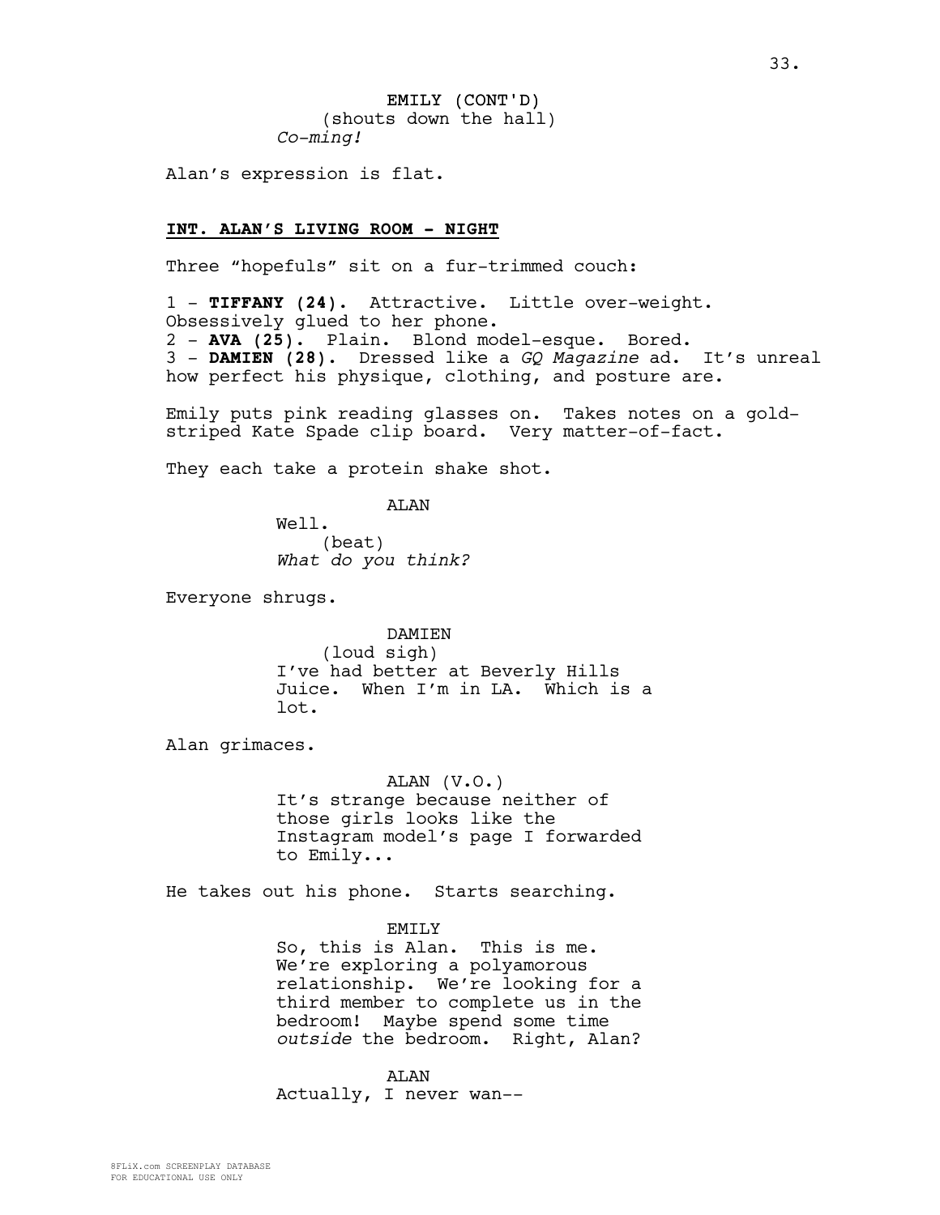EMILY (CONT'D)
(shouts down the hall)
*Co-ming!*

Alan's expression is flat.

**INT. ALAN'S LIVING ROOM - NIGHT**

Three "hopefuls" sit on a fur-trimmed couch:

1 - **TIFFANY (24).** Attractive. Little over-weight. Obsessively glued to her phone.
2 - **AVA (25).** Plain. Blond model-esque. Bored.
3 - **DAMIEN (28).** Dressed like a *GQ Magazine* ad. It's unreal how perfect his physique, clothing, and posture are.

Emily puts pink reading glasses on. Takes notes on a gold-striped Kate Spade clip board. Very matter-of-fact.

They each take a protein shake shot.

ALAN
Well.
(beat)
*What do you think?*

Everyone shrugs.

DAMIEN
(loud sigh)
I've had better at Beverly Hills Juice. When I'm in LA. Which is a lot.

Alan grimaces.

ALAN (V.O.)
It's strange because neither of those girls looks like the Instagram model's page I forwarded to Emily...

He takes out his phone. Starts searching.

EMILY
So, this is Alan. This is me. We're exploring a polyamorous relationship. We're looking for a third member to complete us in the bedroom! Maybe spend some time *outside* the bedroom. Right, Alan?

ALAN
Actually, I never wan--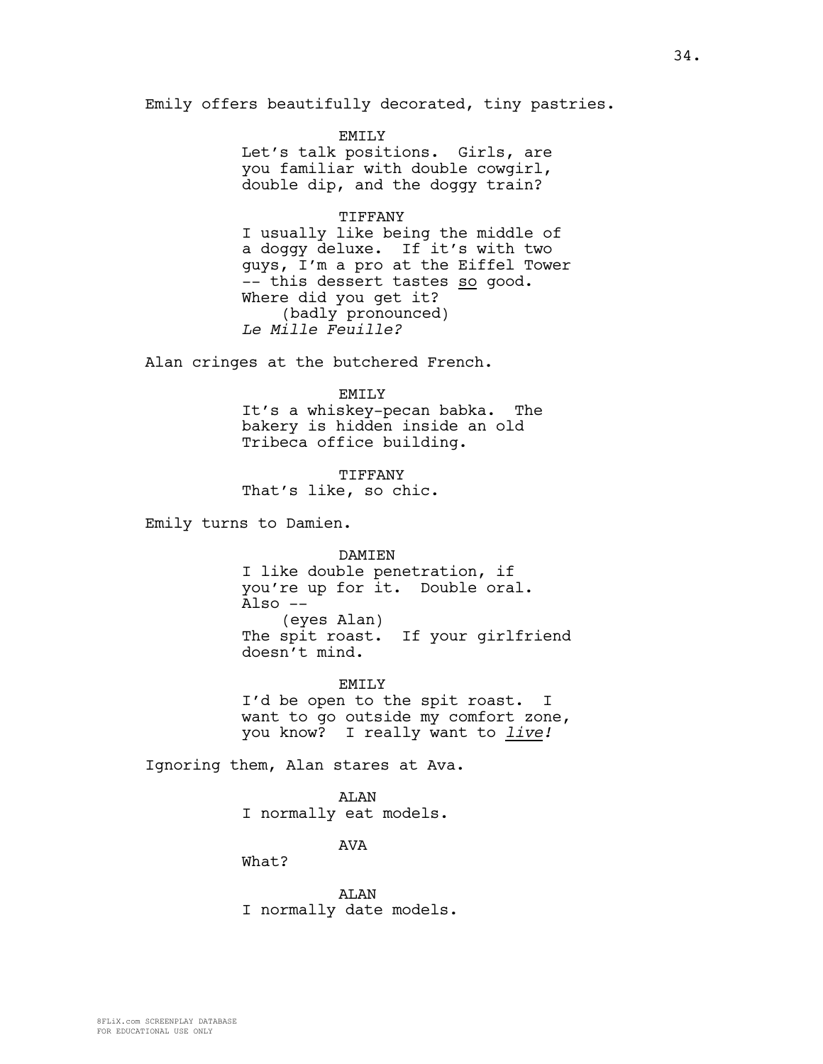Emily offers beautifully decorated, tiny pastries.

EMILY
Let's talk positions. Girls, are you familiar with double cowgirl, double dip, and the doggy train?

TIFFANY
I usually like being the middle of a doggy deluxe. If it's with two guys, I'm a pro at the Eiffel Tower -- this dessert tastes so good. Where did you get it?
(badly pronounced)
*Le Mille Feuille?*

Alan cringes at the butchered French.

EMILY
It's a whiskey-pecan babka. The bakery is hidden inside an old Tribeca office building.

TIFFANY
That's like, so chic.

Emily turns to Damien.

DAMIEN
I like double penetration, if you're up for it. Double oral. Also --
(eyes Alan)
The spit roast. If your girlfriend doesn't mind.

EMILY
I'd be open to the spit roast. I want to go outside my comfort zone, you know? I really want to ***live!***

Ignoring them, Alan stares at Ava.

ALAN
I normally eat models.

AVA
What?

ALAN
I normally date models.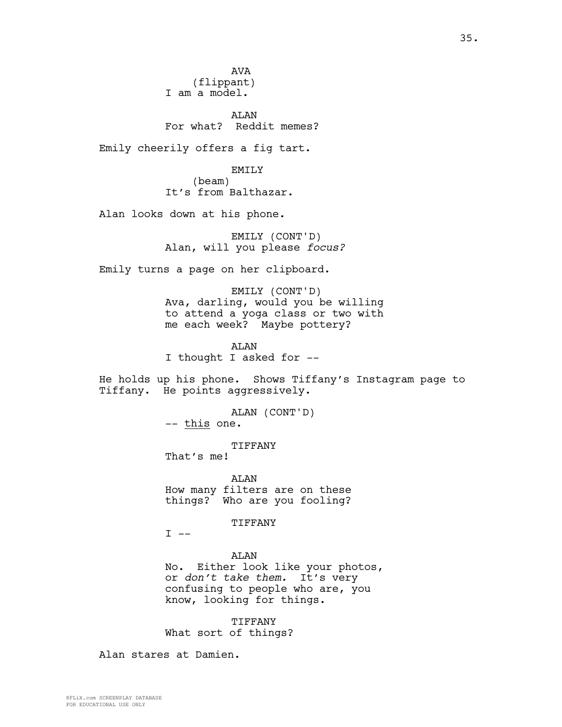AVA
(flippant)
I am a model.

ALAN
For what? Reddit memes?

Emily cheerily offers a fig tart.

EMILY
(beam)
It's from Balthazar.

Alan looks down at his phone.

EMILY (CONT'D)
Alan, will you please *focus?*

Emily turns a page on her clipboard.

EMILY (CONT'D)
Ava, darling, would you be willing to attend a yoga class or two with me each week? Maybe pottery?

ALAN
I thought I asked for --

He holds up his phone. Shows Tiffany's Instagram page to Tiffany. He points aggressively.

ALAN (CONT'D)
-- <u>this</u> one.

TIFFANY
That's me!

ALAN
How many filters are on these things? Who are you fooling?

TIFFANY
I --

ALAN
No. Either look like your photos, or *don't take them.* It's very confusing to people who are, you know, looking for things.

TIFFANY
What sort of things?

Alan stares at Damien.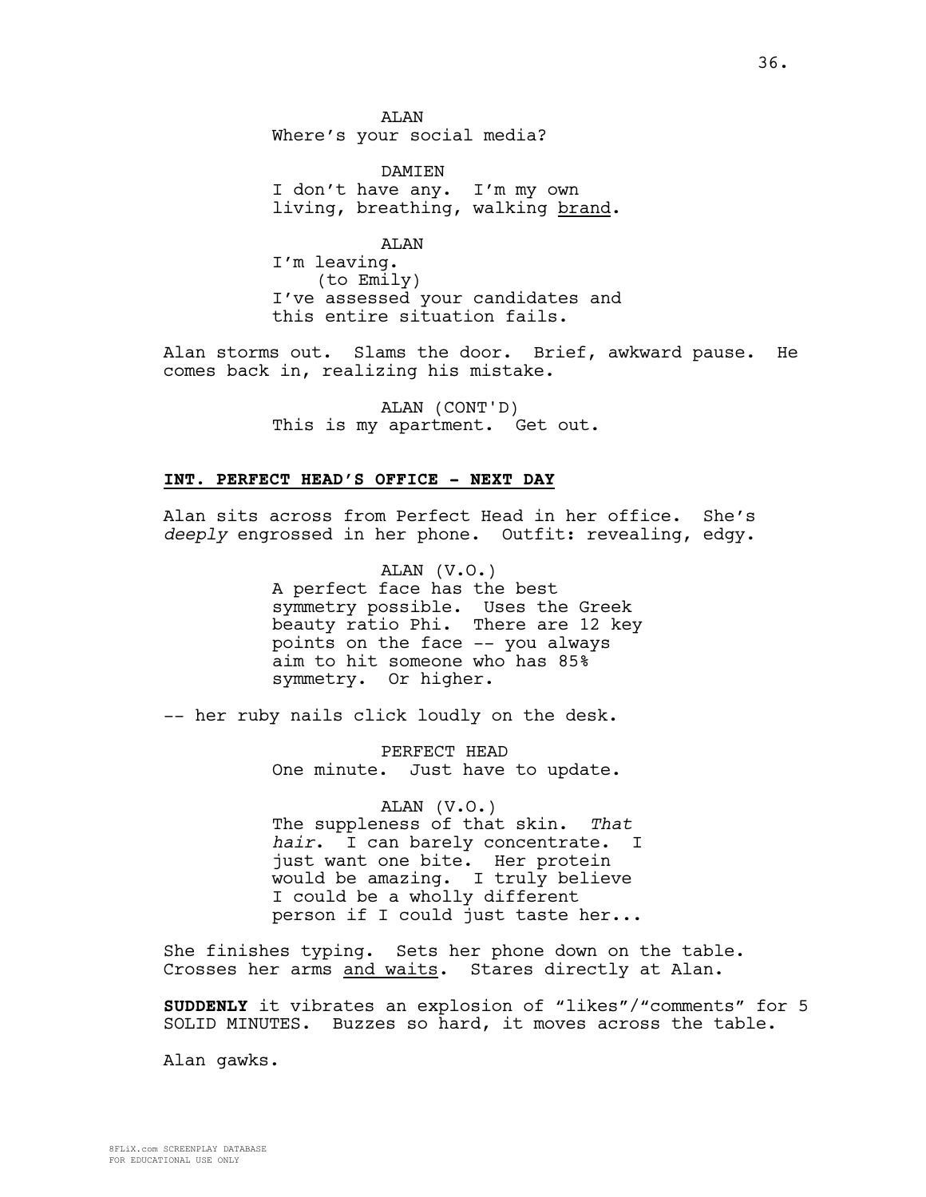ALAN
Where's your social media?

DAMIEN
I don't have any. I'm my own living, breathing, walking <u>brand</u>.

ALAN
I'm leaving.
(to Emily)
I've assessed your candidates and this entire situation fails.

Alan storms out. Slams the door. Brief, awkward pause. He comes back in, realizing his mistake.

ALAN (CONT'D)
This is my apartment. Get out.

**<u>INT. PERFECT HEAD'S OFFICE - NEXT DAY</u>**

Alan sits across from Perfect Head in her office. She's *deeply* engrossed in her phone. Outfit: revealing, edgy.

ALAN (V.O.)
A perfect face has the best symmetry possible. Uses the Greek beauty ratio Phi. There are 12 key points on the face -- you always aim to hit someone who has 85% symmetry. Or higher.

-- her ruby nails click loudly on the desk.

PERFECT HEAD
One minute. Just have to update.

ALAN (V.O.)
The suppleness of that skin. *That hair*. I can barely concentrate. I just want one bite. Her protein would be amazing. I truly believe I could be a wholly different person if I could just taste her...

She finishes typing. Sets her phone down on the table. Crosses her arms <u>and waits</u>. Stares directly at Alan.

**SUDDENLY** it vibrates an explosion of "likes"/"comments" for 5 SOLID MINUTES. Buzzes so hard, it moves across the table.

Alan gawks.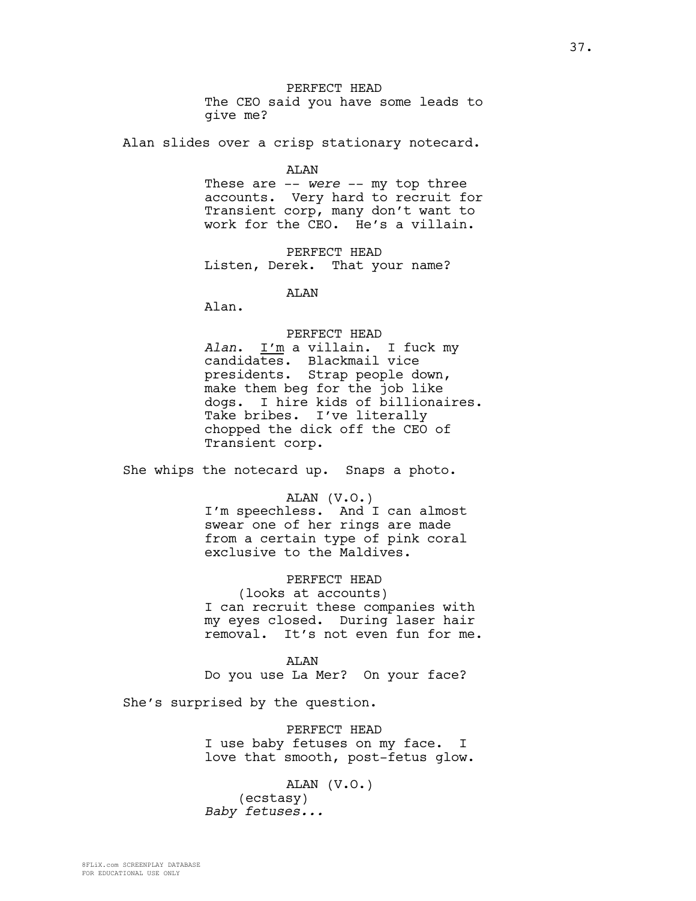PERFECT HEAD
The CEO said you have some leads to give me?

Alan slides over a crisp stationary notecard.

ALAN
These are -- *were* -- my top three accounts. Very hard to recruit for Transient corp, many don't want to work for the CEO. He's a villain.

PERFECT HEAD
Listen, Derek. That your name?

ALAN
Alan.

PERFECT HEAD
*Alan*. I'm a villain. I fuck my candidates. Blackmail vice presidents. Strap people down, make them beg for the job like dogs. I hire kids of billionaires. Take bribes. I've literally chopped the dick off the CEO of Transient corp.

She whips the notecard up. Snaps a photo.

ALAN (V.O.)
I'm speechless. And I can almost swear one of her rings are made from a certain type of pink coral exclusive to the Maldives.

PERFECT HEAD
(looks at accounts)
I can recruit these companies with my eyes closed. During laser hair removal. It's not even fun for me.

ALAN
Do you use La Mer? On your face?

She's surprised by the question.

PERFECT HEAD
I use baby fetuses on my face. I love that smooth, post-fetus glow.

ALAN (V.O.)
(ecstasy)
*Baby fetuses...*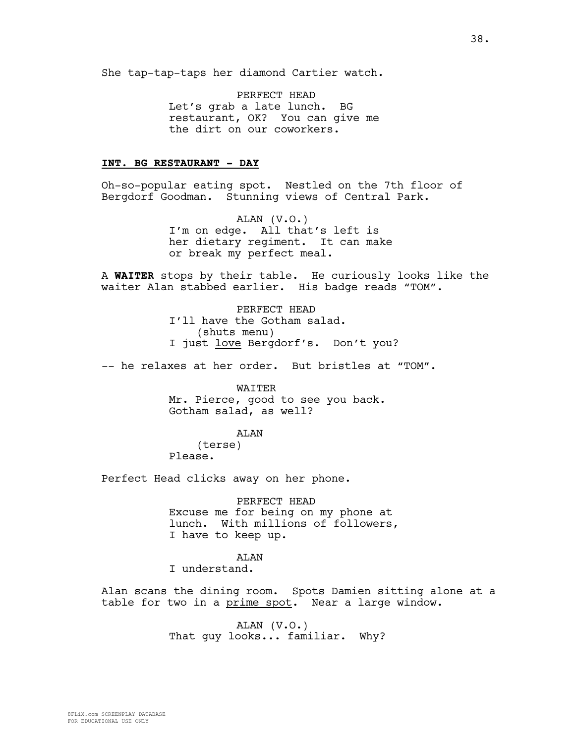She tap-tap-taps her diamond Cartier watch.

PERFECT HEAD
Let's grab a late lunch. BG restaurant, OK? You can give me the dirt on our coworkers.

**INT. BG RESTAURANT - DAY**

Oh-so-popular eating spot. Nestled on the 7th floor of Bergdorf Goodman. Stunning views of Central Park.

ALAN (V.O.)
I'm on edge. All that's left is her dietary regiment. It can make or break my perfect meal.

A **WAITER** stops by their table. He curiously looks like the waiter Alan stabbed earlier. His badge reads "TOM".

PERFECT HEAD
I'll have the Gotham salad.
(shuts menu)
I just love Bergdorf's. Don't you?

-- he relaxes at her order. But bristles at "TOM".

WAITER
Mr. Pierce, good to see you back. Gotham salad, as well?

ALAN
(terse)
Please.

Perfect Head clicks away on her phone.

PERFECT HEAD
Excuse me for being on my phone at lunch. With millions of followers, I have to keep up.

ALAN
I understand.

Alan scans the dining room. Spots Damien sitting alone at a table for two in a prime spot. Near a large window.

ALAN (V.O.)
That guy looks... familiar. Why?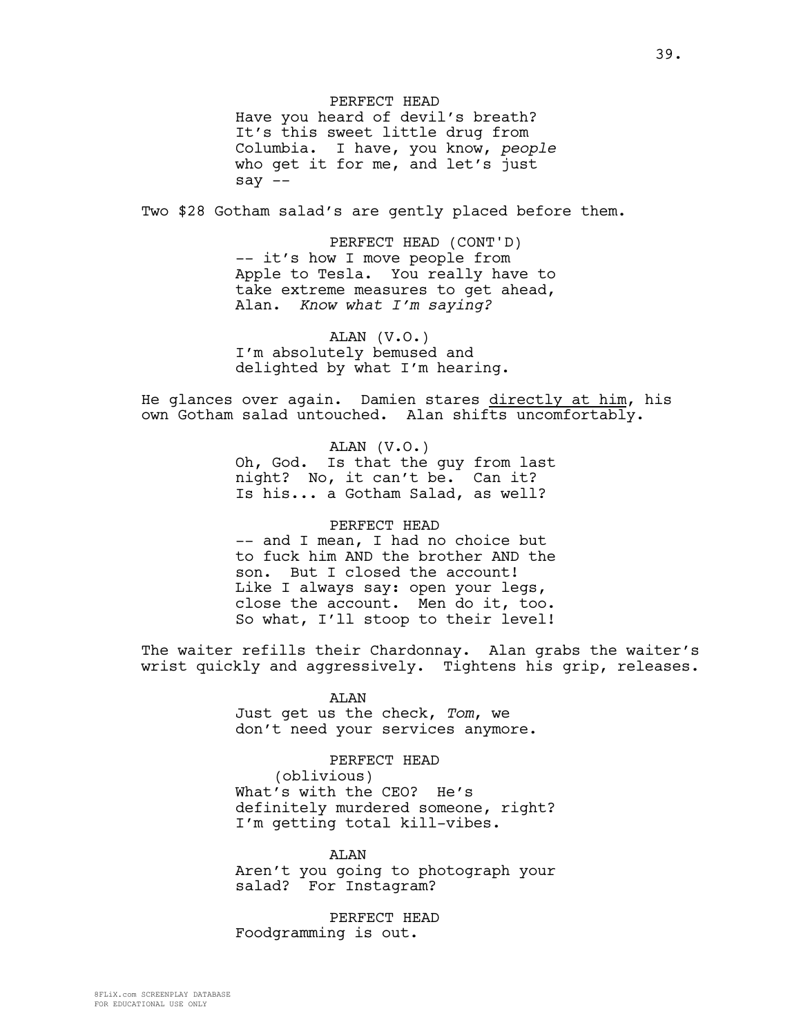PERFECT HEAD
Have you heard of devil's breath? It's this sweet little drug from Columbia. I have, you know, *people* who get it for me, and let's just say --

Two $28 Gotham salad's are gently placed before them.

PERFECT HEAD (CONT'D)
-- it's how I move people from Apple to Tesla. You really have to take extreme measures to get ahead, Alan. *Know what I'm saying?*

ALAN (V.O.)
I'm absolutely bemused and delighted by what I'm hearing.

He glances over again. Damien stares directly at him, his own Gotham salad untouched. Alan shifts uncomfortably.

ALAN (V.O.)
Oh, God. Is that the guy from last night? No, it can't be. Can it? Is his... a Gotham Salad, as well?

PERFECT HEAD
-- and I mean, I had no choice but to fuck him AND the brother AND the son. But I closed the account! Like I always say: open your legs, close the account. Men do it, too. So what, I'll stoop to their level!

The waiter refills their Chardonnay. Alan grabs the waiter's wrist quickly and aggressively. Tightens his grip, releases.

ALAN
Just get us the check, *Tom*, we don't need your services anymore.

PERFECT HEAD
(oblivious)
What's with the CEO? He's definitely murdered someone, right? I'm getting total kill-vibes.

ALAN
Aren't you going to photograph your salad? For Instagram?

PERFECT HEAD
Foodgramming is out.

8FLiX.com SCREENPLAY DATABASE
FOR EDUCATIONAL USE ONLY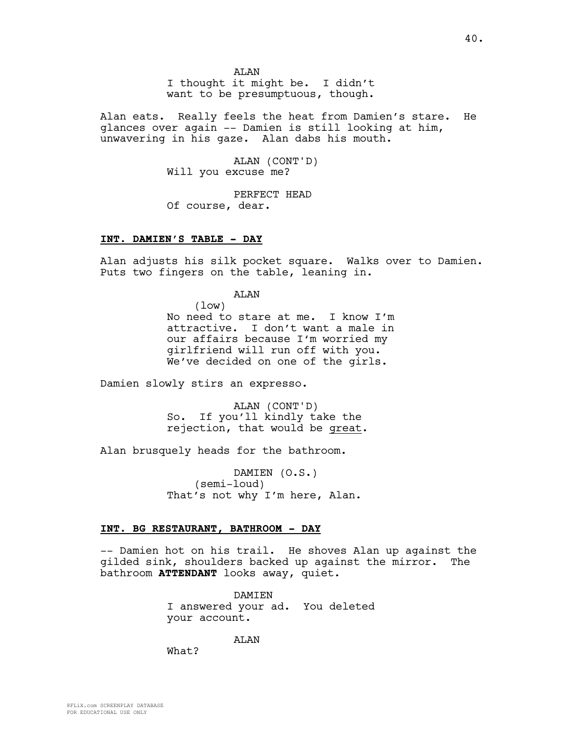ALAN
I thought it might be. I didn't want to be presumptuous, though.

Alan eats. Really feels the heat from Damien's stare. He glances over again -- Damien is still looking at him, unwavering in his gaze. Alan dabs his mouth.

ALAN (CONT'D)
Will you excuse me?

PERFECT HEAD
Of course, dear.

**INT. DAMIEN'S TABLE - DAY**

Alan adjusts his silk pocket square. Walks over to Damien. Puts two fingers on the table, leaning in.

ALAN
(low)
No need to stare at me. I know I'm attractive. I don't want a male in our affairs because I'm worried my girlfriend will run off with you. We've decided on one of the girls.

Damien slowly stirs an expresso.

ALAN (CONT'D)
So. If you'll kindly take the rejection, that would be great.

Alan brusquely heads for the bathroom.

DAMIEN (O.S.)
(semi-loud)
That's not why I'm here, Alan.

**INT. BG RESTAURANT, BATHROOM - DAY**

-- Damien hot on his trail. He shoves Alan up against the gilded sink, shoulders backed up against the mirror. The bathroom **ATTENDANT** looks away, quiet.

DAMIEN
I answered your ad. You deleted your account.

ALAN
What?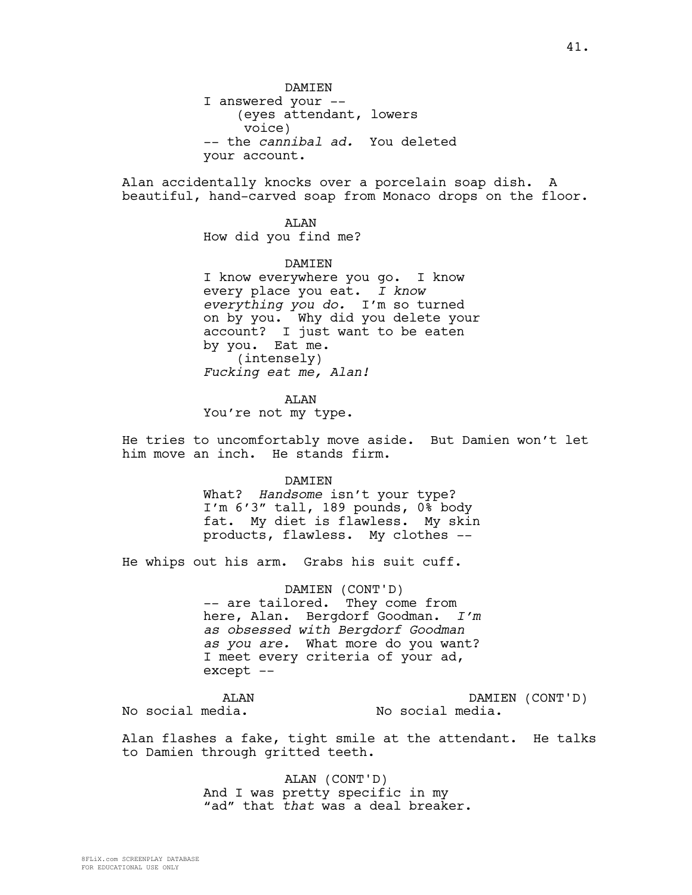DAMIEN
I answered your --
(eyes attendant, lowers voice)
-- the *cannibal ad.* You deleted your account.

Alan accidentally knocks over a porcelain soap dish. A beautiful, hand-carved soap from Monaco drops on the floor.

ALAN
How did you find me?

DAMIEN
I know everywhere you go. I know every place you eat. *I know everything you do.* I'm so turned on by you. Why did you delete your account? I just want to be eaten by you. Eat me.
(intensely)
*Fucking eat me, Alan!*

ALAN
You're not my type.

He tries to uncomfortably move aside. But Damien won't let him move an inch. He stands firm.

DAMIEN
What? *Handsome* isn't your type? I'm 6'3" tall, 189 pounds, 0% body fat. My diet is flawless. My skin products, flawless. My clothes --

He whips out his arm. Grabs his suit cuff.

DAMIEN (CONT'D)
-- are tailored. They come from here, Alan. Bergdorf Goodman. *I'm as obsessed with Bergdorf Goodman as you are.* What more do you want? I meet every criteria of your ad, except --

ALAN
No social media.

DAMIEN (CONT'D)
No social media.

Alan flashes a fake, tight smile at the attendant. He talks to Damien through gritted teeth.

ALAN (CONT'D)
And I was pretty specific in my "ad" that *that* was a deal breaker.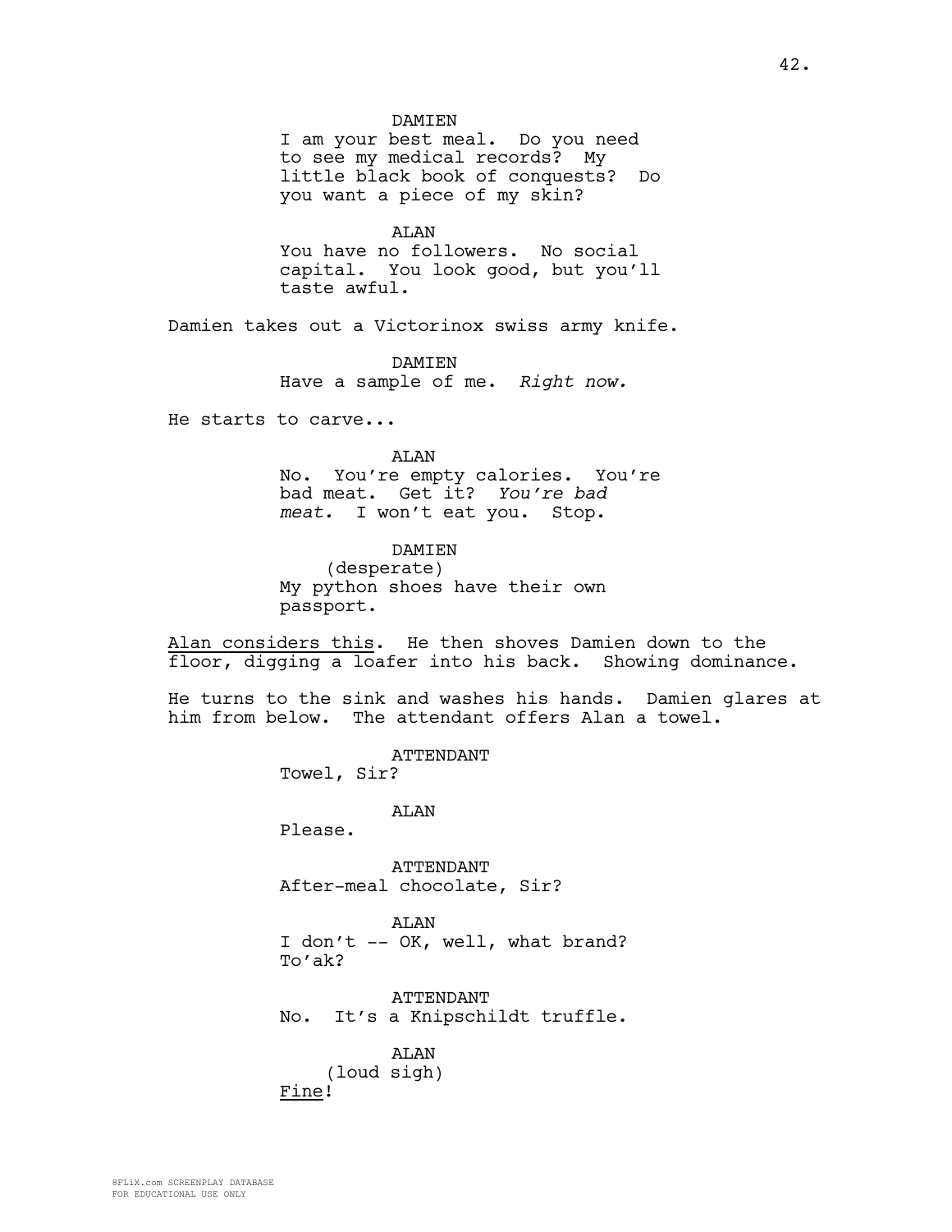DAMIEN
I am your best meal. Do you need to see my medical records? My little black book of conquests? Do you want a piece of my skin?

ALAN
You have no followers. No social capital. You look good, but you'll taste awful.

Damien takes out a Victorinox swiss army knife.

DAMIEN
Have a sample of me. *Right now.*

He starts to carve...

ALAN
No. You're empty calories. You're bad meat. Get it? *You're bad meat.* I won't eat you. Stop.

DAMIEN
(desperate)
My python shoes have their own passport.

<u>Alan considers this</u>. He then shoves Damien down to the floor, digging a loafer into his back. Showing dominance.

He turns to the sink and washes his hands. Damien glares at him from below. The attendant offers Alan a towel.

ATTENDANT
Towel, Sir?

ALAN
Please.

ATTENDANT
After-meal chocolate, Sir?

ALAN
I don't -- OK, well, what brand? To'ak?

ATTENDANT
No. It's a Knipschildt truffle.

ALAN
(loud sigh)
<u>Fine</u>!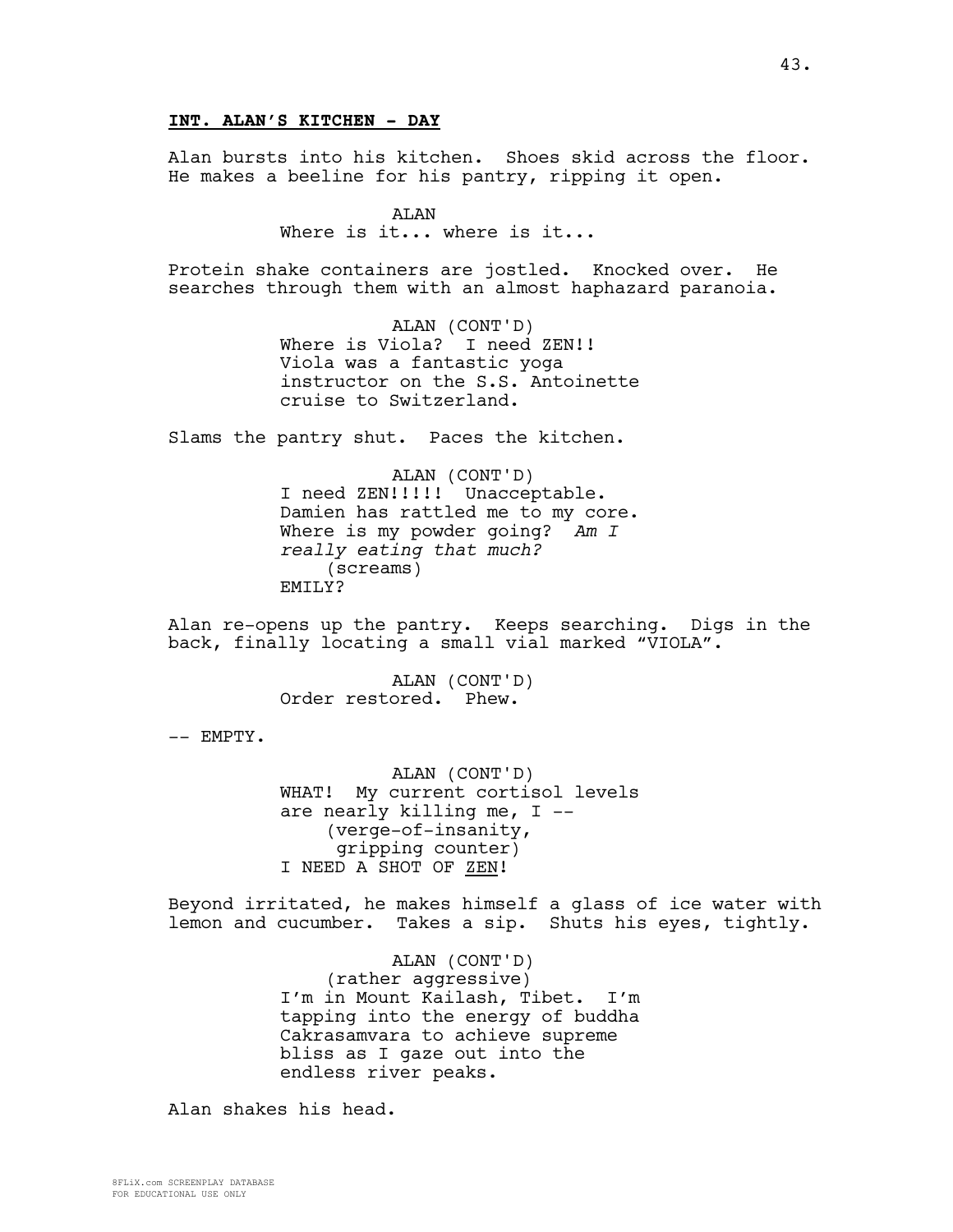**INT. ALAN'S KITCHEN - DAY**

Alan bursts into his kitchen. Shoes skid across the floor. He makes a beeline for his pantry, ripping it open.

ALAN
Where is it... where is it...

Protein shake containers are jostled. Knocked over. He searches through them with an almost haphazard paranoia.

ALAN (CONT'D)
Where is Viola? I need ZEN!! Viola was a fantastic yoga instructor on the S.S. Antoinette cruise to Switzerland.

Slams the pantry shut. Paces the kitchen.

ALAN (CONT'D)
I need ZEN!!!!! Unacceptable. Damien has rattled me to my core. Where is my powder going? *Am I really eating that much?*
(screams)
EMILY?

Alan re-opens up the pantry. Keeps searching. Digs in the back, finally locating a small vial marked "VIOLA".

ALAN (CONT'D)
Order restored. Phew.

-- EMPTY.

ALAN (CONT'D)
WHAT! My current cortisol levels are nearly killing me, I --
(verge-of-insanity, gripping counter)
I NEED A SHOT OF <u>ZEN</u>!

Beyond irritated, he makes himself a glass of ice water with lemon and cucumber. Takes a sip. Shuts his eyes, tightly.

ALAN (CONT'D)
(rather aggressive)
I'm in Mount Kailash, Tibet. I'm tapping into the energy of buddha Cakrasamvara to achieve supreme bliss as I gaze out into the endless river peaks.

Alan shakes his head.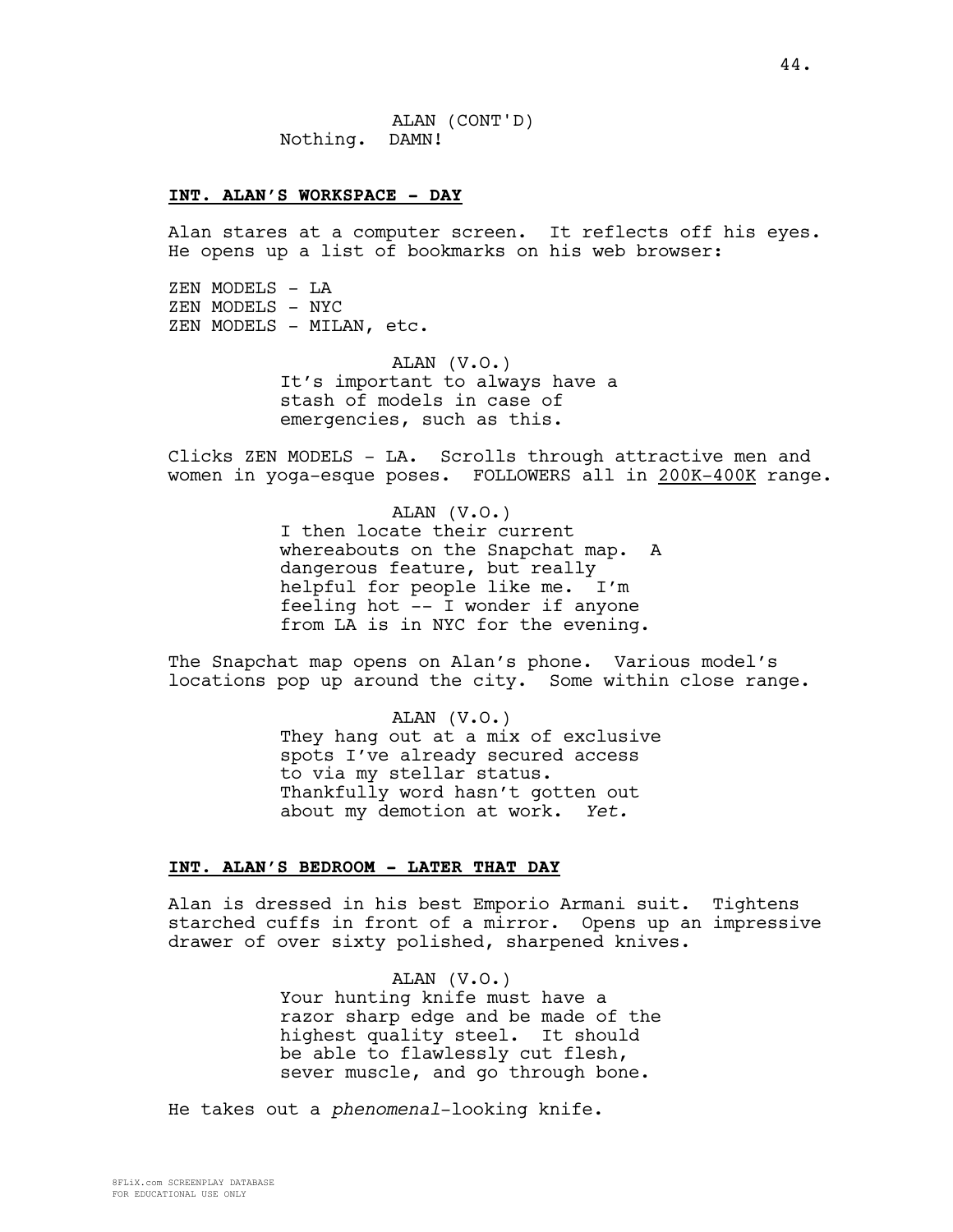ALAN (CONT'D)
Nothing. DAMN!

**INT. ALAN'S WORKSPACE - DAY**

Alan stares at a computer screen. It reflects off his eyes. He opens up a list of bookmarks on his web browser:

ZEN MODELS - LA
ZEN MODELS - NYC
ZEN MODELS - MILAN, etc.

ALAN (V.O.)
It's important to always have a stash of models in case of emergencies, such as this.

Clicks ZEN MODELS - LA. Scrolls through attractive men and women in yoga-esque poses. FOLLOWERS all in 200K-400K range.

ALAN (V.O.)
I then locate their current whereabouts on the Snapchat map. A dangerous feature, but really helpful for people like me. I'm feeling hot -- I wonder if anyone from LA is in NYC for the evening.

The Snapchat map opens on Alan's phone. Various model's locations pop up around the city. Some within close range.

ALAN (V.O.)
They hang out at a mix of exclusive spots I've already secured access to via my stellar status. Thankfully word hasn't gotten out about my demotion at work. *Yet.*

**INT. ALAN'S BEDROOM - LATER THAT DAY**

Alan is dressed in his best Emporio Armani suit. Tightens starched cuffs in front of a mirror. Opens up an impressive drawer of over sixty polished, sharpened knives.

ALAN (V.O.)
Your hunting knife must have a razor sharp edge and be made of the highest quality steel. It should be able to flawlessly cut flesh, sever muscle, and go through bone.

He takes out a *phenomenal*-looking knife.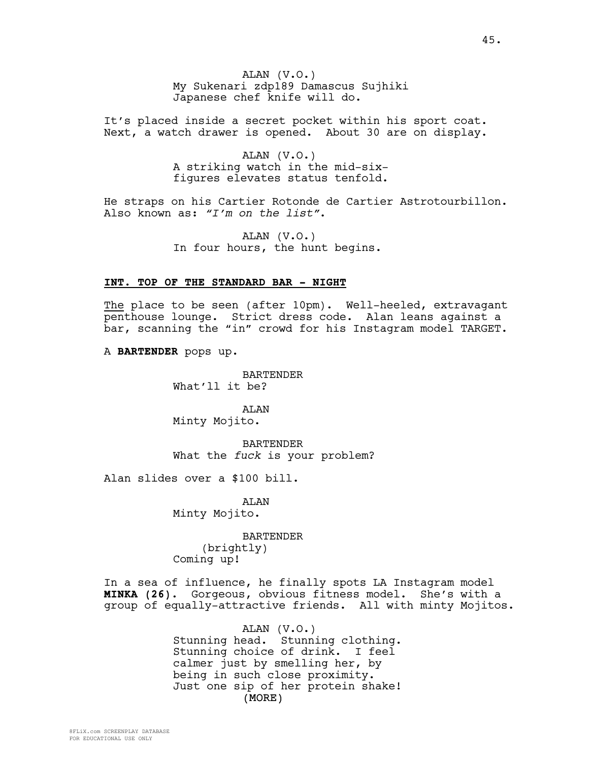ALAN (V.O.)
My Sukenari zdp189 Damascus Sujhiki Japanese chef knife will do.

It's placed inside a secret pocket within his sport coat. Next, a watch drawer is opened. About 30 are on display.

ALAN (V.O.)
A striking watch in the mid-six-figures elevates status tenfold.

He straps on his Cartier Rotonde de Cartier Astrotourbillon. Also known as: *"I'm on the list"*.

ALAN (V.O.)
In four hours, the hunt begins.

**INT. TOP OF THE STANDARD BAR - NIGHT**

The place to be seen (after 10pm). Well-heeled, extravagant penthouse lounge. Strict dress code. Alan leans against a bar, scanning the "in" crowd for his Instagram model TARGET.

A **BARTENDER** pops up.

BARTENDER
What'll it be?

ALAN
Minty Mojito.

BARTENDER
What the *fuck* is your problem?

Alan slides over a $100 bill.

ALAN
Minty Mojito.

BARTENDER
(brightly)
Coming up!

In a sea of influence, he finally spots LA Instagram model **MINKA (26)**. Gorgeous, obvious fitness model. She's with a group of equally-attractive friends. All with minty Mojitos.

ALAN (V.O.)
Stunning head. Stunning clothing. Stunning choice of drink. I feel calmer just by smelling her, by being in such close proximity. Just one sip of her protein shake!
(MORE)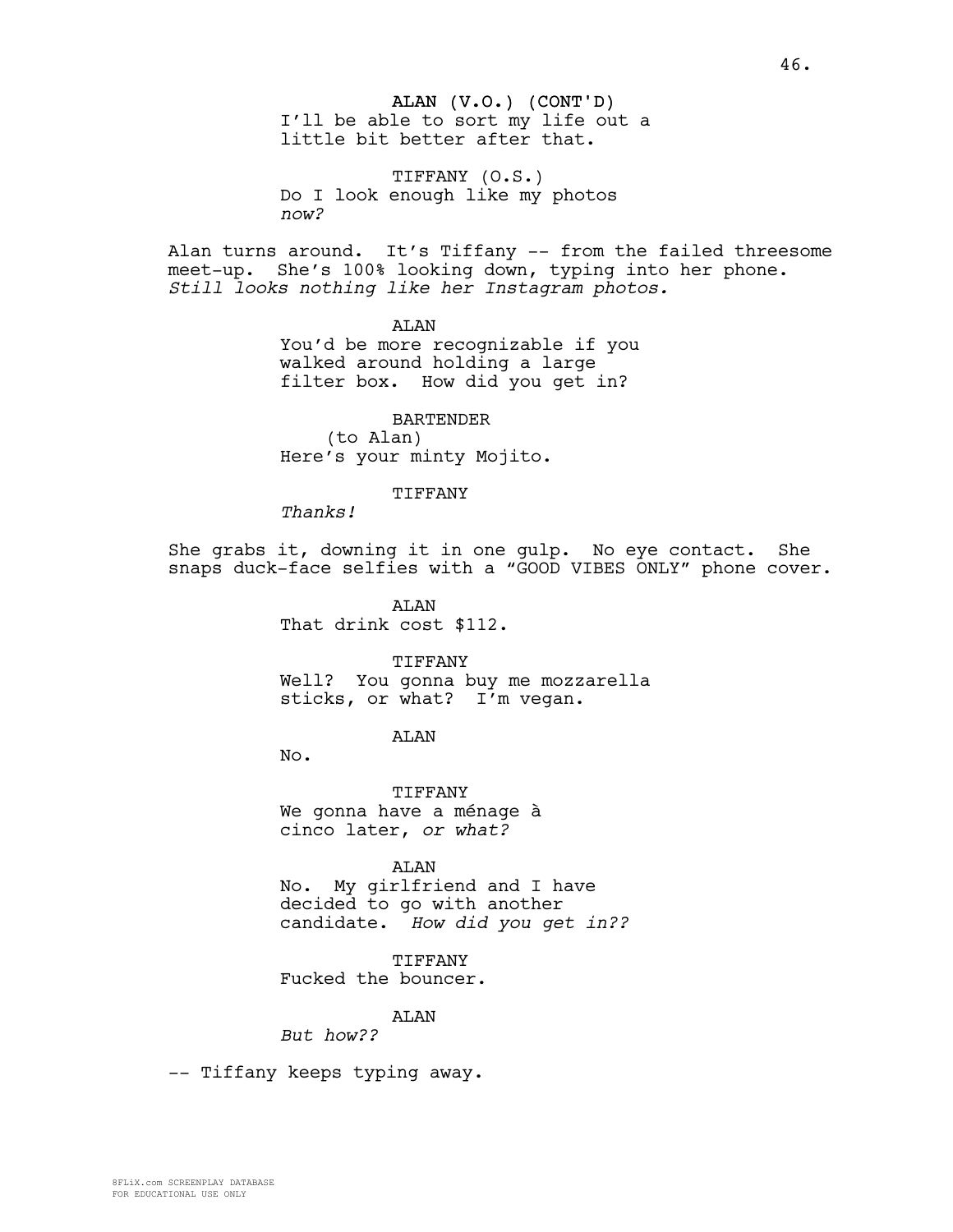ALAN (V.O.) (CONT'D)
I'll be able to sort my life out a little bit better after that.

TIFFANY (O.S.)
Do I look enough like my photos *now?*

Alan turns around. It's Tiffany -- from the failed threesome meet-up. She's 100% looking down, typing into her phone. *Still looks nothing like her Instagram photos.*

ALAN
You'd be more recognizable if you walked around holding a large filter box. How did you get in?

BARTENDER
(to Alan)
Here's your minty Mojito.

TIFFANY
*Thanks!*

She grabs it, downing it in one gulp. No eye contact. She snaps duck-face selfies with a "GOOD VIBES ONLY" phone cover.

ALAN
That drink cost $112.

TIFFANY
Well? You gonna buy me mozzarella sticks, or what? I'm vegan.

ALAN
No.

TIFFANY
We gonna have a ménage à cinco later, *or what?*

ALAN
No. My girlfriend and I have decided to go with another candidate. *How did you get in??*

TIFFANY
Fucked the bouncer.

ALAN
*But how??*

-- Tiffany keeps typing away.

8FLiX.com SCREENPLAY DATABASE
FOR EDUCATIONAL USE ONLY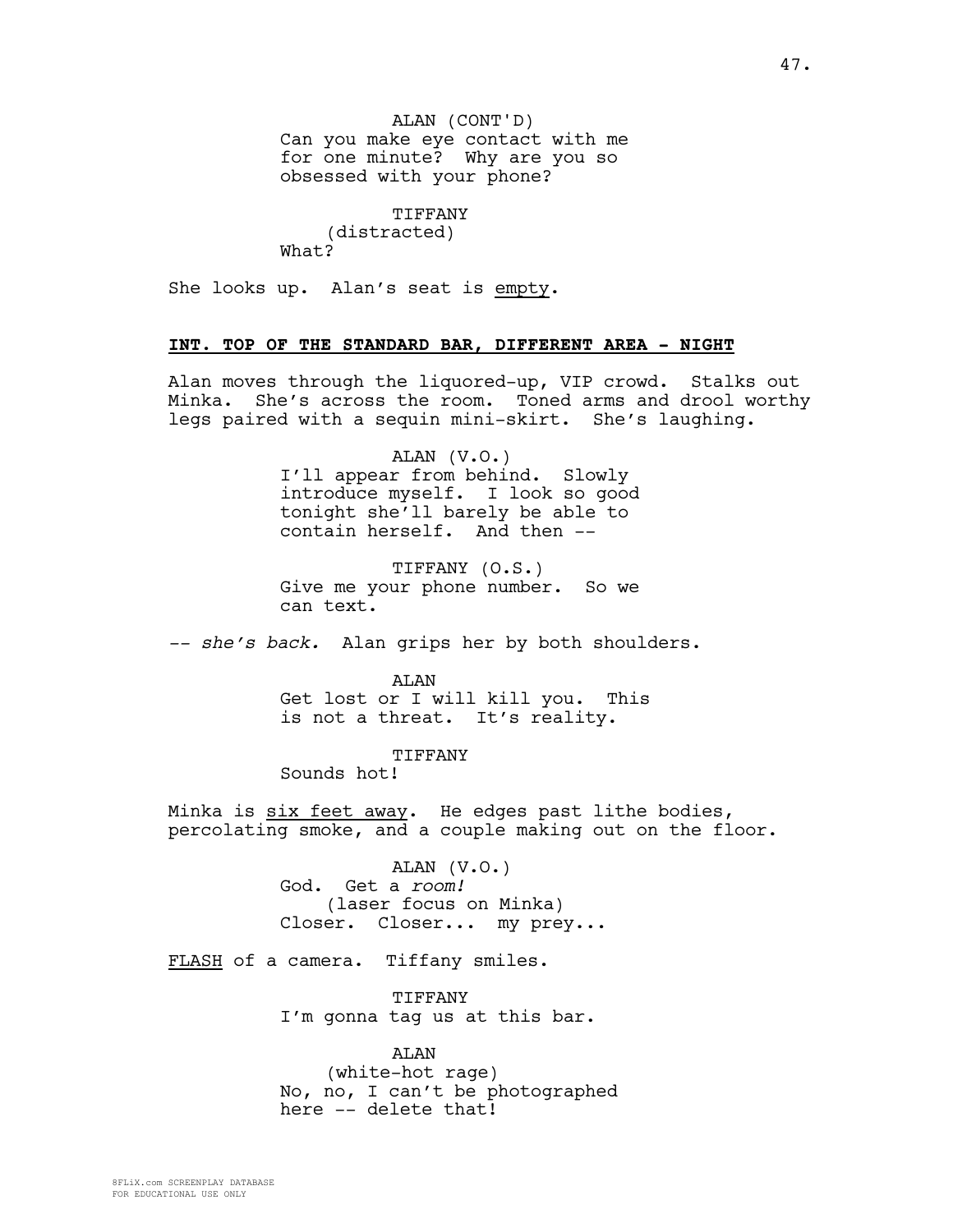ALAN (CONT'D)
Can you make eye contact with me for one minute? Why are you so obsessed with your phone?

TIFFANY
(distracted)
What?

She looks up. Alan's seat is empty.

**INT. TOP OF THE STANDARD BAR, DIFFERENT AREA - NIGHT**

Alan moves through the liquored-up, VIP crowd. Stalks out Minka. She's across the room. Toned arms and drool worthy legs paired with a sequin mini-skirt. She's laughing.

ALAN (V.O.)
I'll appear from behind. Slowly introduce myself. I look so good tonight she'll barely be able to contain herself. And then --

TIFFANY (O.S.)
Give me your phone number. So we can text.

-- *she's back.* Alan grips her by both shoulders.

ALAN
Get lost or I will kill you. This is not a threat. It's reality.

TIFFANY
Sounds hot!

Minka is six feet away. He edges past lithe bodies, percolating smoke, and a couple making out on the floor.

ALAN (V.O.)
God. Get a *room!*
(laser focus on Minka)
Closer. Closer... my prey...

FLASH of a camera. Tiffany smiles.

TIFFANY
I'm gonna tag us at this bar.

ALAN
(white-hot rage)
No, no, I can't be photographed here -- delete that!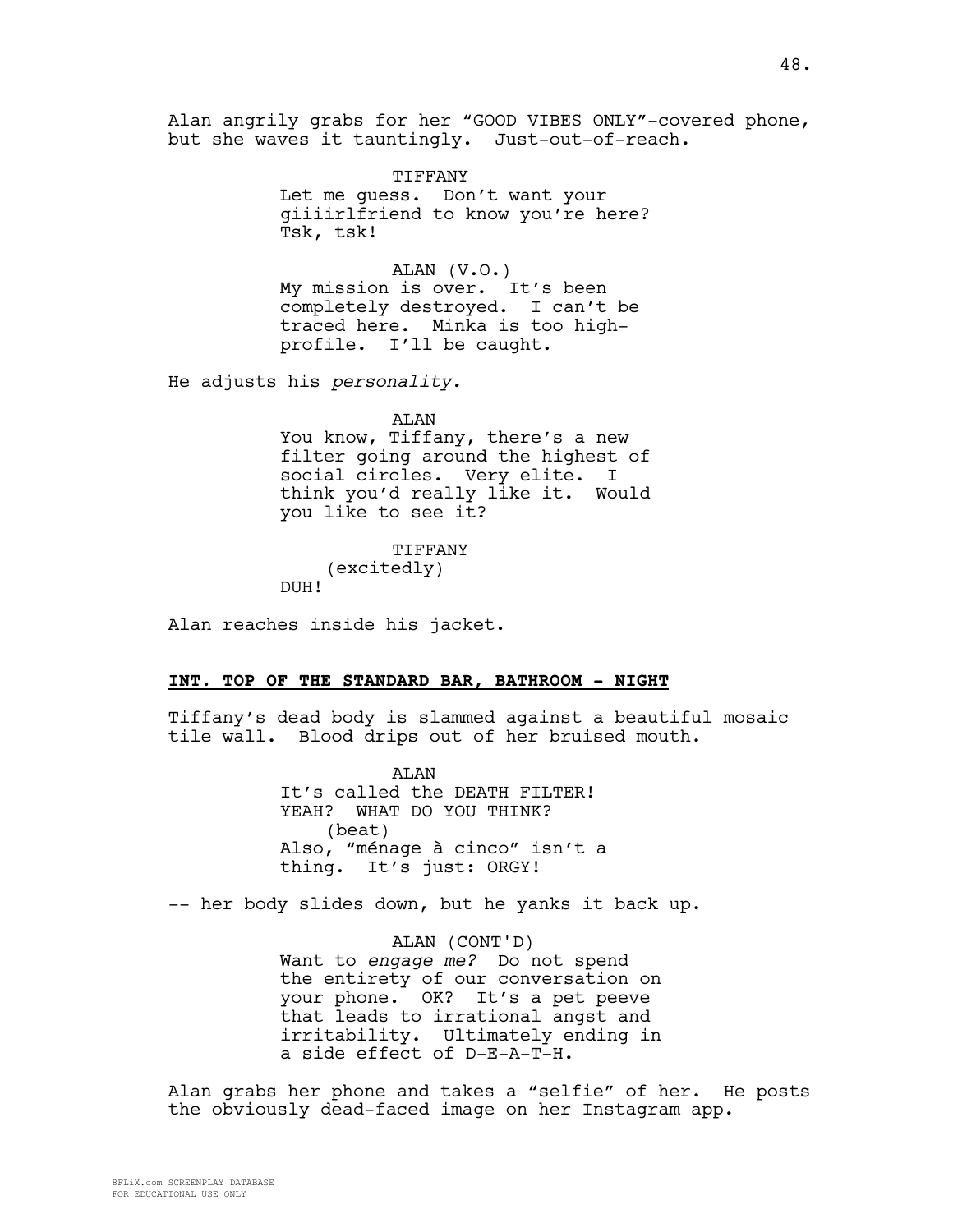Alan angrily grabs for her "GOOD VIBES ONLY"-covered phone, but she waves it tauntingly. Just-out-of-reach.

TIFFANY
Let me guess. Don't want your giiiirlfriend to know you're here? Tsk, tsk!

ALAN (V.O.)
My mission is over. It's been completely destroyed. I can't be traced here. Minka is too high-profile. I'll be caught.

He adjusts his *personality.*

ALAN
You know, Tiffany, there's a new filter going around the highest of social circles. Very elite. I think you'd really like it. Would you like to see it?

TIFFANY
(excitedly)
DUH!

Alan reaches inside his jacket.

**INT. TOP OF THE STANDARD BAR, BATHROOM - NIGHT**

Tiffany's dead body is slammed against a beautiful mosaic tile wall. Blood drips out of her bruised mouth.

ALAN
It's called the DEATH FILTER! YEAH? WHAT DO YOU THINK?
(beat)
Also, "ménage à cinco" isn't a thing. It's just: ORGY!

-- her body slides down, but he yanks it back up.

ALAN (CONT'D)
Want to *engage me?* Do not spend the entirety of our conversation on your phone. OK? It's a pet peeve that leads to irrational angst and irritability. Ultimately ending in a side effect of D-E-A-T-H.

Alan grabs her phone and takes a "selfie" of her. He posts the obviously dead-faced image on her Instagram app.

8FLiX.com SCREENPLAY DATABASE
FOR EDUCATIONAL USE ONLY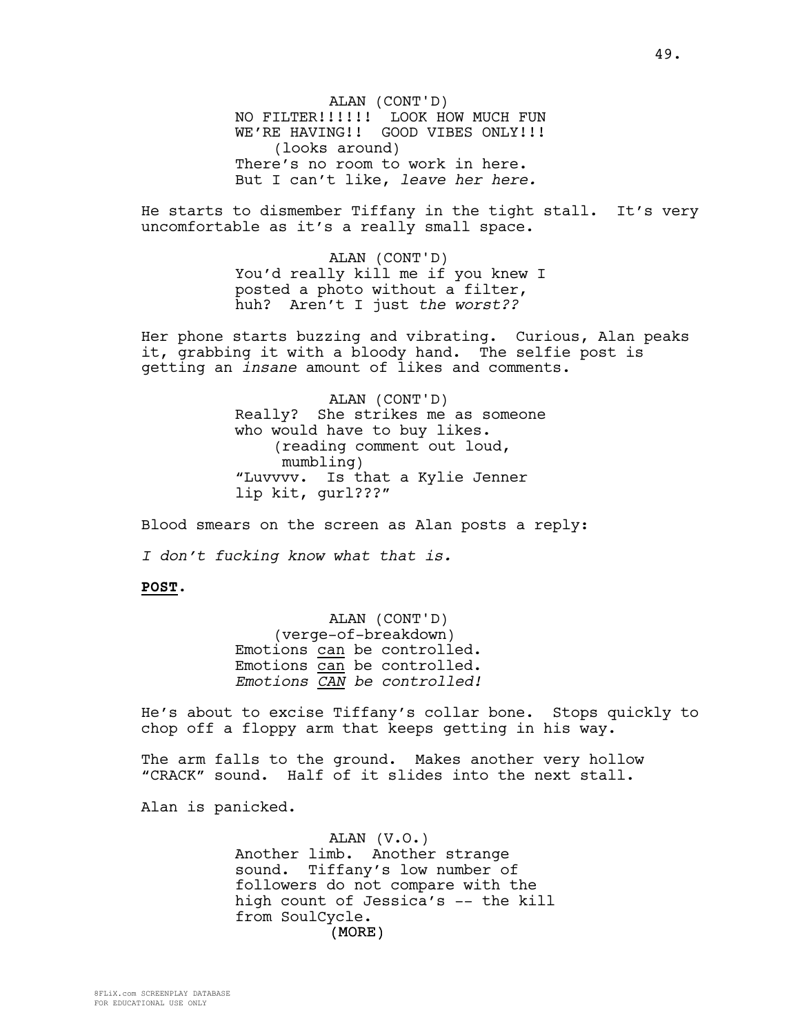ALAN (CONT'D)
NO FILTER!!!!!! LOOK HOW MUCH FUN WE'RE HAVING!! GOOD VIBES ONLY!!!
(looks around)
There's no room to work in here. But I can't like, *leave her here.*

He starts to dismember Tiffany in the tight stall. It's very uncomfortable as it's a really small space.

ALAN (CONT'D)
You'd really kill me if you knew I posted a photo without a filter, huh? Aren't I just *the worst??*

Her phone starts buzzing and vibrating. Curious, Alan peaks it, grabbing it with a bloody hand. The selfie post is getting an *insane* amount of likes and comments.

ALAN (CONT'D)
Really? She strikes me as someone who would have to buy likes.
(reading comment out loud, mumbling)
"Luvvvv. Is that a Kylie Jenner lip kit, gurl???"

Blood smears on the screen as Alan posts a reply:

*I don't fucking know what that is.*

**POST**.

ALAN (CONT'D)
(verge-of-breakdown)
Emotions can be controlled.
Emotions can be controlled.
*Emotions CAN be controlled!*

He's about to excise Tiffany's collar bone. Stops quickly to chop off a floppy arm that keeps getting in his way.

The arm falls to the ground. Makes another very hollow "CRACK" sound. Half of it slides into the next stall.

Alan is panicked.

ALAN (V.O.)
Another limb. Another strange sound. Tiffany's low number of followers do not compare with the high count of Jessica's -- the kill from SoulCycle.
(MORE)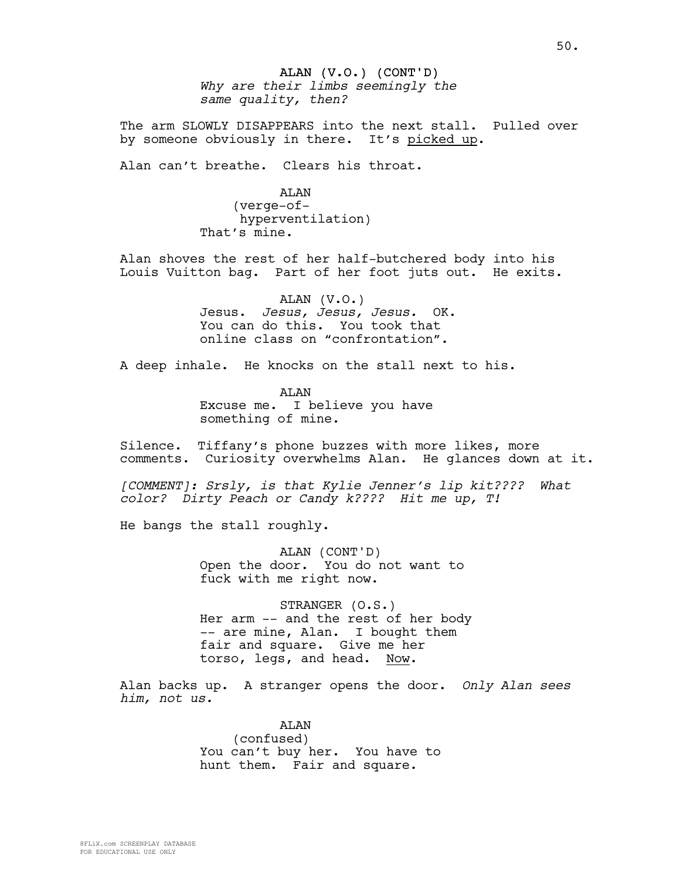ALAN (V.O.) (CONT'D)
*Why are their limbs seemingly the same quality, then?*

The arm SLOWLY DISAPPEARS into the next stall. Pulled over by someone obviously in there. It's <u>picked up</u>.

Alan can't breathe. Clears his throat.

ALAN
(verge-of-hyperventilation)
That's mine.

Alan shoves the rest of her half-butchered body into his Louis Vuitton bag. Part of her foot juts out. He exits.

ALAN (V.O.)
Jesus. *Jesus, Jesus, Jesus.* OK. You can do this. You took that online class on "confrontation".

A deep inhale. He knocks on the stall next to his.

ALAN
Excuse me. I believe you have something of mine.

Silence. Tiffany's phone buzzes with more likes, more comments. Curiosity overwhelms Alan. He glances down at it.

*[COMMENT]: Srsly, is that Kylie Jenner's lip kit???? What color? Dirty Peach or Candy k???? Hit me up, T!*

He bangs the stall roughly.

ALAN (CONT'D)
Open the door. You do not want to fuck with me right now.

STRANGER (O.S.)
Her arm -- and the rest of her body -- are mine, Alan. I bought them fair and square. Give me her torso, legs, and head. <u>Now</u>.

Alan backs up. A stranger opens the door. *Only Alan sees him, not us.*

ALAN
(confused)
You can't buy her. You have to hunt them. Fair and square.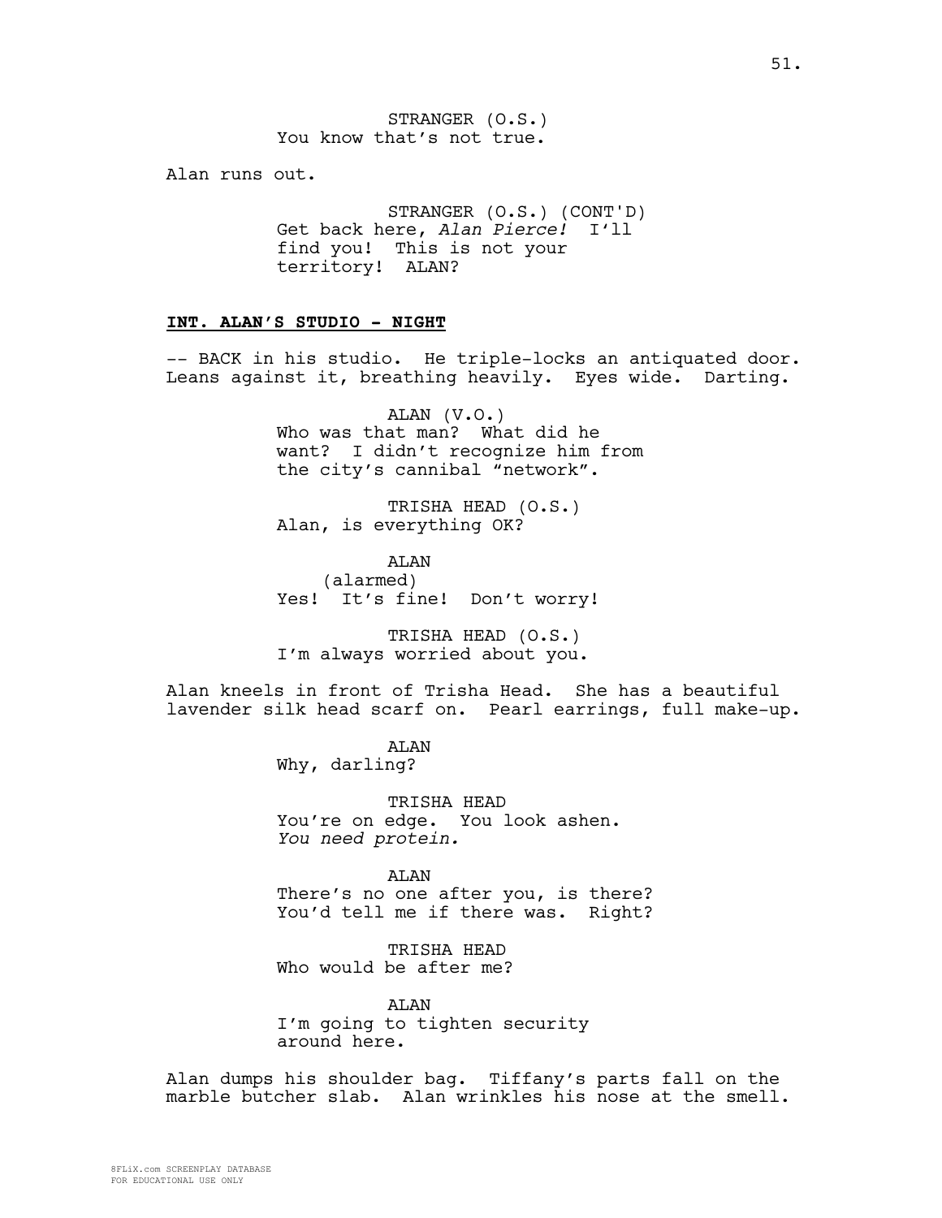STRANGER (O.S.)
You know that's not true.

Alan runs out.

STRANGER (O.S.) (CONT'D)
Get back here, *Alan Pierce!* I'll find you! This is not your territory! ALAN?

**INT. ALAN'S STUDIO - NIGHT**

-- BACK in his studio. He triple-locks an antiquated door. Leans against it, breathing heavily. Eyes wide. Darting.

ALAN (V.O.)
Who was that man? What did he want? I didn't recognize him from the city's cannibal "network".

TRISHA HEAD (O.S.)
Alan, is everything OK?

ALAN
(alarmed)
Yes! It's fine! Don't worry!

TRISHA HEAD (O.S.)
I'm always worried about you.

Alan kneels in front of Trisha Head. She has a beautiful lavender silk head scarf on. Pearl earrings, full make-up.

ALAN
Why, darling?

TRISHA HEAD
You're on edge. You look ashen. *You need protein.*

ALAN
There's no one after you, is there? You'd tell me if there was. Right?

TRISHA HEAD
Who would be after me?

ALAN
I'm going to tighten security around here.

Alan dumps his shoulder bag. Tiffany's parts fall on the marble butcher slab. Alan wrinkles his nose at the smell.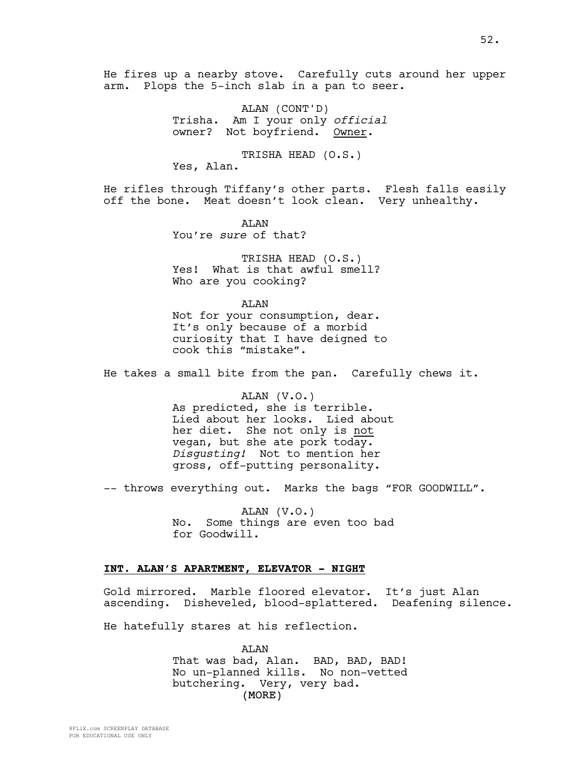He fires up a nearby stove. Carefully cuts around her upper arm. Plops the 5-inch slab in a pan to seer.

ALAN (CONT'D)
Trisha. Am I your only *official* owner? Not boyfriend. Owner.

TRISHA HEAD (O.S.)
Yes, Alan.

He rifles through Tiffany's other parts. Flesh falls easily off the bone. Meat doesn't look clean. Very unhealthy.

ALAN
You're *sure* of that?

TRISHA HEAD (O.S.)
Yes! What is that awful smell? Who are you cooking?

ALAN
Not for your consumption, dear. It's only because of a morbid curiosity that I have deigned to cook this "mistake".

He takes a small bite from the pan. Carefully chews it.

ALAN (V.O.)
As predicted, she is terrible. Lied about her looks. Lied about her diet. She not only is not vegan, but she ate pork today. *Disgusting!* Not to mention her gross, off-putting personality.

-- throws everything out. Marks the bags "FOR GOODWILL".

ALAN (V.O.)
No. Some things are even too bad for Goodwill.

**INT. ALAN'S APARTMENT, ELEVATOR - NIGHT**

Gold mirrored. Marble floored elevator. It's just Alan ascending. Disheveled, blood-splattered. Deafening silence.

He hatefully stares at his reflection.

ALAN
That was bad, Alan. BAD, BAD, BAD! No un-planned kills. No non-vetted butchering. Very, very bad.
(MORE)

8FLiX.com SCREENPLAY DATABASE
FOR EDUCATIONAL USE ONLY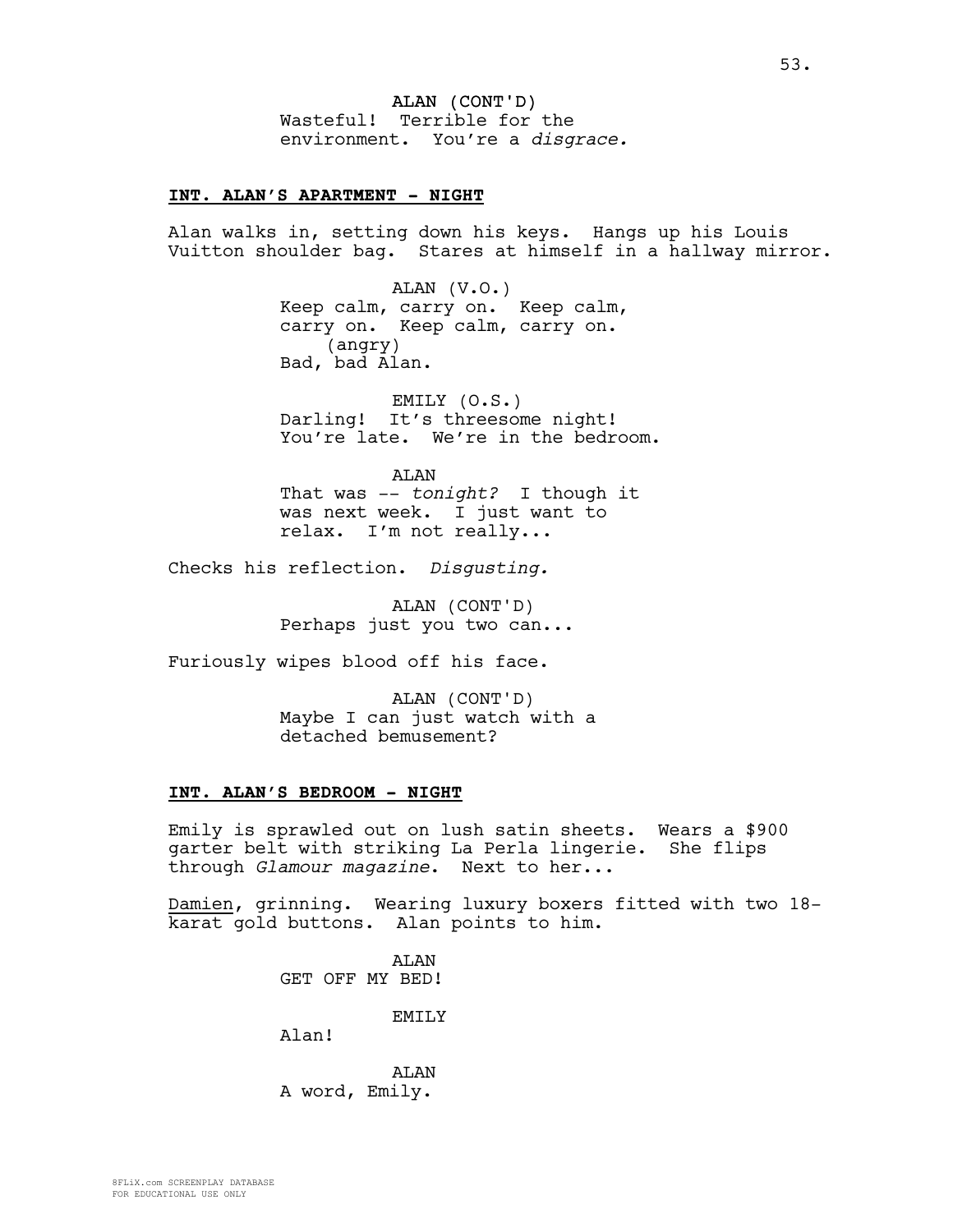ALAN (CONT'D)
Wasteful! Terrible for the environment. You're a *disgrace.*

**INT. ALAN'S APARTMENT - NIGHT**

Alan walks in, setting down his keys. Hangs up his Louis Vuitton shoulder bag. Stares at himself in a hallway mirror.

ALAN (V.O.)
Keep calm, carry on. Keep calm, carry on. Keep calm, carry on.
(angry)
Bad, bad Alan.

EMILY (O.S.)
Darling! It's threesome night! You're late. We're in the bedroom.

ALAN
That was -- *tonight?* I though it was next week. I just want to relax. I'm not really...

Checks his reflection. *Disgusting.*

ALAN (CONT'D)
Perhaps just you two can...

Furiously wipes blood off his face.

ALAN (CONT'D)
Maybe I can just watch with a detached bemusement?

**INT. ALAN'S BEDROOM - NIGHT**

Emily is sprawled out on lush satin sheets. Wears a $900 garter belt with striking La Perla lingerie. She flips through *Glamour magazine*. Next to her...

Damien, grinning. Wearing luxury boxers fitted with two 18-karat gold buttons. Alan points to him.

ALAN
GET OFF MY BED!

EMILY
Alan!

ALAN
A word, Emily.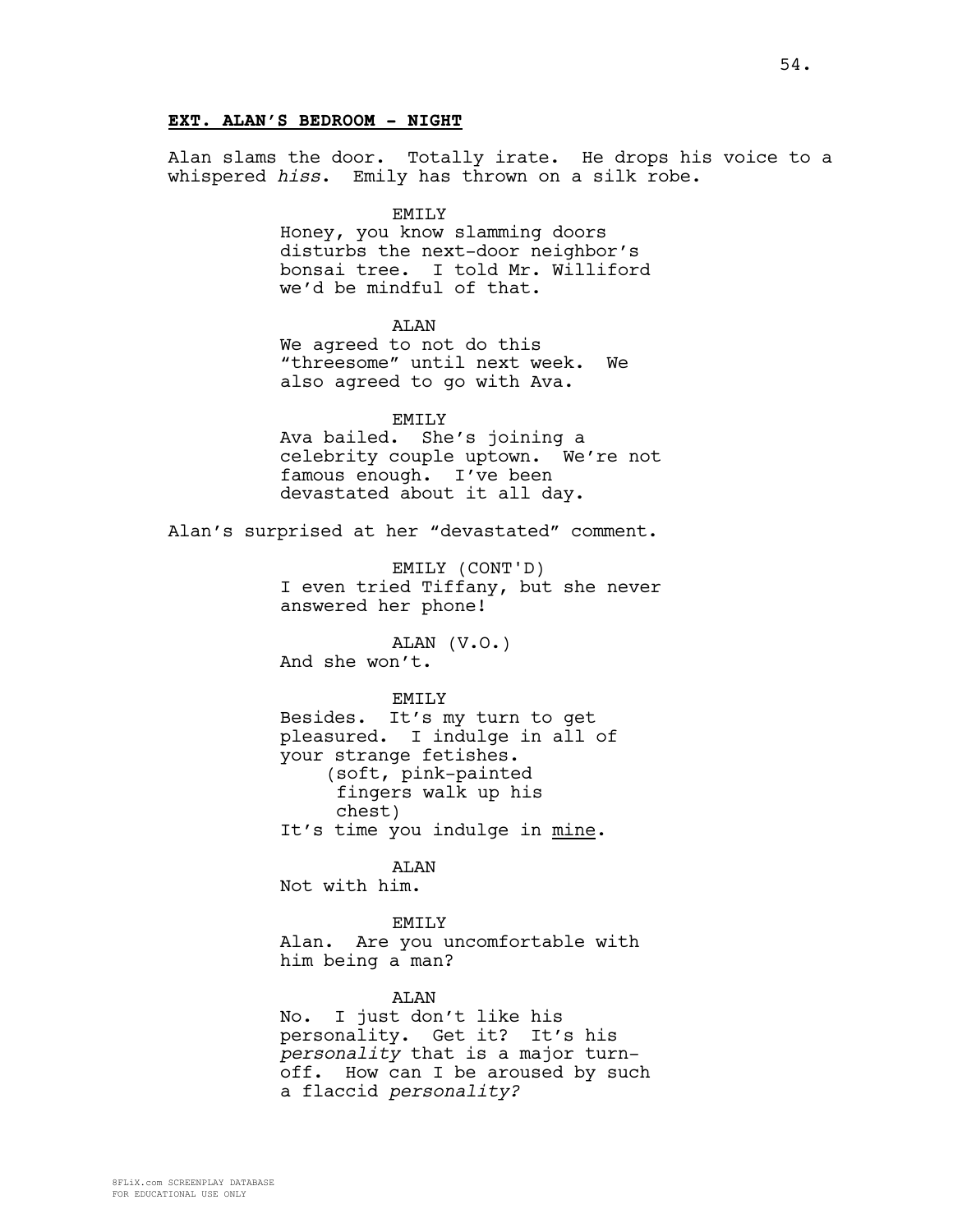**EXT. ALAN'S BEDROOM - NIGHT**

Alan slams the door. Totally irate. He drops his voice to a whispered *hiss*. Emily has thrown on a silk robe.

EMILY
Honey, you know slamming doors disturbs the next-door neighbor's bonsai tree. I told Mr. Williford we'd be mindful of that.

ALAN
We agreed to not do this "threesome" until next week. We also agreed to go with Ava.

EMILY
Ava bailed. She's joining a celebrity couple uptown. We're not famous enough. I've been devastated about it all day.

Alan's surprised at her "devastated" comment.

EMILY (CONT'D)
I even tried Tiffany, but she never answered her phone!

ALAN (V.O.)
And she won't.

EMILY
Besides. It's my turn to get pleasured. I indulge in all of your strange fetishes.
(soft, pink-painted fingers walk up his chest)
It's time you indulge in <u>mine</u>.

ALAN
Not with him.

EMILY
Alan. Are you uncomfortable with him being a man?

ALAN
No. I just don't like his personality. Get it? It's his *personality* that is a major turn-off. How can I be aroused by such a flaccid *personality?*

8FLiX.com SCREENPLAY DATABASE
FOR EDUCATIONAL USE ONLY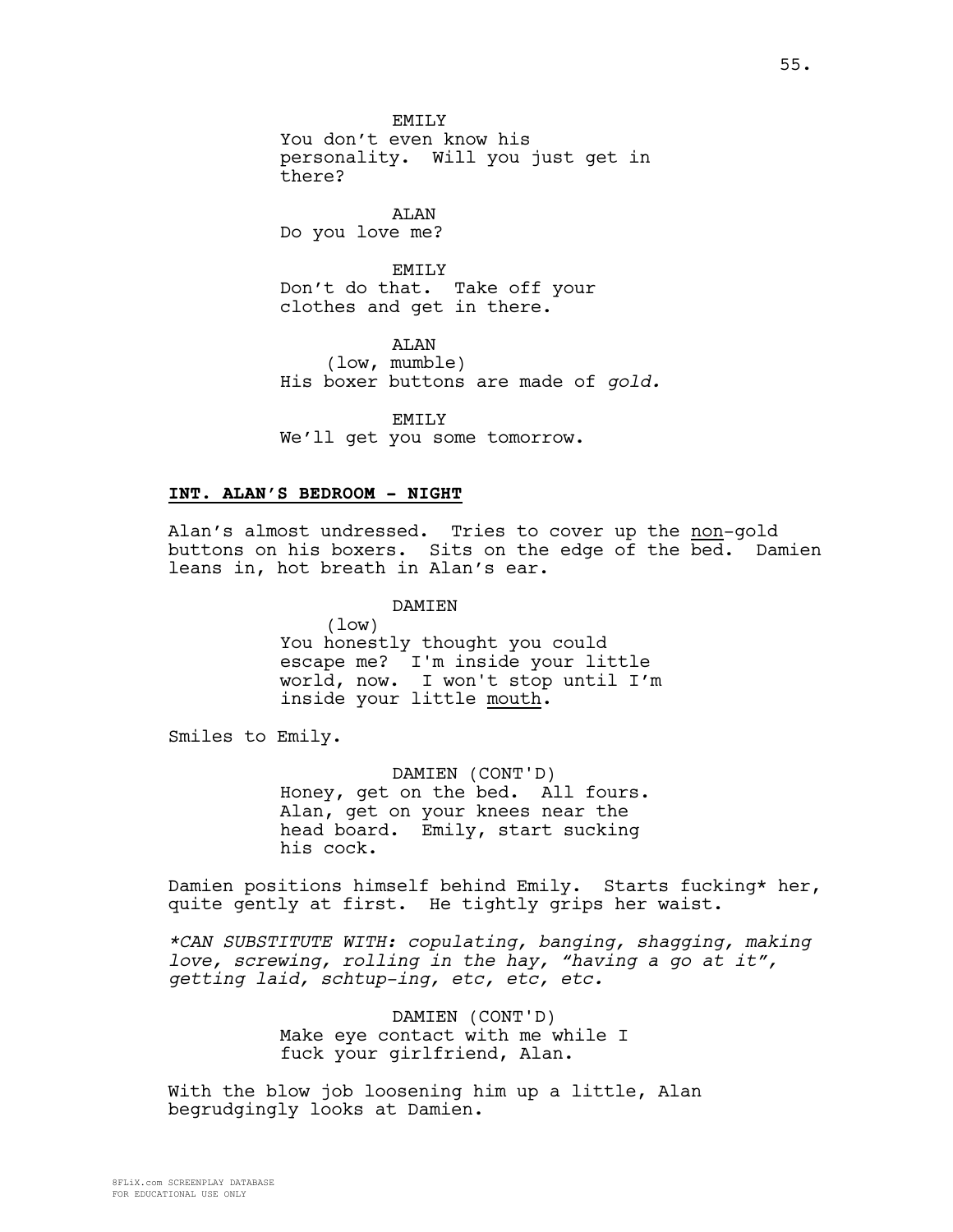EMILY
You don't even know his personality. Will you just get in there?

ALAN
Do you love me?

EMILY
Don't do that. Take off your clothes and get in there.

ALAN
(low, mumble)
His boxer buttons are made of *gold.*

EMILY
We'll get you some tomorrow.

**INT. ALAN'S BEDROOM - NIGHT**

Alan's almost undressed. Tries to cover up the non-gold buttons on his boxers. Sits on the edge of the bed. Damien leans in, hot breath in Alan's ear.

DAMIEN
(low)
You honestly thought you could escape me? I'm inside your little world, now. I won't stop until I'm inside your little mouth.

Smiles to Emily.

DAMIEN (CONT'D)
Honey, get on the bed. All fours. Alan, get on your knees near the head board. Emily, start sucking his cock.

Damien positions himself behind Emily. Starts fucking* her, quite gently at first. He tightly grips her waist.

**CAN SUBSTITUTE WITH: copulating, banging, shagging, making love, screwing, rolling in the hay, "having a go at it", getting laid, schtup-ing, etc, etc, etc.*

DAMIEN (CONT'D)
Make eye contact with me while I fuck your girlfriend, Alan.

With the blow job loosening him up a little, Alan begrudgingly looks at Damien.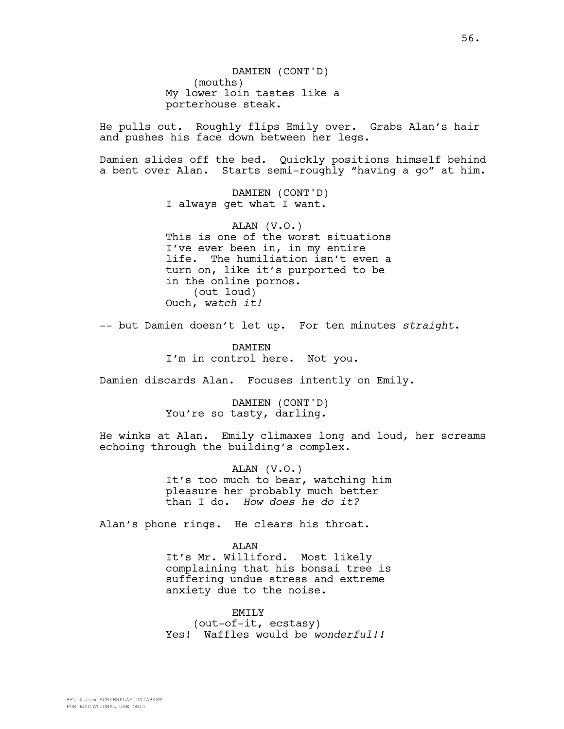DAMIEN (CONT'D)
(mouths)
My lower loin tastes like a porterhouse steak.

He pulls out. Roughly flips Emily over. Grabs Alan's hair and pushes his face down between her legs.

Damien slides off the bed. Quickly positions himself behind a bent over Alan. Starts semi-roughly "having a go" at him.

DAMIEN (CONT'D)
I always get what I want.

ALAN (V.O.)
This is one of the worst situations I've ever been in, in my entire life. The humiliation isn't even a turn on, like it's purported to be in the online pornos.
(out loud)
Ouch, *watch it!*

-- but Damien doesn't let up. For ten minutes *straight*.

DAMIEN
I'm in control here. Not you.

Damien discards Alan. Focuses intently on Emily.

DAMIEN (CONT'D)
You're so tasty, darling.

He winks at Alan. Emily climaxes long and loud, her screams echoing through the building's complex.

ALAN (V.O.)
It's too much to bear, watching him pleasure her probably much better than I do. *How does he do it?*

Alan's phone rings. He clears his throat.

ALAN
It's Mr. Williford. Most likely complaining that his bonsai tree is suffering undue stress and extreme anxiety due to the noise.

EMILY
(out-of-it, ecstasy)
Yes! Waffles would be *wonderful!!*

8FLiX.com SCREENPLAY DATABASE
FOR EDUCATIONAL USE ONLY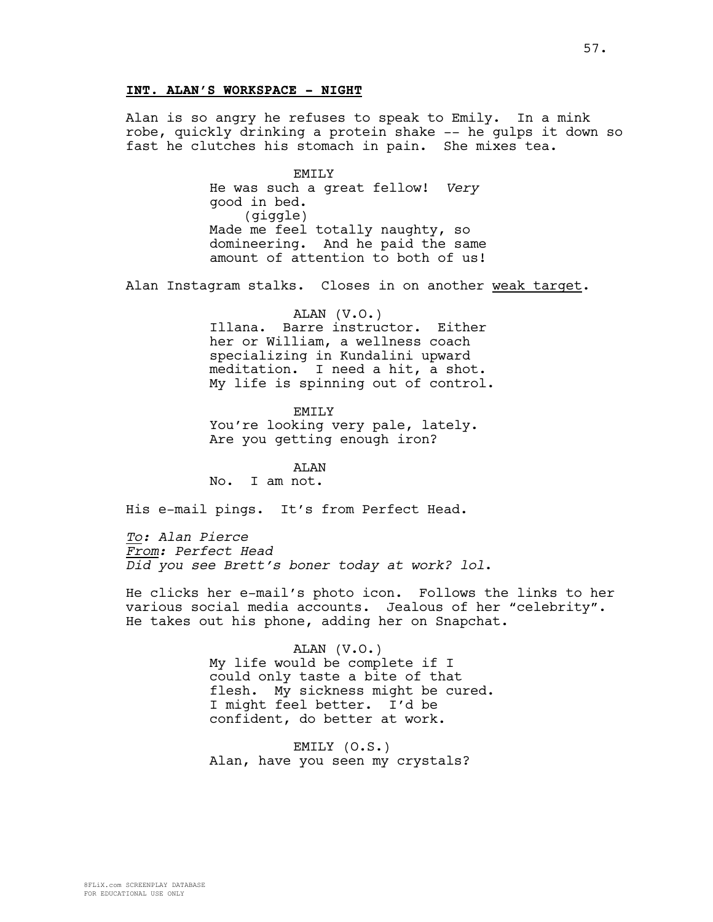**INT. ALAN'S WORKSPACE - NIGHT**

Alan is so angry he refuses to speak to Emily. In a mink robe, quickly drinking a protein shake -- he gulps it down so fast he clutches his stomach in pain. She mixes tea.

EMILY
He was such a great fellow! *Very* good in bed.
(giggle)
Made me feel totally naughty, so domineering. And he paid the same amount of attention to both of us!

Alan Instagram stalks. Closes in on another <u>weak target</u>.

ALAN (V.O.)
Illana. Barre instructor. Either her or William, a wellness coach specializing in Kundalini upward meditation. I need a hit, a shot. My life is spinning out of control.

EMILY
You're looking very pale, lately. Are you getting enough iron?

ALAN
No. I am not.

His e-mail pings. It's from Perfect Head.

*<u>To</u>: Alan Pierce*
*<u>From</u>: Perfect Head*
*Did you see Brett's boner today at work? lol.*

He clicks her e-mail's photo icon. Follows the links to her various social media accounts. Jealous of her "celebrity". He takes out his phone, adding her on Snapchat.

ALAN (V.O.)
My life would be complete if I could only taste a bite of that flesh. My sickness might be cured. I might feel better. I'd be confident, do better at work.

EMILY (O.S.)
Alan, have you seen my crystals?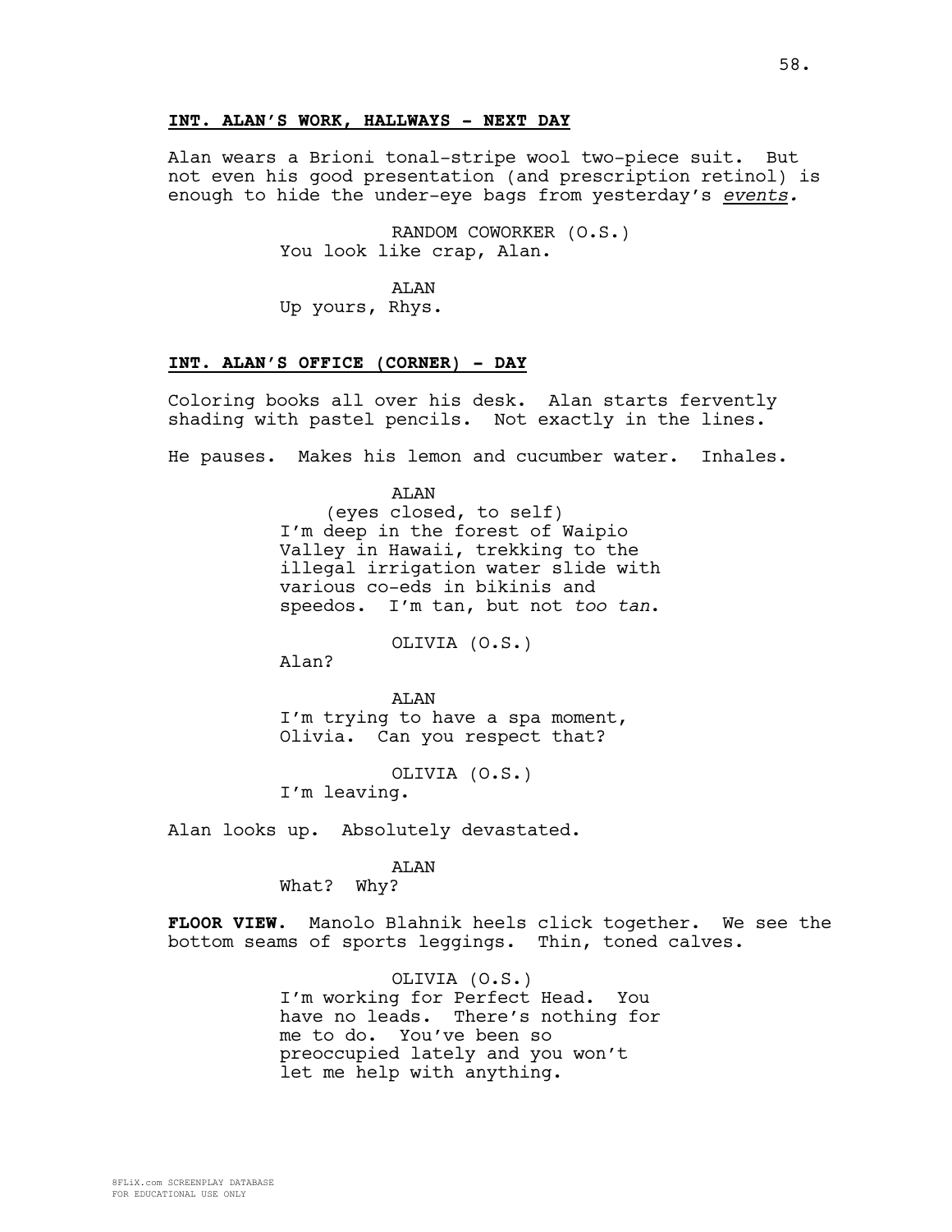**INT. ALAN'S WORK, HALLWAYS - NEXT DAY**

Alan wears a Brioni tonal-stripe wool two-piece suit. But not even his good presentation (and prescription retinol) is enough to hide the under-eye bags from yesterday's *events.*

RANDOM COWORKER (O.S.)
You look like crap, Alan.

ALAN
Up yours, Rhys.

**INT. ALAN'S OFFICE (CORNER) - DAY**

Coloring books all over his desk. Alan starts fervently shading with pastel pencils. Not exactly in the lines.

He pauses. Makes his lemon and cucumber water. Inhales.

ALAN
(eyes closed, to self)
I'm deep in the forest of Waipio Valley in Hawaii, trekking to the illegal irrigation water slide with various co-eds in bikinis and speedos. I'm tan, but not *too tan*.

OLIVIA (O.S.)
Alan?

ALAN
I'm trying to have a spa moment, Olivia. Can you respect that?

OLIVIA (O.S.)
I'm leaving.

Alan looks up. Absolutely devastated.

ALAN
What? Why?

**FLOOR VIEW.** Manolo Blahnik heels click together. We see the bottom seams of sports leggings. Thin, toned calves.

OLIVIA (O.S.)
I'm working for Perfect Head. You have no leads. There's nothing for me to do. You've been so preoccupied lately and you won't let me help with anything.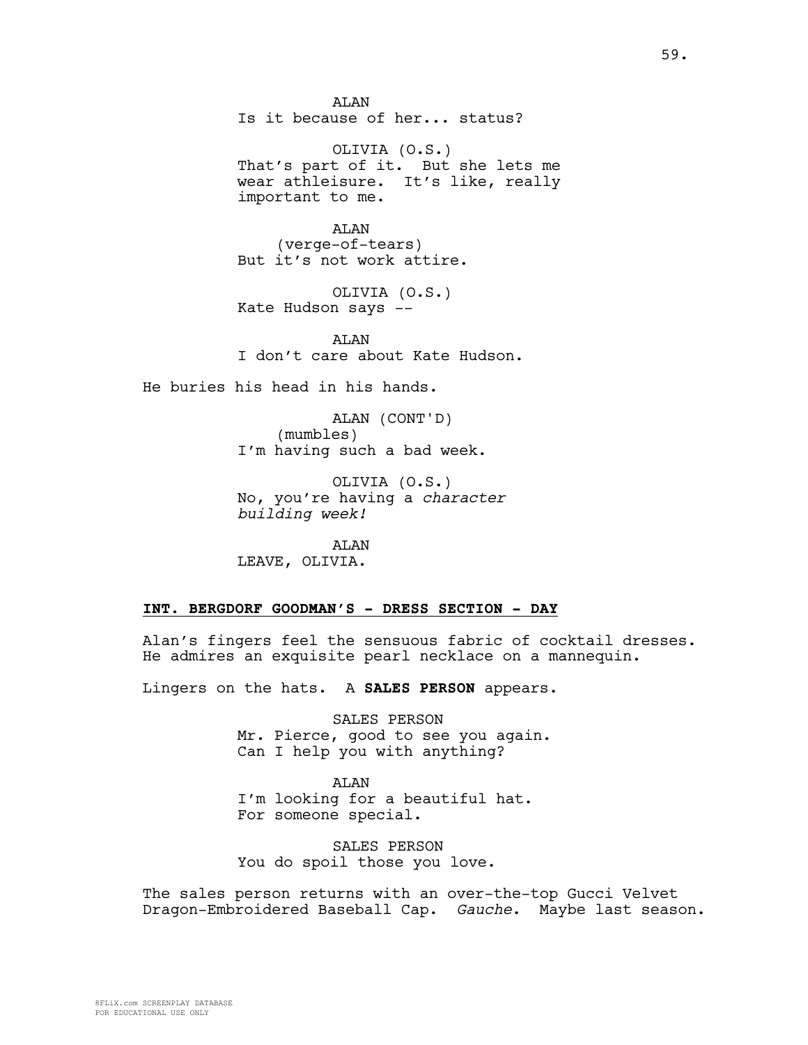ALAN
Is it because of her... status?

OLIVIA (O.S.)
That's part of it. But she lets me wear athleisure. It's like, really important to me.

ALAN
(verge-of-tears)
But it's not work attire.

OLIVIA (O.S.)
Kate Hudson says --

ALAN
I don't care about Kate Hudson.

He buries his head in his hands.

ALAN (CONT'D)
(mumbles)
I'm having such a bad week.

OLIVIA (O.S.)
No, you're having a *character building week!*

ALAN
LEAVE, OLIVIA.

**INT. BERGDORF GOODMAN'S - DRESS SECTION - DAY**

Alan's fingers feel the sensuous fabric of cocktail dresses. He admires an exquisite pearl necklace on a mannequin.

Lingers on the hats. A **SALES PERSON** appears.

SALES PERSON
Mr. Pierce, good to see you again. Can I help you with anything?

ALAN
I'm looking for a beautiful hat. For someone special.

SALES PERSON
You do spoil those you love.

The sales person returns with an over-the-top Gucci Velvet Dragon-Embroidered Baseball Cap. *Gauche*. Maybe last season.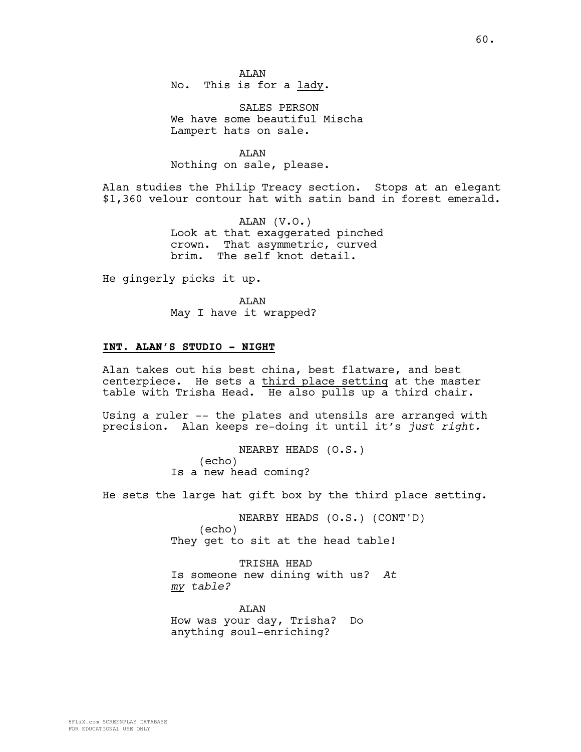ALAN
No. This is for a <u>lady</u>.

SALES PERSON
We have some beautiful Mischa Lampert hats on sale.

ALAN
Nothing on sale, please.

Alan studies the Philip Treacy section. Stops at an elegant $1,360 velour contour hat with satin band in forest emerald.

ALAN (V.O.)
Look at that exaggerated pinched crown. That asymmetric, curved brim. The self knot detail.

He gingerly picks it up.

ALAN
May I have it wrapped?

**<u>INT. ALAN'S STUDIO - NIGHT</u>**

Alan takes out his best china, best flatware, and best centerpiece. He sets a <u>third place setting</u> at the master table with Trisha Head. He also pulls up a third chair.

Using a ruler -- the plates and utensils are arranged with precision. Alan keeps re-doing it until it's *just right.*

NEARBY HEADS (O.S.)
(echo)
Is a new head coming?

He sets the large hat gift box by the third place setting.

NEARBY HEADS (O.S.) (CONT'D)
(echo)
They get to sit at the head table!

TRISHA HEAD
Is someone new dining with us? *At <u>my</u> table?*

ALAN
How was your day, Trisha? Do anything soul-enriching?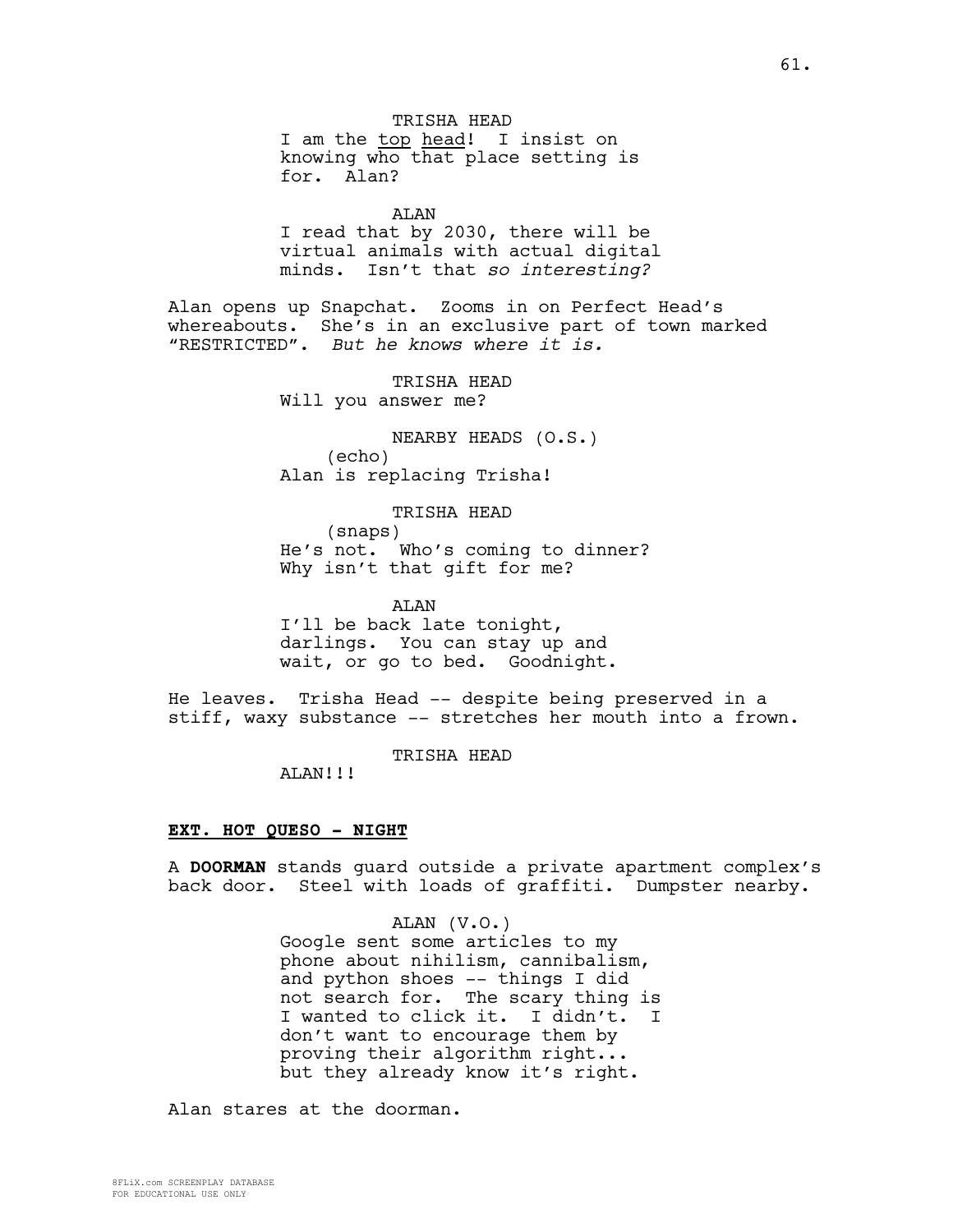TRISHA HEAD

I am the <u>top head</u>! I insist on knowing who that place setting is for. Alan?

ALAN

I read that by 2030, there will be virtual animals with actual digital minds. Isn't that *so interesting?*

Alan opens up Snapchat. Zooms in on Perfect Head's whereabouts. She's in an exclusive part of town marked "RESTRICTED". *But he knows where it is.*

TRISHA HEAD

Will you answer me?

NEARBY HEADS (O.S.)

(echo)

Alan is replacing Trisha!

TRISHA HEAD

(snaps)

He's not. Who's coming to dinner? Why isn't that gift for me?

ALAN

I'll be back late tonight, darlings. You can stay up and wait, or go to bed. Goodnight.

He leaves. Trisha Head -- despite being preserved in a stiff, waxy substance -- stretches her mouth into a frown.

TRISHA HEAD

ALAN!!!

**<u>EXT. HOT QUESO - NIGHT</u>**

A **DOORMAN** stands guard outside a private apartment complex's back door. Steel with loads of graffiti. Dumpster nearby.

ALAN (V.O.)

Google sent some articles to my phone about nihilism, cannibalism, and python shoes -- things I did not search for. The scary thing is I wanted to click it. I didn't. I don't want to encourage them by proving their algorithm right... but they already know it's right.

Alan stares at the doorman.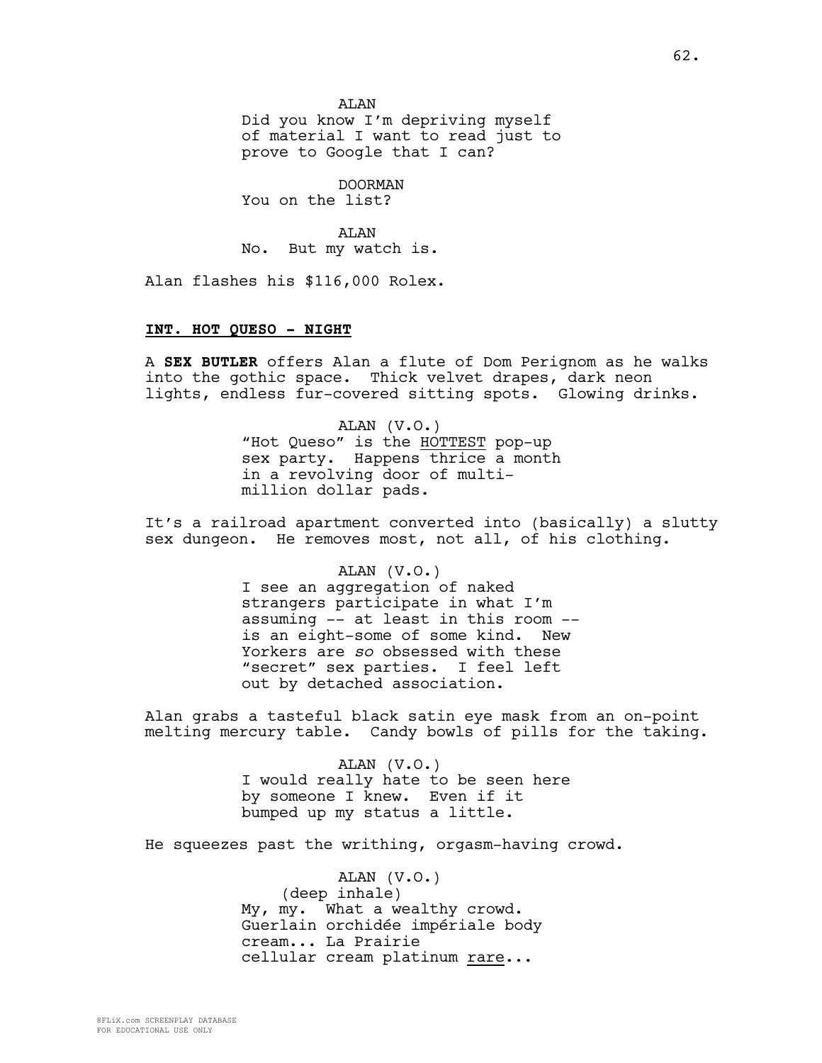ALAN
Did you know I'm depriving myself of material I want to read just to prove to Google that I can?

DOORMAN
You on the list?

ALAN
No. But my watch is.

Alan flashes his $116,000 Rolex.

**INT. HOT QUESO - NIGHT**

A **SEX BUTLER** offers Alan a flute of Dom Perignom as he walks into the gothic space. Thick velvet drapes, dark neon lights, endless fur-covered sitting spots. Glowing drinks.

ALAN (V.O.)
"Hot Queso" is the HOTTEST pop-up sex party. Happens thrice a month in a revolving door of multi-million dollar pads.

It's a railroad apartment converted into (basically) a slutty sex dungeon. He removes most, not all, of his clothing.

ALAN (V.O.)
I see an aggregation of naked strangers participate in what I'm assuming -- at least in this room -- is an eight-some of some kind. New Yorkers are *so* obsessed with these "secret" sex parties. I feel left out by detached association.

Alan grabs a tasteful black satin eye mask from an on-point melting mercury table. Candy bowls of pills for the taking.

ALAN (V.O.)
I would really hate to be seen here by someone I knew. Even if it bumped up my status a little.

He squeezes past the writhing, orgasm-having crowd.

ALAN (V.O.)
(deep inhale)
My, my. What a wealthy crowd. Guerlain orchidée impériale body cream... La Prairie cellular cream platinum rare...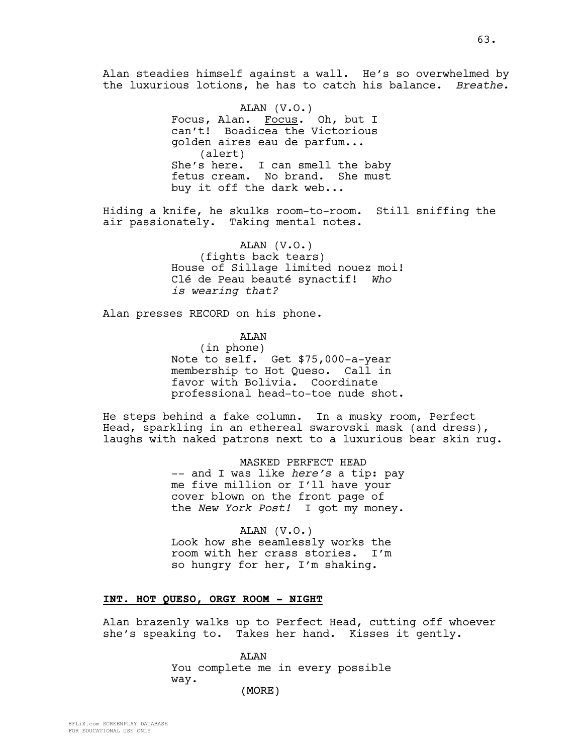Alan steadies himself against a wall. He's so overwhelmed by the luxurious lotions, he has to catch his balance. *Breathe.*

ALAN (V.O.)
Focus, Alan. Focus. Oh, but I can't! Boadicea the Victorious golden aires eau de parfum...
(alert)
She's here. I can smell the baby fetus cream. No brand. She must buy it off the dark web...

Hiding a knife, he skulks room-to-room. Still sniffing the air passionately. Taking mental notes.

ALAN (V.O.)
(fights back tears)
House of Sillage limited nouez moi! Clé de Peau beauté synactif! *Who is wearing that?*

Alan presses RECORD on his phone.

ALAN
(in phone)
Note to self. Get $75,000-a-year membership to Hot Queso. Call in favor with Bolivia. Coordinate professional head-to-toe nude shot.

He steps behind a fake column. In a musky room, Perfect Head, sparkling in an ethereal swarovski mask (and dress), laughs with naked patrons next to a luxurious bear skin rug.

MASKED PERFECT HEAD
-- and I was like *here's* a tip: pay me five million or I'll have your cover blown on the front page of the *New York Post!* I got my money.

ALAN (V.O.)
Look how she seamlessly works the room with her crass stories. I'm so hungry for her, I'm shaking.

**INT. HOT QUESO, ORGY ROOM - NIGHT**

Alan brazenly walks up to Perfect Head, cutting off whoever she's speaking to. Takes her hand. Kisses it gently.

ALAN
You complete me in every possible way.
(MORE)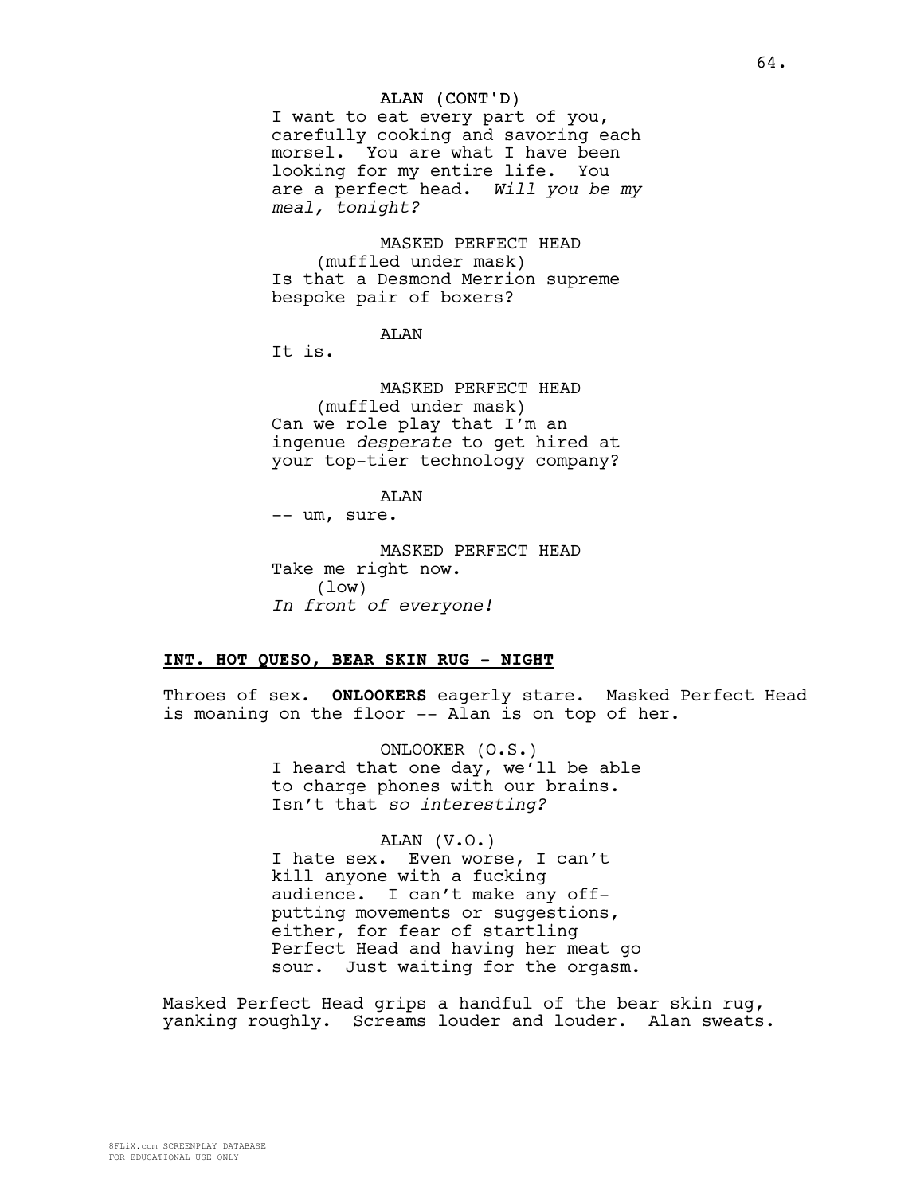ALAN (CONT'D)
I want to eat every part of you, carefully cooking and savoring each morsel. You are what I have been looking for my entire life. You are a perfect head. *Will you be my meal, tonight?*

MASKED PERFECT HEAD
(muffled under mask)
Is that a Desmond Merrion supreme bespoke pair of boxers?

ALAN
It is.

MASKED PERFECT HEAD
(muffled under mask)
Can we role play that I'm an ingenue *desperate* to get hired at your top-tier technology company?

ALAN
-- um, sure.

MASKED PERFECT HEAD
Take me right now.
(low)
*In front of everyone!*

**INT. HOT QUESO, BEAR SKIN RUG - NIGHT**

Throes of sex. **ONLOOKERS** eagerly stare. Masked Perfect Head is moaning on the floor -- Alan is on top of her.

ONLOOKER (O.S.)
I heard that one day, we'll be able to charge phones with our brains. Isn't that *so interesting?*

ALAN (V.O.)
I hate sex. Even worse, I can't kill anyone with a fucking audience. I can't make any off-putting movements or suggestions, either, for fear of startling Perfect Head and having her meat go sour. Just waiting for the orgasm.

Masked Perfect Head grips a handful of the bear skin rug, yanking roughly. Screams louder and louder. Alan sweats.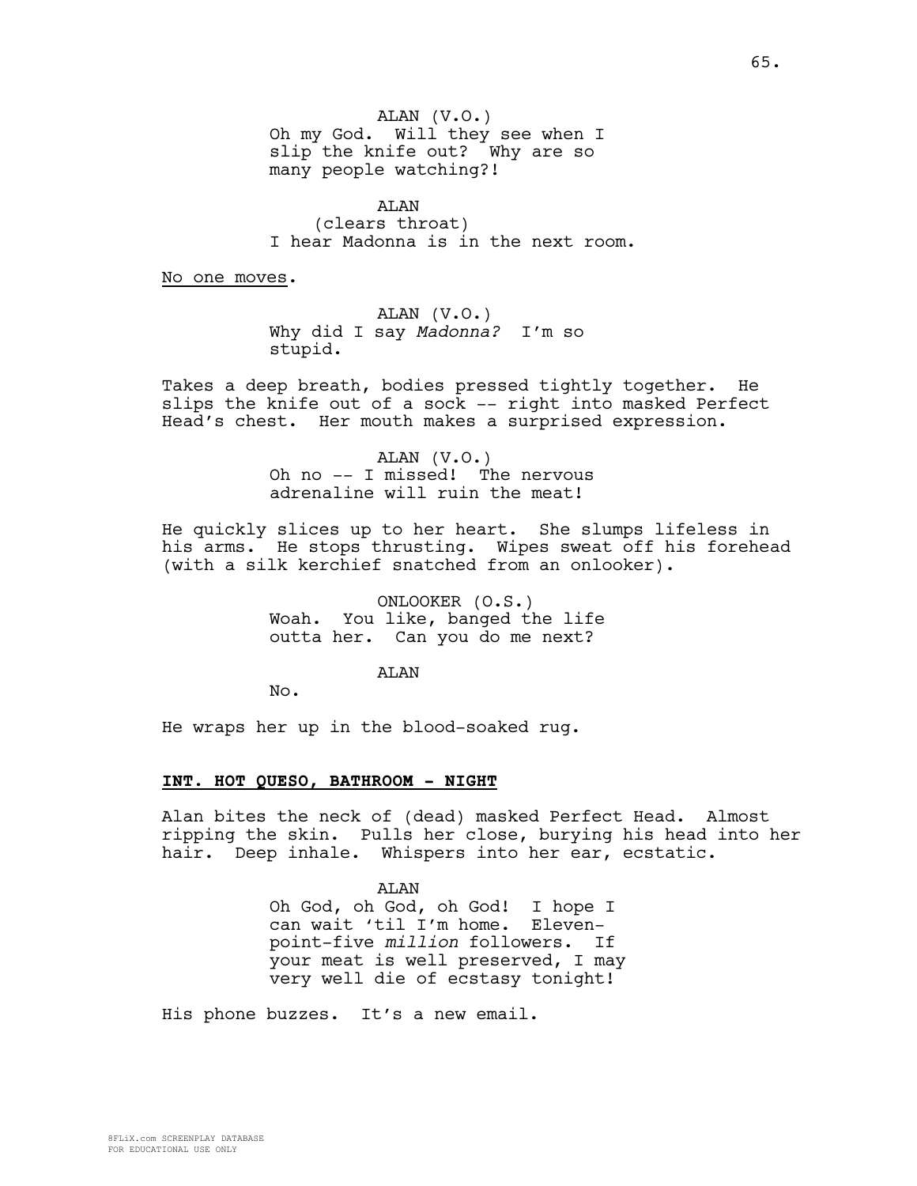ALAN (V.O.)
Oh my God. Will they see when I slip the knife out? Why are so many people watching?!

ALAN
(clears throat)
I hear Madonna is in the next room.

No one moves.

ALAN (V.O.)
Why did I say *Madonna?* I'm so stupid.

Takes a deep breath, bodies pressed tightly together. He slips the knife out of a sock -- right into masked Perfect Head's chest. Her mouth makes a surprised expression.

ALAN (V.O.)
Oh no -- I missed! The nervous adrenaline will ruin the meat!

He quickly slices up to her heart. She slumps lifeless in his arms. He stops thrusting. Wipes sweat off his forehead (with a silk kerchief snatched from an onlooker).

ONLOOKER (O.S.)
Woah. You like, banged the life outta her. Can you do me next?

ALAN
No.

He wraps her up in the blood-soaked rug.

**INT. HOT QUESO, BATHROOM - NIGHT**

Alan bites the neck of (dead) masked Perfect Head. Almost ripping the skin. Pulls her close, burying his head into her hair. Deep inhale. Whispers into her ear, ecstatic.

ALAN
Oh God, oh God, oh God! I hope I can wait 'til I'm home. Eleven-point-five *million* followers. If your meat is well preserved, I may very well die of ecstasy tonight!

His phone buzzes. It's a new email.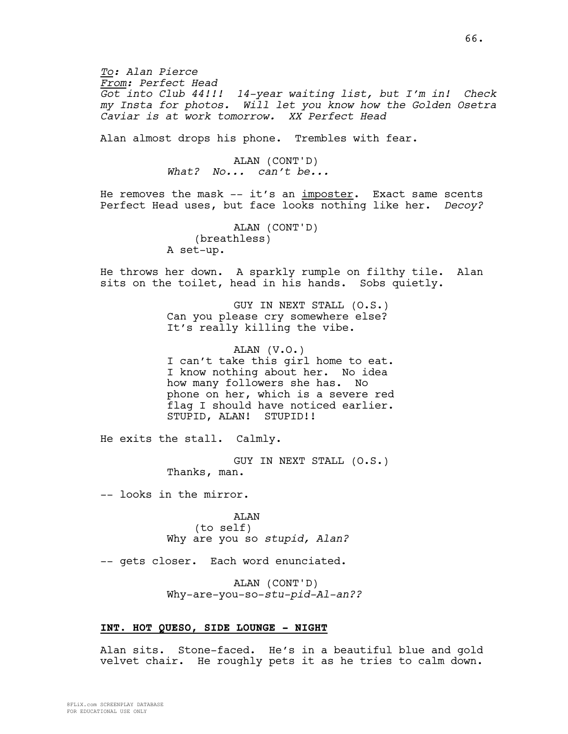*To: Alan Pierce*
*From: Perfect Head*
*Got into Club 44!!! 14-year waiting list, but I'm in! Check my Insta for photos. Will let you know how the Golden Osetra Caviar is at work tomorrow. XX Perfect Head*

Alan almost drops his phone. Trembles with fear.

ALAN (CONT'D)
*What? No... can't be...*

He removes the mask -- it's an imposter. Exact same scents Perfect Head uses, but face looks nothing like her. *Decoy?*

ALAN (CONT'D)
(breathless)
A set-up.

He throws her down. A sparkly rumple on filthy tile. Alan sits on the toilet, head in his hands. Sobs quietly.

GUY IN NEXT STALL (O.S.)
Can you please cry somewhere else? It's really killing the vibe.

ALAN (V.O.)
I can't take this girl home to eat. I know nothing about her. No idea how many followers she has. No phone on her, which is a severe red flag I should have noticed earlier. STUPID, ALAN! STUPID!!

He exits the stall. Calmly.

GUY IN NEXT STALL (O.S.)
Thanks, man.

-- looks in the mirror.

ALAN
(to self)
Why are you so *stupid, Alan?*

-- gets closer. Each word enunciated.

ALAN (CONT'D)
Why-are-you-so-*stu-pid-Al-an??*

**INT. HOT QUESO, SIDE LOUNGE - NIGHT**

Alan sits. Stone-faced. He's in a beautiful blue and gold velvet chair. He roughly pets it as he tries to calm down.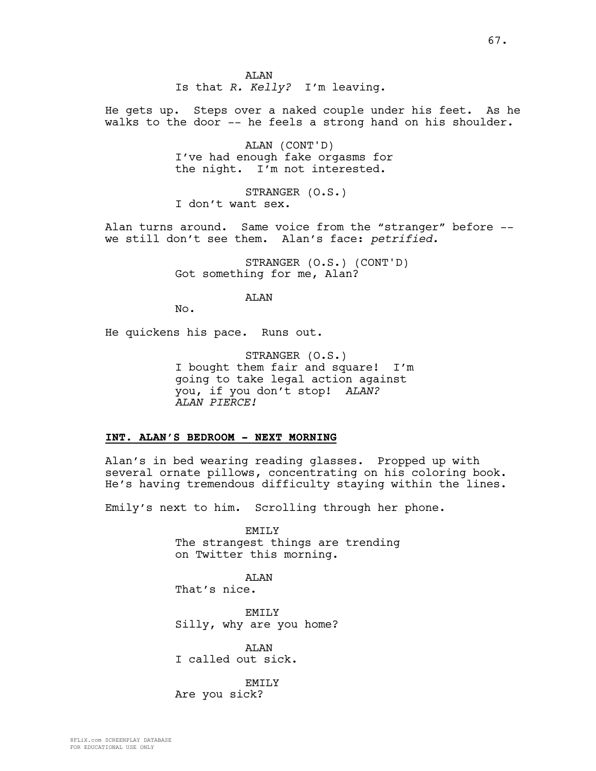ALAN
Is that *R. Kelly?* I'm leaving.

He gets up. Steps over a naked couple under his feet. As he walks to the door -- he feels a strong hand on his shoulder.

ALAN (CONT'D)
I've had enough fake orgasms for the night. I'm not interested.

STRANGER (O.S.)
I don't want sex.

Alan turns around. Same voice from the "stranger" before -- we still don't see them. Alan's face: *petrified.*

STRANGER (O.S.) (CONT'D)
Got something for me, Alan?

ALAN
No.

He quickens his pace. Runs out.

STRANGER (O.S.)
I bought them fair and square! I'm going to take legal action against you, if you don't stop! *ALAN? ALAN PIERCE!*

**INT. ALAN'S BEDROOM - NEXT MORNING**

Alan's in bed wearing reading glasses. Propped up with several ornate pillows, concentrating on his coloring book. He's having tremendous difficulty staying within the lines.

Emily's next to him. Scrolling through her phone.

EMILY
The strangest things are trending on Twitter this morning.

ALAN
That's nice.

EMILY
Silly, why are you home?

ALAN
I called out sick.

EMILY
Are you sick?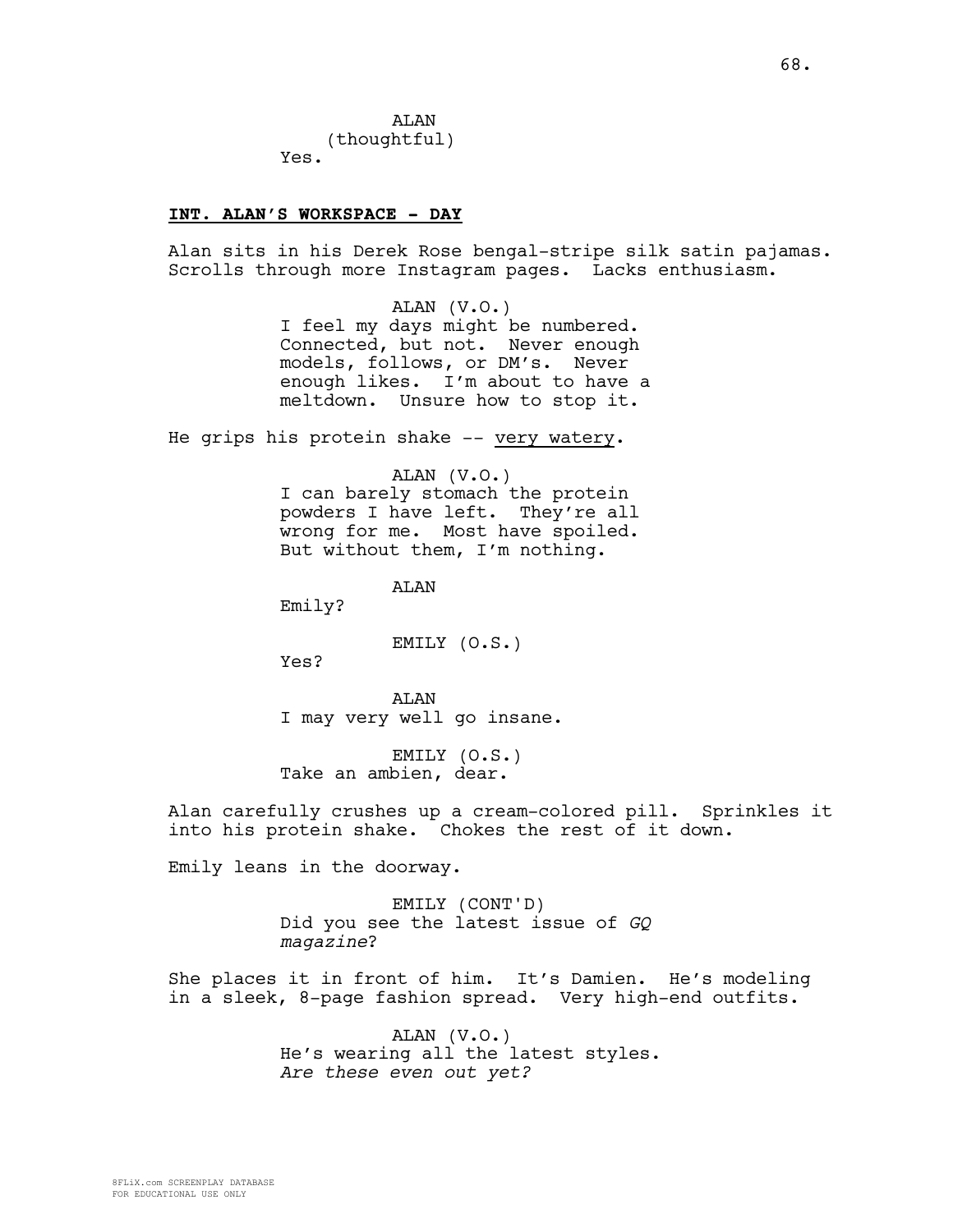ALAN
(thoughtful)
Yes.

**INT. ALAN'S WORKSPACE - DAY**

Alan sits in his Derek Rose bengal-stripe silk satin pajamas. Scrolls through more Instagram pages. Lacks enthusiasm.

ALAN (V.O.)
I feel my days might be numbered. Connected, but not. Never enough models, follows, or DM's. Never enough likes. I'm about to have a meltdown. Unsure how to stop it.

He grips his protein shake -- <u>very watery</u>.

ALAN (V.O.)
I can barely stomach the protein powders I have left. They're all wrong for me. Most have spoiled. But without them, I'm nothing.

ALAN
Emily?

EMILY (O.S.)
Yes?

ALAN
I may very well go insane.

EMILY (O.S.)
Take an ambien, dear.

Alan carefully crushes up a cream-colored pill. Sprinkles it into his protein shake. Chokes the rest of it down.

Emily leans in the doorway.

EMILY (CONT'D)
Did you see the latest issue of *GQ magazine*?

She places it in front of him. It's Damien. He's modeling in a sleek, 8-page fashion spread. Very high-end outfits.

ALAN (V.O.)
He's wearing all the latest styles.
*Are these even out yet?*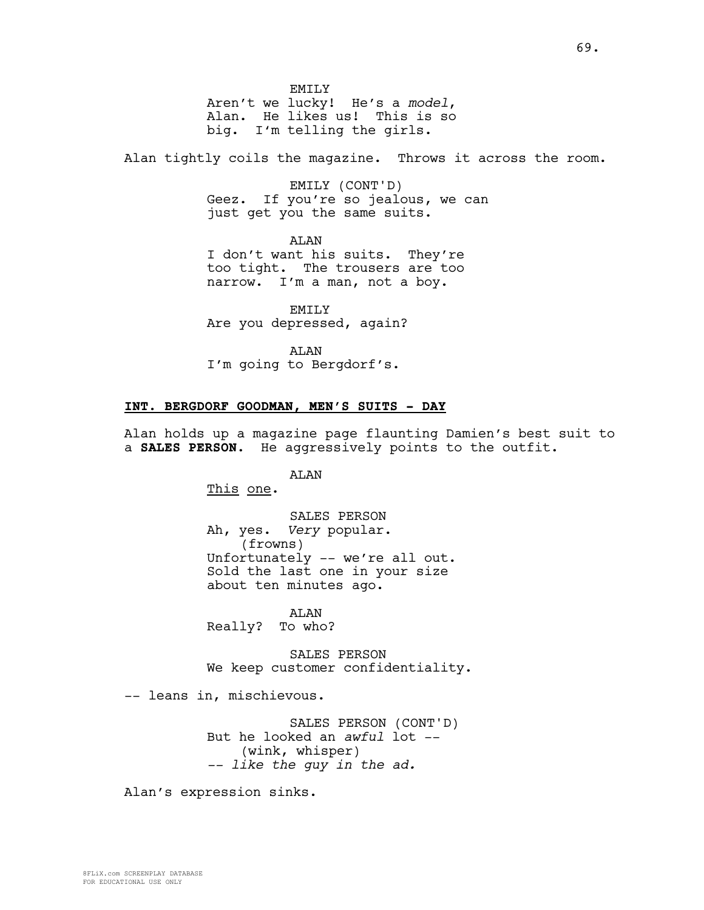EMILY
Aren't we lucky! He's a *model*, Alan. He likes us! This is so big. I'm telling the girls.

Alan tightly coils the magazine. Throws it across the room.

EMILY (CONT'D)
Geez. If you're so jealous, we can just get you the same suits.

ALAN
I don't want his suits. They're too tight. The trousers are too narrow. I'm a man, not a boy.

EMILY
Are you depressed, again?

ALAN
I'm going to Bergdorf's.

**INT. BERGDORF GOODMAN, MEN'S SUITS - DAY**

Alan holds up a magazine page flaunting Damien's best suit to a **SALES PERSON**. He aggressively points to the outfit.

ALAN
<u>This</u> <u>one</u>.

SALES PERSON
Ah, yes. *Very* popular.
(frowns)
Unfortunately -- we're all out. Sold the last one in your size about ten minutes ago.

ALAN
Really? To who?

SALES PERSON
We keep customer confidentiality.

-- leans in, mischievous.

SALES PERSON (CONT'D)
But he looked an *awful* lot --
(wink, whisper)
*-- like the guy in the ad.*

Alan's expression sinks.

8FLiX.com SCREENPLAY DATABASE
FOR EDUCATIONAL USE ONLY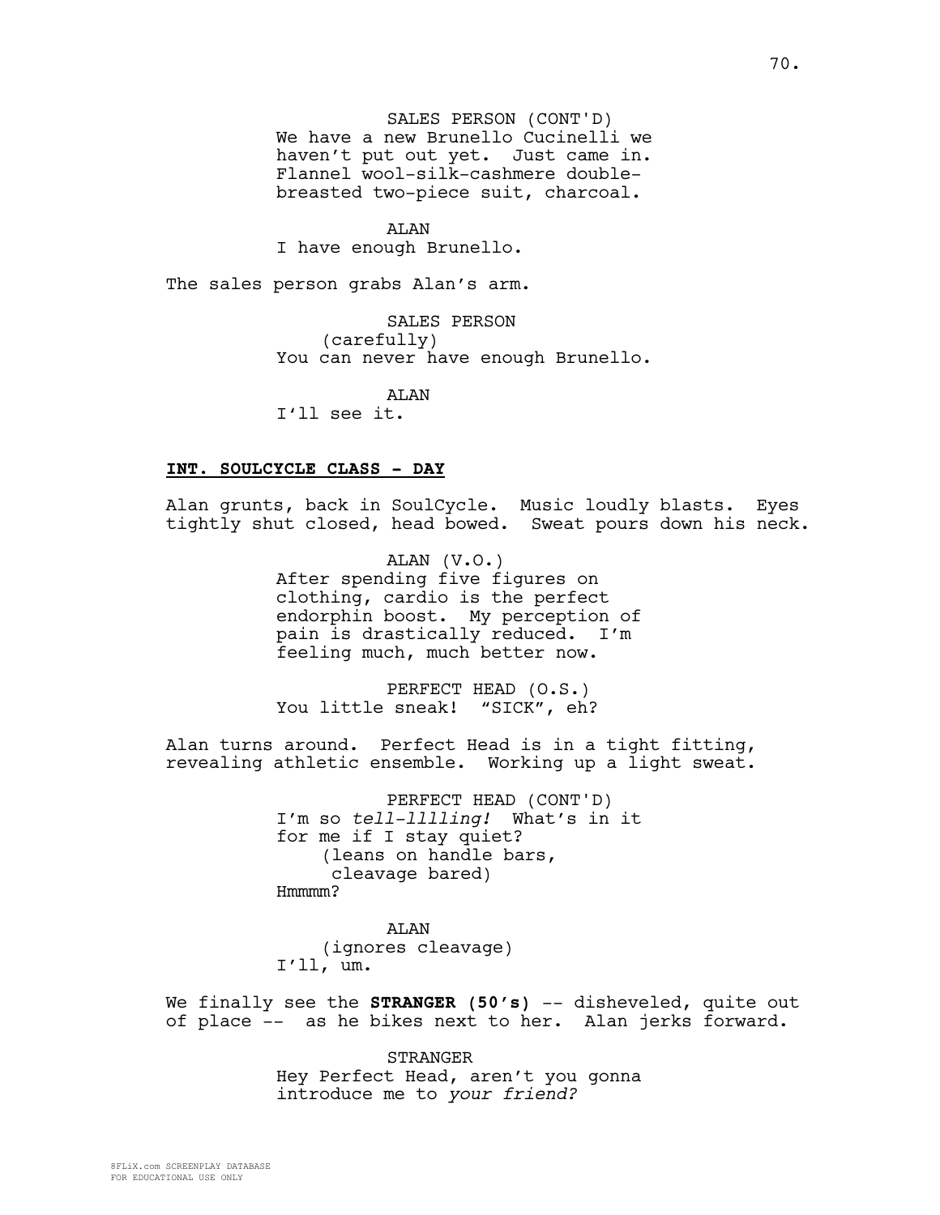SALES PERSON (CONT'D)
We have a new Brunello Cucinelli we haven't put out yet. Just came in. Flannel wool-silk-cashmere double-breasted two-piece suit, charcoal.

ALAN
I have enough Brunello.

The sales person grabs Alan's arm.

SALES PERSON
(carefully)
You can never have enough Brunello.

ALAN
I'll see it.

**INT. SOULCYCLE CLASS - DAY**

Alan grunts, back in SoulCycle. Music loudly blasts. Eyes tightly shut closed, head bowed. Sweat pours down his neck.

ALAN (V.O.)
After spending five figures on clothing, cardio is the perfect endorphin boost. My perception of pain is drastically reduced. I'm feeling much, much better now.

PERFECT HEAD (O.S.)
You little sneak! "SICK", eh?

Alan turns around. Perfect Head is in a tight fitting, revealing athletic ensemble. Working up a light sweat.

PERFECT HEAD (CONT'D)
I'm so *tell-lllling!* What's in it for me if I stay quiet?
(leans on handle bars, cleavage bared)
Hmmmm?

ALAN
(ignores cleavage)
I'll, um.

We finally see the **STRANGER (50's)** -- disheveled, quite out of place -- as he bikes next to her. Alan jerks forward.

STRANGER
Hey Perfect Head, aren't you gonna introduce me to *your friend?*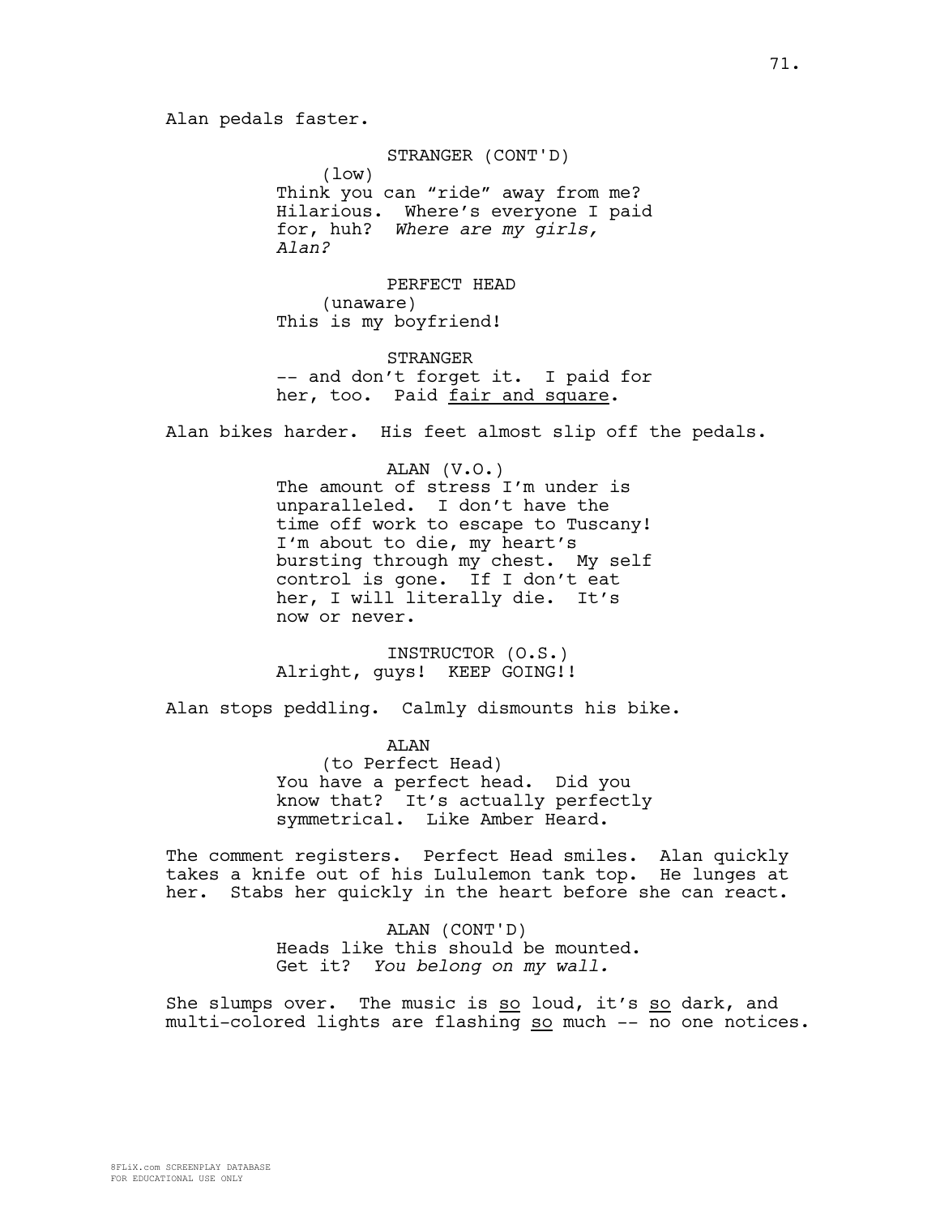Alan pedals faster.

STRANGER (CONT'D)
(low)
Think you can "ride" away from me? Hilarious. Where's everyone I paid for, huh? *Where are my girls, Alan?*

PERFECT HEAD
(unaware)
This is my boyfriend!

STRANGER
-- and don't forget it. I paid for her, too. Paid <u>fair and square</u>.

Alan bikes harder. His feet almost slip off the pedals.

ALAN (V.O.)
The amount of stress I'm under is unparalleled. I don't have the time off work to escape to Tuscany! I'm about to die, my heart's bursting through my chest. My self control is gone. If I don't eat her, I will literally die. It's now or never.

INSTRUCTOR (O.S.)
Alright, guys! KEEP GOING!!

Alan stops peddling. Calmly dismounts his bike.

ALAN
(to Perfect Head)
You have a perfect head. Did you know that? It's actually perfectly symmetrical. Like Amber Heard.

The comment registers. Perfect Head smiles. Alan quickly takes a knife out of his Lululemon tank top. He lunges at her. Stabs her quickly in the heart before she can react.

ALAN (CONT'D)
Heads like this should be mounted. Get it? *You belong on my wall.*

She slumps over. The music is <u>so</u> loud, it's <u>so</u> dark, and multi-colored lights are flashing <u>so</u> much -- no one notices.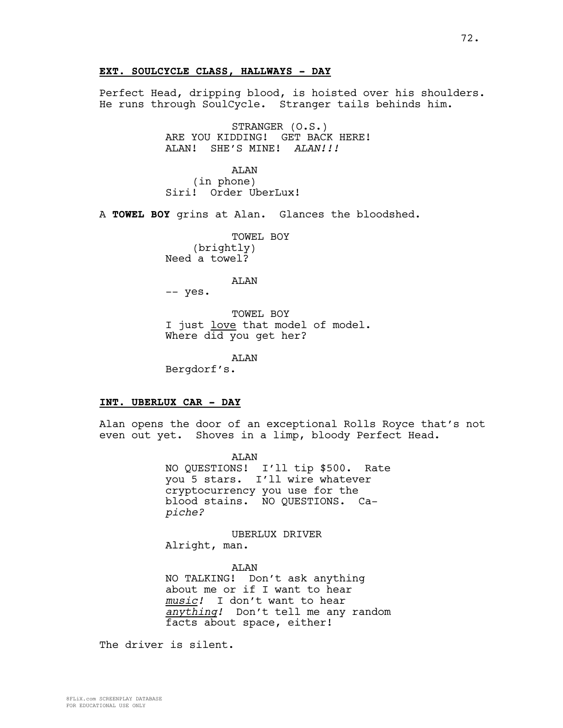**EXT. SOULCYCLE CLASS, HALLWAYS - DAY**

Perfect Head, dripping blood, is hoisted over his shoulders. He runs through SoulCycle. Stranger tails behinds him.

STRANGER (O.S.)
ARE YOU KIDDING! GET BACK HERE! ALAN! SHE'S MINE! *ALAN!!!*

ALAN
(in phone)
Siri! Order UberLux!

A **TOWEL BOY** grins at Alan. Glances the bloodshed.

TOWEL BOY
(brightly)
Need a towel?

ALAN
-- yes.

TOWEL BOY
I just <u>love</u> that model of model. Where did you get her?

ALAN
Bergdorf's.

**INT. UBERLUX CAR - DAY**

Alan opens the door of an exceptional Rolls Royce that's not even out yet. Shoves in a limp, bloody Perfect Head.

ALAN
NO QUESTIONS! I'll tip $500. Rate you 5 stars. I'll wire whatever cryptocurrency you use for the blood stains. NO QUESTIONS. Ca-*piche?*

UBERLUX DRIVER
Alright, man.

ALAN
NO TALKING! Don't ask anything about me or if I want to hear *<u>music</u>!* I don't want to hear *<u>anything</u>!* Don't tell me any random facts about space, either!

The driver is silent.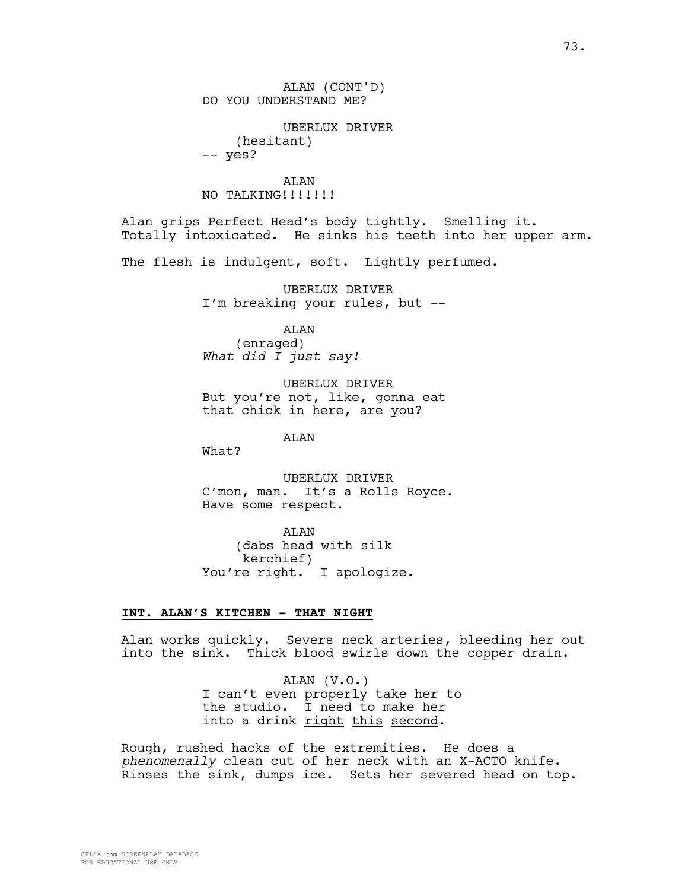ALAN (CONT'D)
DO YOU UNDERSTAND ME?

UBERLUX DRIVER
(hesitant)
-- yes?

ALAN
NO TALKING!!!!!!!

Alan grips Perfect Head's body tightly. Smelling it. Totally intoxicated. He sinks his teeth into her upper arm.

The flesh is indulgent, soft. Lightly perfumed.

UBERLUX DRIVER
I'm breaking your rules, but --

ALAN
(enraged)
*What did I just say!*

UBERLUX DRIVER
But you're not, like, gonna eat that chick in here, are you?

ALAN
What?

UBERLUX DRIVER
C'mon, man. It's a Rolls Royce. Have some respect.

ALAN
(dabs head with silk kerchief)
You're right. I apologize.

**INT. ALAN'S KITCHEN - THAT NIGHT**

Alan works quickly. Severs neck arteries, bleeding her out into the sink. Thick blood swirls down the copper drain.

ALAN (V.O.)
I can't even properly take her to the studio. I need to make her into a drink right this second.

Rough, rushed hacks of the extremities. He does a *phenomenally* clean cut of her neck with an X-ACTO knife. Rinses the sink, dumps ice. Sets her severed head on top.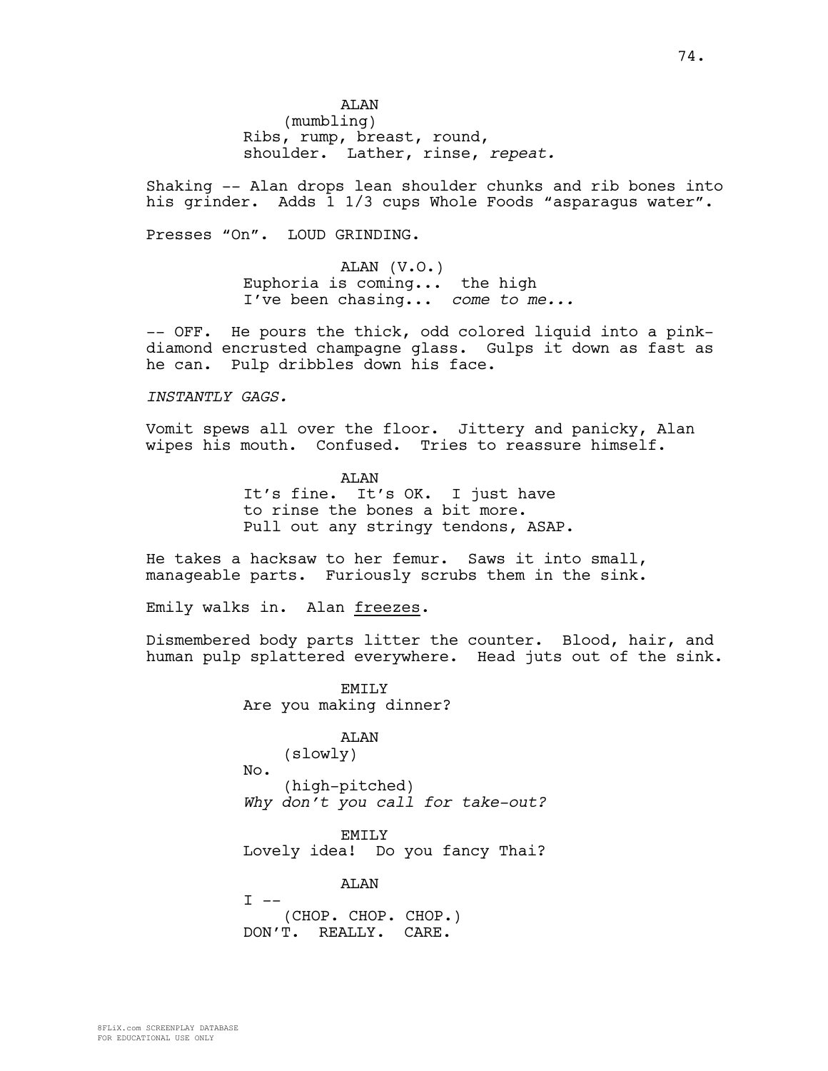ALAN
(mumbling)
Ribs, rump, breast, round, shoulder. Lather, rinse, *repeat.*

Shaking -- Alan drops lean shoulder chunks and rib bones into his grinder. Adds 1 1/3 cups Whole Foods "asparagus water".

Presses "On". LOUD GRINDING.

ALAN (V.O.)
Euphoria is coming... the high I've been chasing... *come to me...*

-- OFF. He pours the thick, odd colored liquid into a pink-diamond encrusted champagne glass. Gulps it down as fast as he can. Pulp dribbles down his face.

*INSTANTLY GAGS.*

Vomit spews all over the floor. Jittery and panicky, Alan wipes his mouth. Confused. Tries to reassure himself.

ALAN
It's fine. It's OK. I just have to rinse the bones a bit more. Pull out any stringy tendons, ASAP.

He takes a hacksaw to her femur. Saws it into small, manageable parts. Furiously scrubs them in the sink.

Emily walks in. Alan <u>freezes</u>.

Dismembered body parts litter the counter. Blood, hair, and human pulp splattered everywhere. Head juts out of the sink.

EMILY
Are you making dinner?

ALAN
(slowly)
No.
(high-pitched)
*Why don't you call for take-out?*

EMILY
Lovely idea! Do you fancy Thai?

ALAN
I --
(CHOP. CHOP. CHOP.)
DON'T. REALLY. CARE.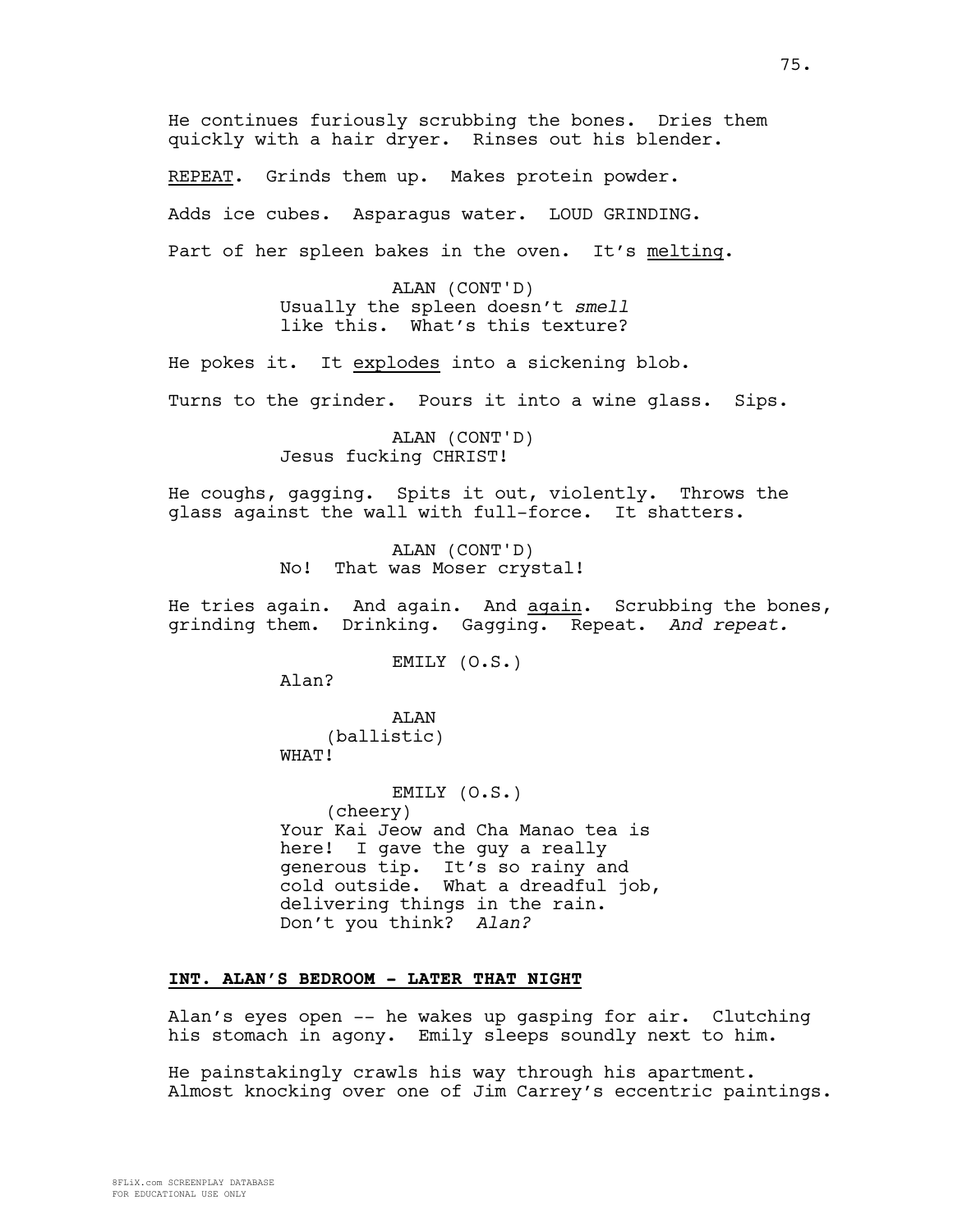He continues furiously scrubbing the bones. Dries them quickly with a hair dryer. Rinses out his blender.

REPEAT. Grinds them up. Makes protein powder.

Adds ice cubes. Asparagus water. LOUD GRINDING.

Part of her spleen bakes in the oven. It's melting.

ALAN (CONT'D)
Usually the spleen doesn't *smell* like this. What's this texture?

He pokes it. It explodes into a sickening blob.

Turns to the grinder. Pours it into a wine glass. Sips.

ALAN (CONT'D)
Jesus fucking CHRIST!

He coughs, gagging. Spits it out, violently. Throws the glass against the wall with full-force. It shatters.

ALAN (CONT'D)
No! That was Moser crystal!

He tries again. And again. And again. Scrubbing the bones, grinding them. Drinking. Gagging. Repeat. *And repeat.*

EMILY (O.S.)
Alan?

ALAN
(ballistic)
WHAT!

EMILY (O.S.)
(cheery)
Your Kai Jeow and Cha Manao tea is here! I gave the guy a really generous tip. It's so rainy and cold outside. What a dreadful job, delivering things in the rain. Don't you think? *Alan?*

**INT. ALAN'S BEDROOM - LATER THAT NIGHT**

Alan's eyes open -- he wakes up gasping for air. Clutching his stomach in agony. Emily sleeps soundly next to him.

He painstakingly crawls his way through his apartment. Almost knocking over one of Jim Carrey's eccentric paintings.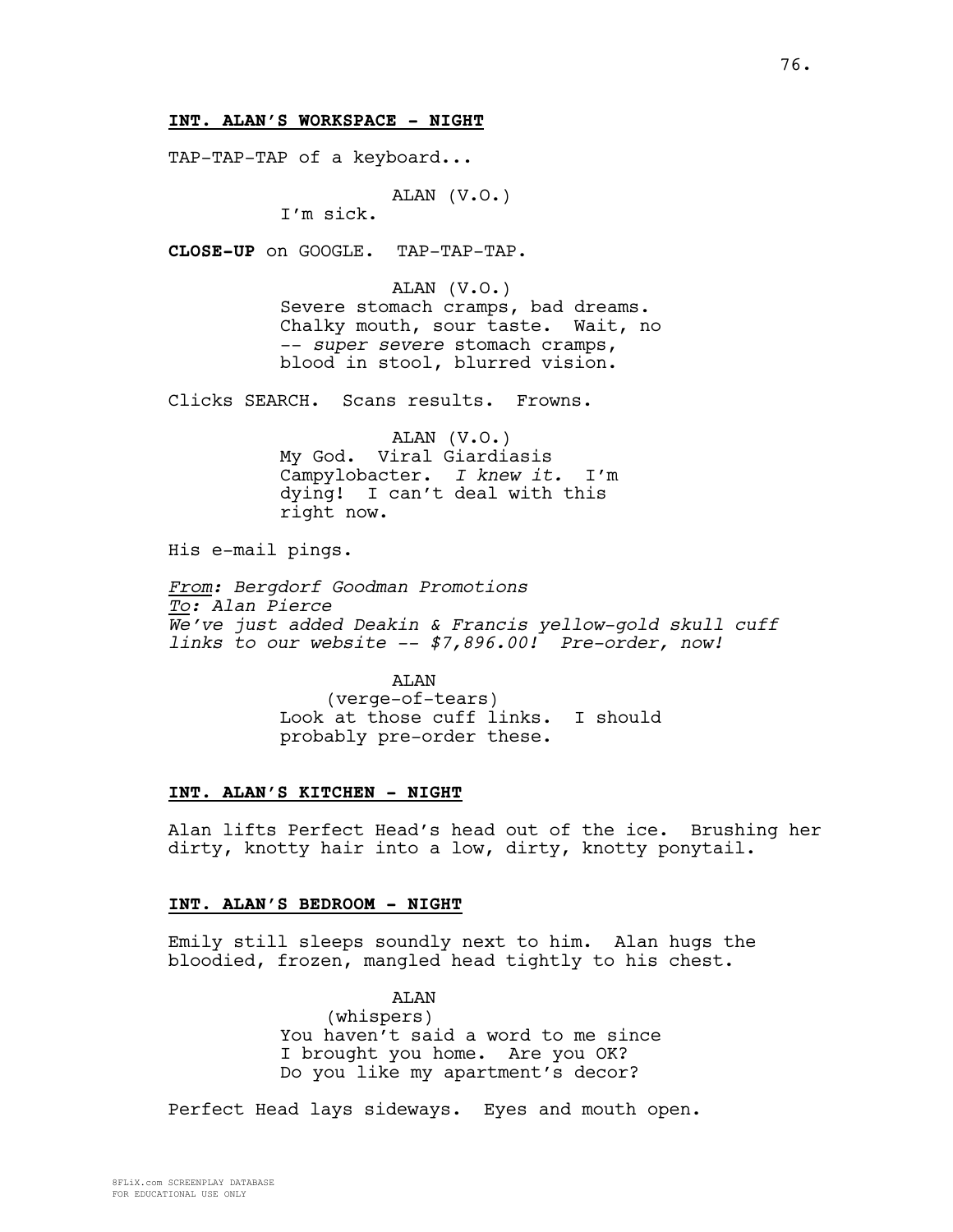**INT. ALAN'S WORKSPACE - NIGHT**

TAP-TAP-TAP of a keyboard...

ALAN (V.O.)
I'm sick.

**CLOSE-UP** on GOOGLE. TAP-TAP-TAP.

ALAN (V.O.)
Severe stomach cramps, bad dreams. Chalky mouth, sour taste. Wait, no -- *super severe* stomach cramps, blood in stool, blurred vision.

Clicks SEARCH. Scans results. Frowns.

ALAN (V.O.)
My God. Viral Giardiasis Campylobacter. *I knew it.* I'm dying! I can't deal with this right now.

His e-mail pings.

*From: Bergdorf Goodman Promotions*
*To: Alan Pierce*
*We've just added Deakin & Francis yellow-gold skull cuff links to our website -- $7,896.00! Pre-order, now!*

ALAN
(verge-of-tears)
Look at those cuff links. I should probably pre-order these.

**INT. ALAN'S KITCHEN - NIGHT**

Alan lifts Perfect Head's head out of the ice. Brushing her dirty, knotty hair into a low, dirty, knotty ponytail.

**INT. ALAN'S BEDROOM - NIGHT**

Emily still sleeps soundly next to him. Alan hugs the bloodied, frozen, mangled head tightly to his chest.

ALAN
(whispers)
You haven't said a word to me since I brought you home. Are you OK? Do you like my apartment's decor?

Perfect Head lays sideways. Eyes and mouth open.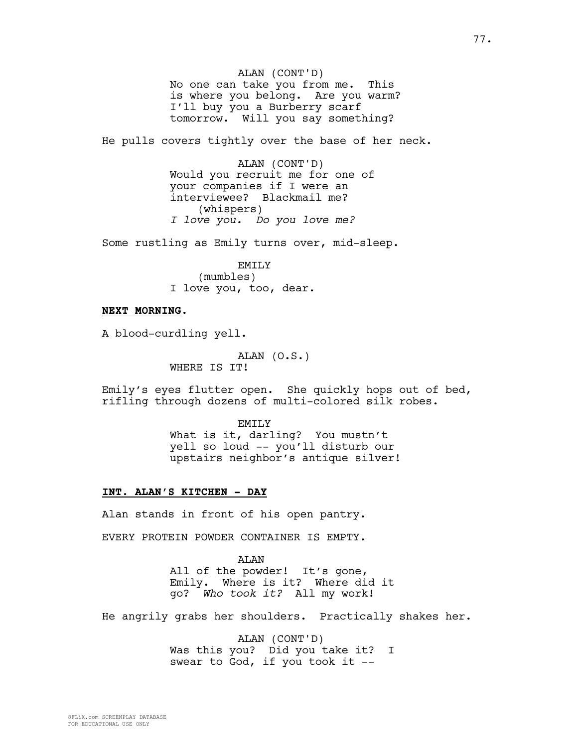ALAN (CONT'D)
No one can take you from me. This is where you belong. Are you warm? I'll buy you a Burberry scarf tomorrow. Will you say something?

He pulls covers tightly over the base of her neck.

ALAN (CONT'D)
Would you recruit me for one of your companies if I were an interviewee? Blackmail me?
(whispers)
*I love you. Do you love me?*

Some rustling as Emily turns over, mid-sleep.

EMILY
(mumbles)
I love you, too, dear.

**NEXT MORNING**.

A blood-curdling yell.

ALAN (O.S.)
WHERE IS IT!

Emily's eyes flutter open. She quickly hops out of bed, rifling through dozens of multi-colored silk robes.

EMILY
What is it, darling? You mustn't yell so loud -- you'll disturb our upstairs neighbor's antique silver!

**INT. ALAN'S KITCHEN - DAY**

Alan stands in front of his open pantry.

EVERY PROTEIN POWDER CONTAINER IS EMPTY.

ALAN
All of the powder! It's gone, Emily. Where is it? Where did it go? *Who took it?* All my work!

He angrily grabs her shoulders. Practically shakes her.

ALAN (CONT'D)
Was this you? Did you take it? I swear to God, if you took it --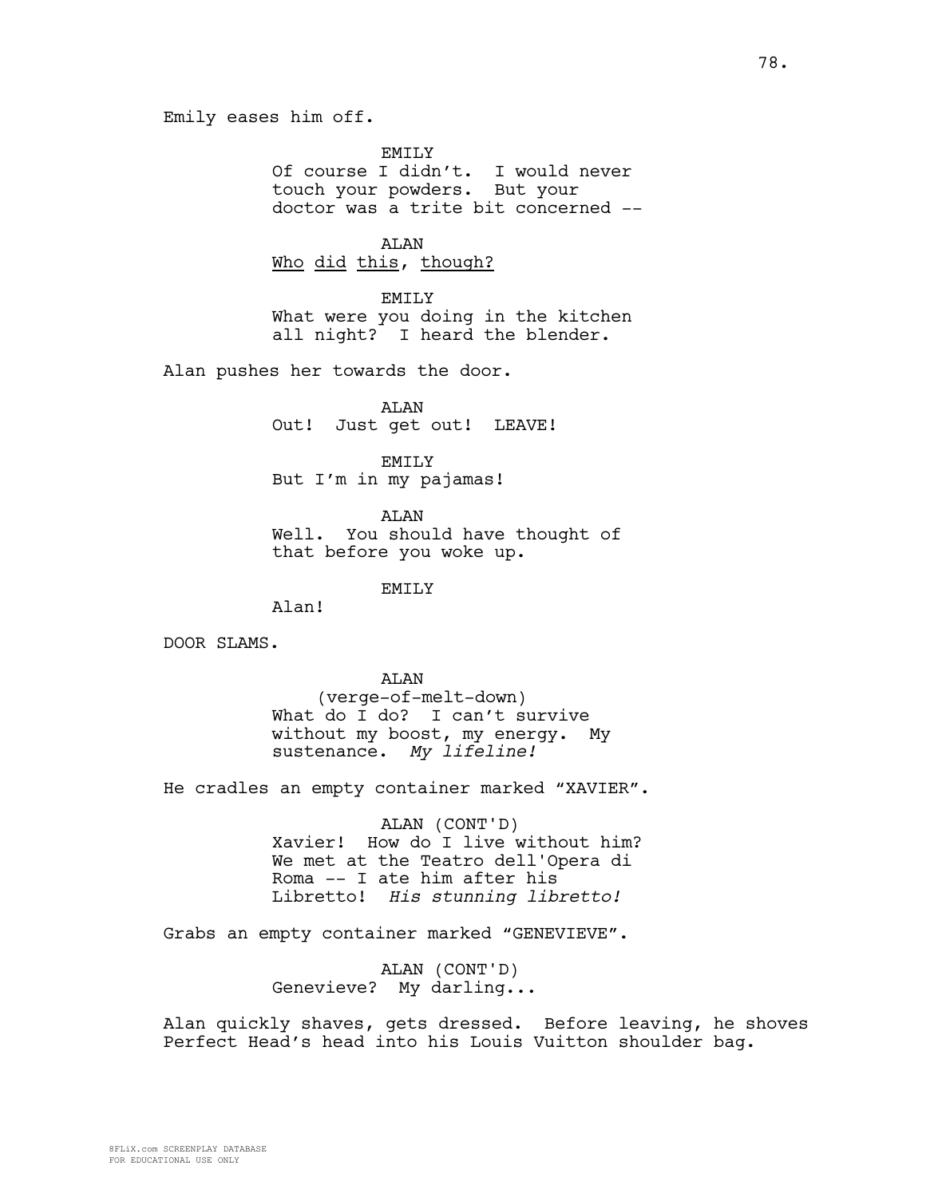Emily eases him off.

EMILY
Of course I didn't. I would never touch your powders. But your doctor was a trite bit concerned --

ALAN
<u>Who</u> <u>did</u> <u>this</u>, <u>though?</u>

EMILY
What were you doing in the kitchen all night? I heard the blender.

Alan pushes her towards the door.

ALAN
Out! Just get out! LEAVE!

EMILY
But I'm in my pajamas!

ALAN
Well. You should have thought of that before you woke up.

EMILY
Alan!

DOOR SLAMS.

ALAN
(verge-of-melt-down)
What do I do? I can't survive without my boost, my energy. My sustenance. *My lifeline!*

He cradles an empty container marked "XAVIER".

ALAN (CONT'D)
Xavier! How do I live without him? We met at the Teatro dell'Opera di Roma -- I ate him after his Libretto! *His stunning libretto!*

Grabs an empty container marked "GENEVIEVE".

ALAN (CONT'D)
Genevieve? My darling...

Alan quickly shaves, gets dressed. Before leaving, he shoves Perfect Head's head into his Louis Vuitton shoulder bag.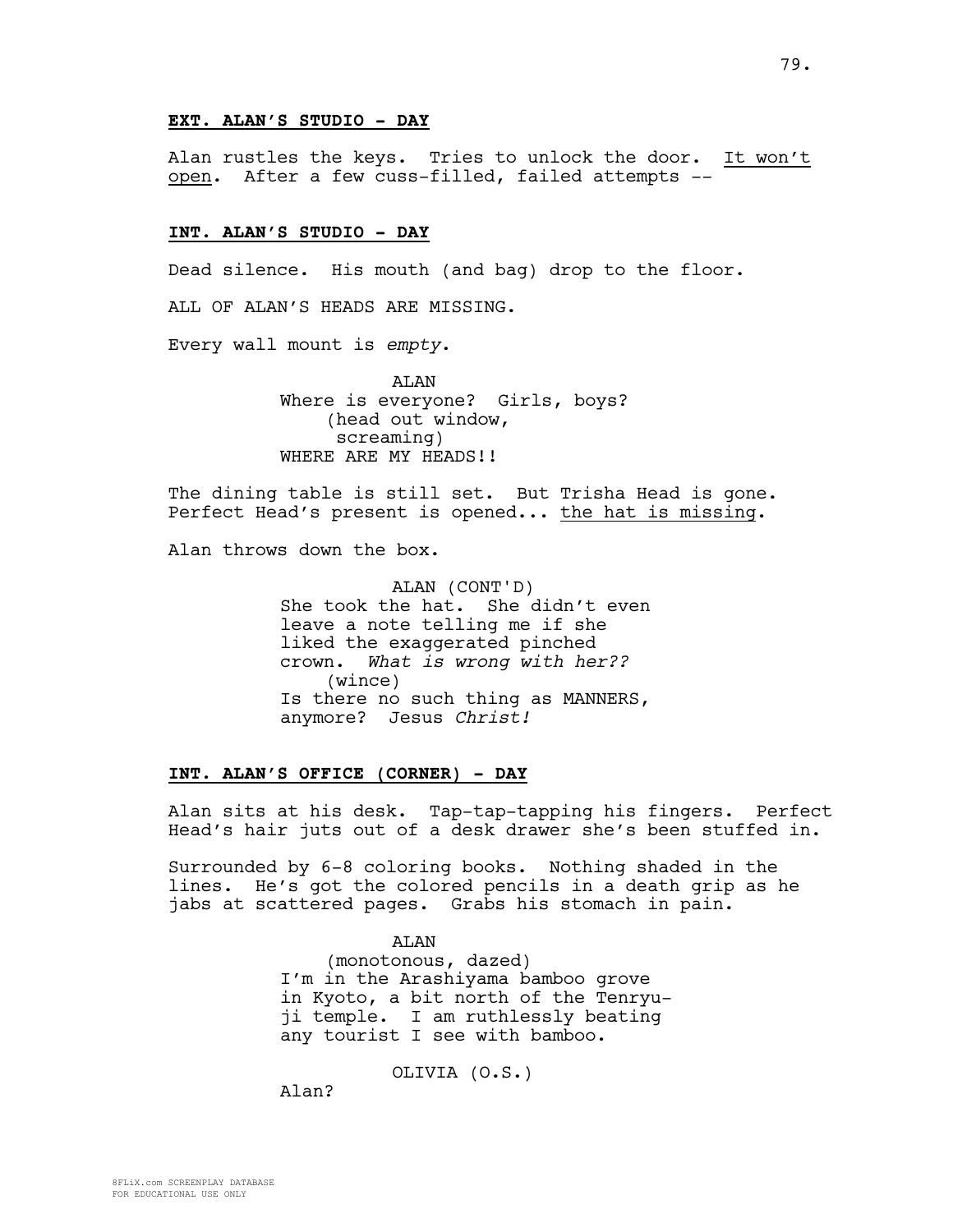**EXT. ALAN'S STUDIO - DAY**

Alan rustles the keys. Tries to unlock the door. It won't open. After a few cuss-filled, failed attempts --

**INT. ALAN'S STUDIO - DAY**

Dead silence. His mouth (and bag) drop to the floor.

ALL OF ALAN'S HEADS ARE MISSING.

Every wall mount is *empty*.

ALAN
Where is everyone? Girls, boys?
(head out window, screaming)
WHERE ARE MY HEADS!!

The dining table is still set. But Trisha Head is gone. Perfect Head's present is opened... the hat is missing.

Alan throws down the box.

ALAN (CONT'D)
She took the hat. She didn't even leave a note telling me if she liked the exaggerated pinched crown. *What is wrong with her??*
(wince)
Is there no such thing as MANNERS, anymore? Jesus *Christ!*

**INT. ALAN'S OFFICE (CORNER) - DAY**

Alan sits at his desk. Tap-tap-tapping his fingers. Perfect Head's hair juts out of a desk drawer she's been stuffed in.

Surrounded by 6-8 coloring books. Nothing shaded in the lines. He's got the colored pencils in a death grip as he jabs at scattered pages. Grabs his stomach in pain.

ALAN
(monotonous, dazed)
I'm in the Arashiyama bamboo grove in Kyoto, a bit north of the Tenryu-ji temple. I am ruthlessly beating any tourist I see with bamboo.

OLIVIA (O.S.)
Alan?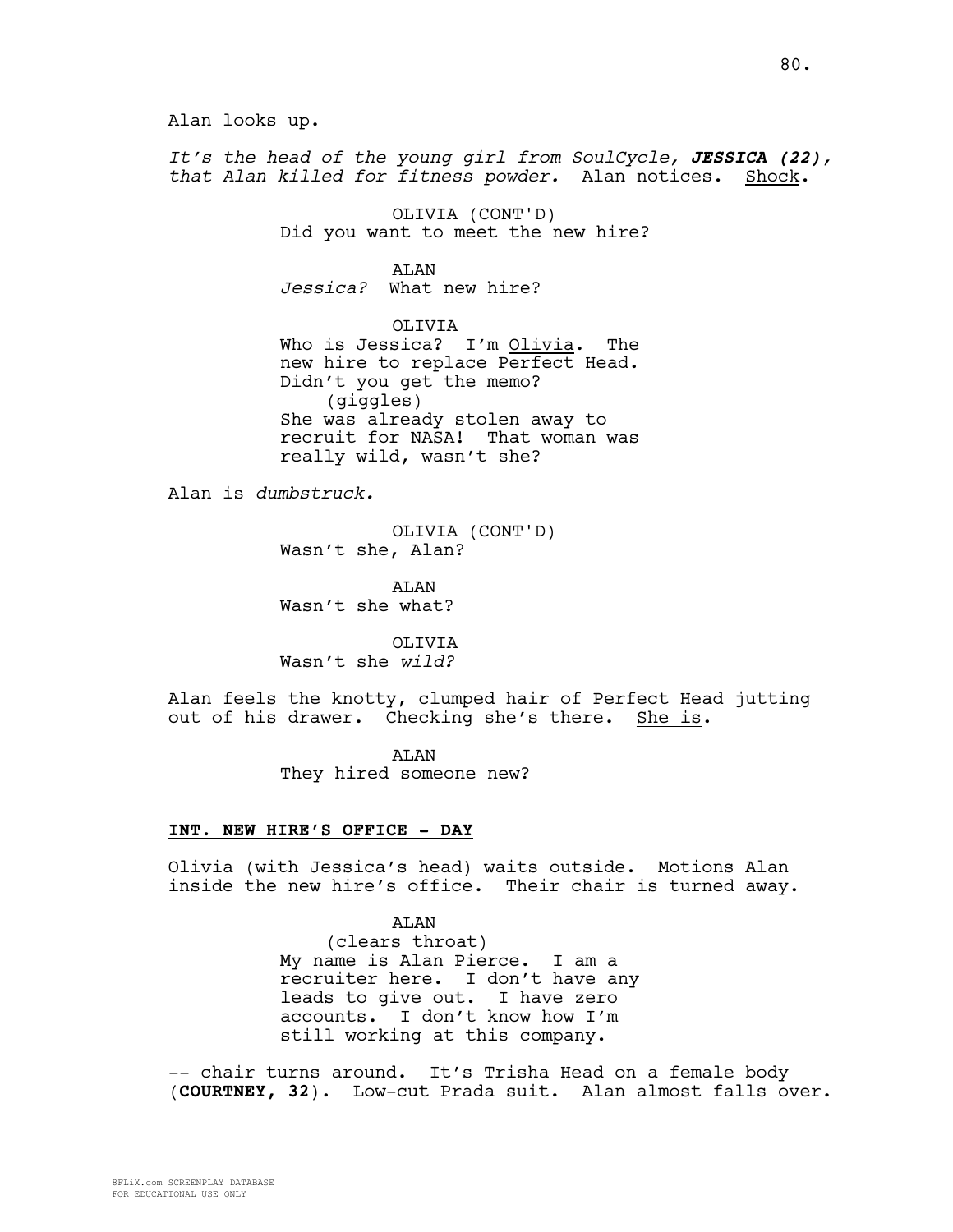Alan looks up.

*It's the head of the young girl from SoulCycle, **JESSICA (22)**, that Alan killed for fitness powder.* Alan notices. Shock.

OLIVIA (CONT'D)
Did you want to meet the new hire?

ALAN
*Jessica?* What new hire?

OLIVIA
Who is Jessica? I'm Olivia. The new hire to replace Perfect Head. Didn't you get the memo?
(giggles)
She was already stolen away to recruit for NASA! That woman was really wild, wasn't she?

Alan is *dumbstruck.*

OLIVIA (CONT'D)
Wasn't she, Alan?

ALAN
Wasn't she what?

OLIVIA
Wasn't she *wild?*

Alan feels the knotty, clumped hair of Perfect Head jutting out of his drawer. Checking she's there. She is.

ALAN
They hired someone new?

**INT. NEW HIRE'S OFFICE - DAY**

Olivia (with Jessica's head) waits outside. Motions Alan inside the new hire's office. Their chair is turned away.

ALAN
(clears throat)
My name is Alan Pierce. I am a recruiter here. I don't have any leads to give out. I have zero accounts. I don't know how I'm still working at this company.

-- chair turns around. It's Trisha Head on a female body (**COURTNEY, 32**). Low-cut Prada suit. Alan almost falls over.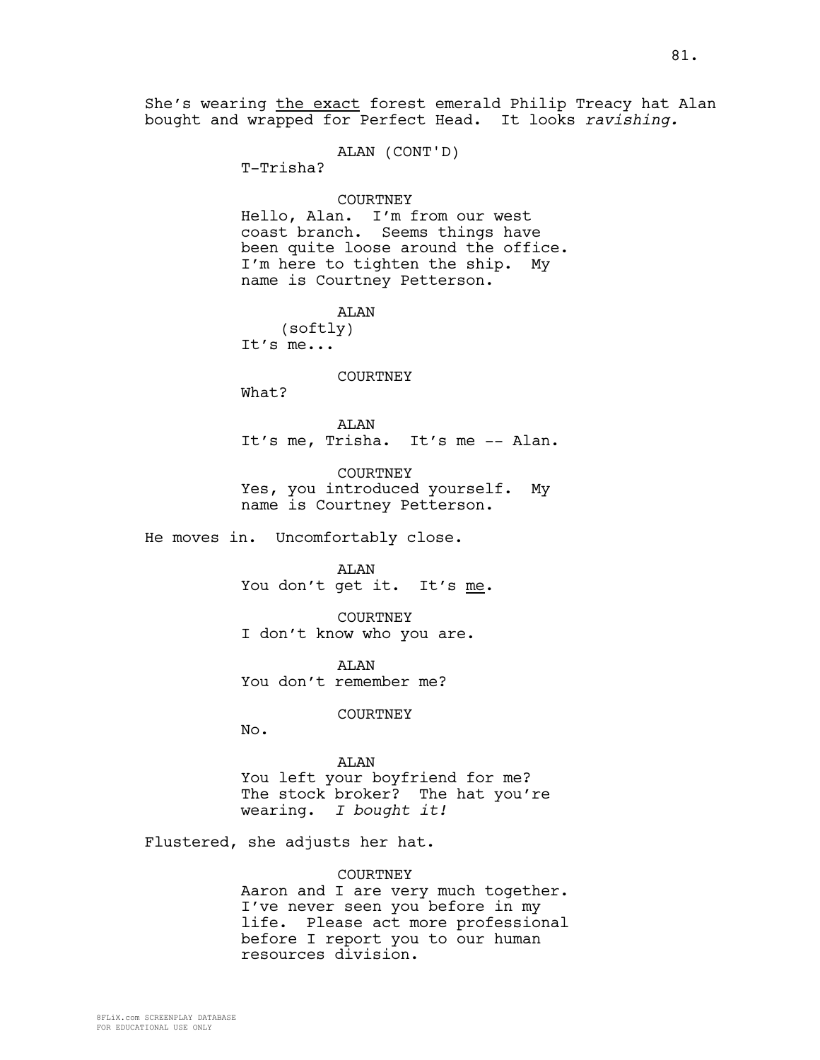She's wearing <u>the exact</u> forest emerald Philip Treacy hat Alan bought and wrapped for Perfect Head. It looks *ravishing.*

ALAN (CONT'D)
T-Trisha?

COURTNEY
Hello, Alan. I'm from our west coast branch. Seems things have been quite loose around the office. I'm here to tighten the ship. My name is Courtney Petterson.

ALAN
(softly)
It's me...

COURTNEY
What?

ALAN
It's me, Trisha. It's me -- Alan.

COURTNEY
Yes, you introduced yourself. My name is Courtney Petterson.

He moves in. Uncomfortably close.

ALAN
You don't get it. It's <u>me</u>.

COURTNEY
I don't know who you are.

ALAN
You don't remember me?

COURTNEY
No.

ALAN
You left your boyfriend for me? The stock broker? The hat you're wearing. *I bought it!*

Flustered, she adjusts her hat.

COURTNEY
Aaron and I are very much together. I've never seen you before in my life. Please act more professional before I report you to our human resources division.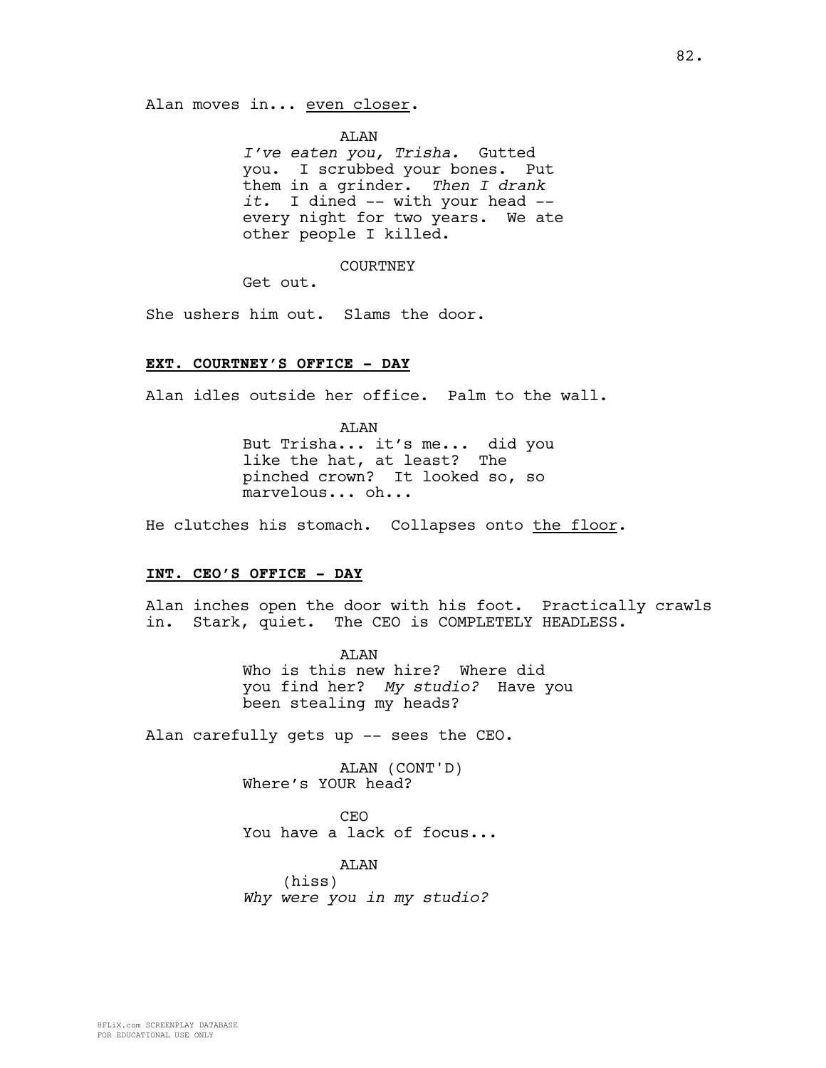Alan moves in... <u>even closer</u>.

ALAN
*I've eaten you, Trisha.* Gutted you. I scrubbed your bones. Put them in a grinder. *Then I drank it.* I dined -- with your head -- every night for two years. We ate other people I killed.

COURTNEY
Get out.

She ushers him out. Slams the door.

**<u>EXT. COURTNEY'S OFFICE - DAY</u>**

Alan idles outside her office. Palm to the wall.

ALAN
But Trisha... it's me... did you like the hat, at least? The pinched crown? It looked so, so marvelous... oh...

He clutches his stomach. Collapses onto <u>the floor</u>.

**<u>INT. CEO'S OFFICE - DAY</u>**

Alan inches open the door with his foot. Practically crawls in. Stark, quiet. The CEO is COMPLETELY HEADLESS.

ALAN
Who is this new hire? Where did you find her? *My studio?* Have you been stealing my heads?

Alan carefully gets up -- sees the CEO.

ALAN (CONT'D)
Where's YOUR head?

CEO
You have a lack of focus...

ALAN
(hiss)
*Why were you in my studio?*

8FLiX.com SCREENPLAY DATABASE
FOR EDUCATIONAL USE ONLY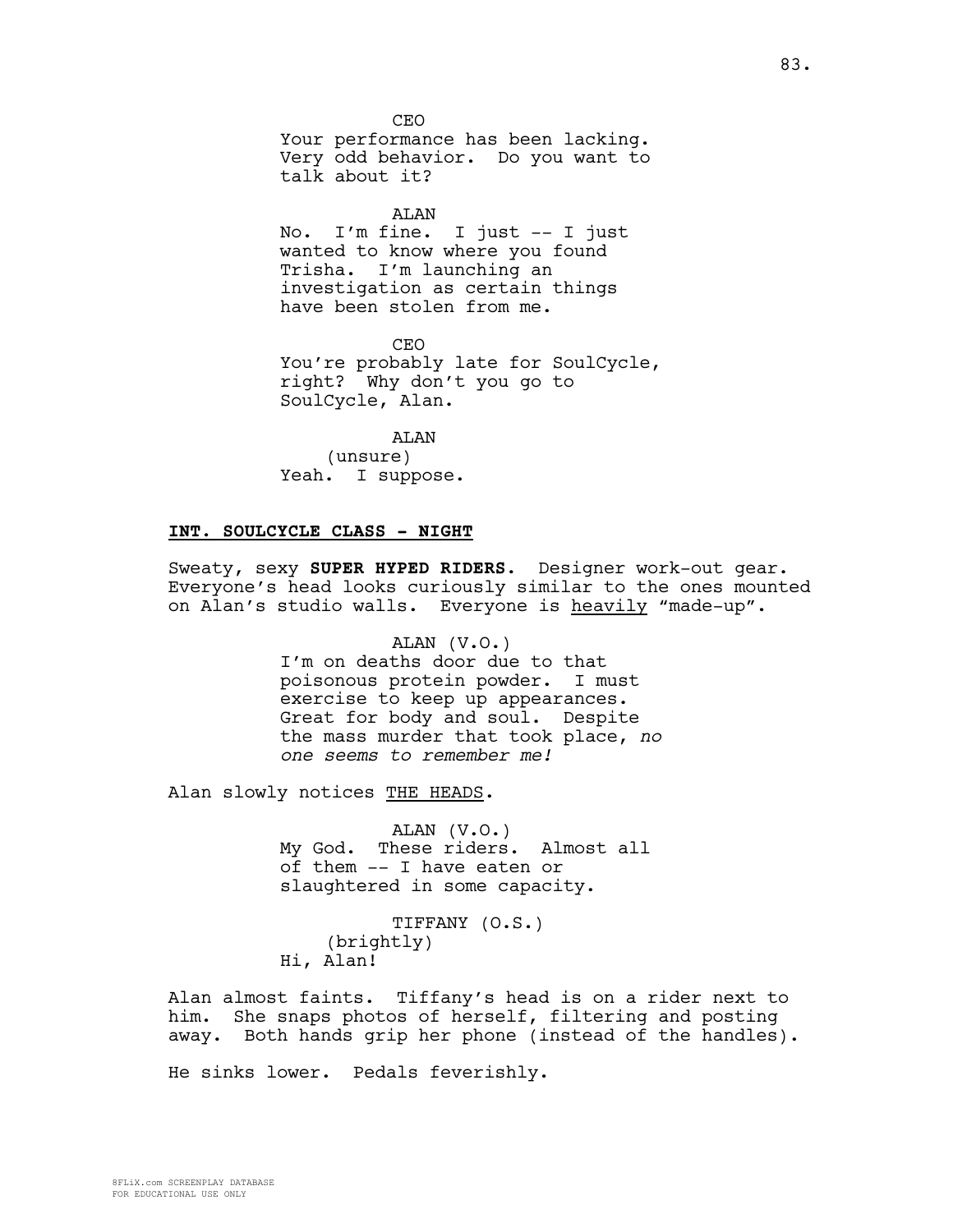CEO
Your performance has been lacking. Very odd behavior. Do you want to talk about it?

ALAN
No. I'm fine. I just -- I just wanted to know where you found Trisha. I'm launching an investigation as certain things have been stolen from me.

CEO
You're probably late for SoulCycle, right? Why don't you go to SoulCycle, Alan.

ALAN
(unsure)
Yeah. I suppose.

**INT. SOULCYCLE CLASS - NIGHT**

Sweaty, sexy **SUPER HYPED RIDERS**. Designer work-out gear. Everyone's head looks curiously similar to the ones mounted on Alan's studio walls. Everyone is heavily "made-up".

ALAN (V.O.)
I'm on deaths door due to that poisonous protein powder. I must exercise to keep up appearances. Great for body and soul. Despite the mass murder that took place, *no one seems to remember me!*

Alan slowly notices THE HEADS.

ALAN (V.O.)
My God. These riders. Almost all of them -- I have eaten or slaughtered in some capacity.

TIFFANY (O.S.)
(brightly)
Hi, Alan!

Alan almost faints. Tiffany's head is on a rider next to him. She snaps photos of herself, filtering and posting away. Both hands grip her phone (instead of the handles).

He sinks lower. Pedals feverishly.

8FLiX.com SCREENPLAY DATABASE
FOR EDUCATIONAL USE ONLY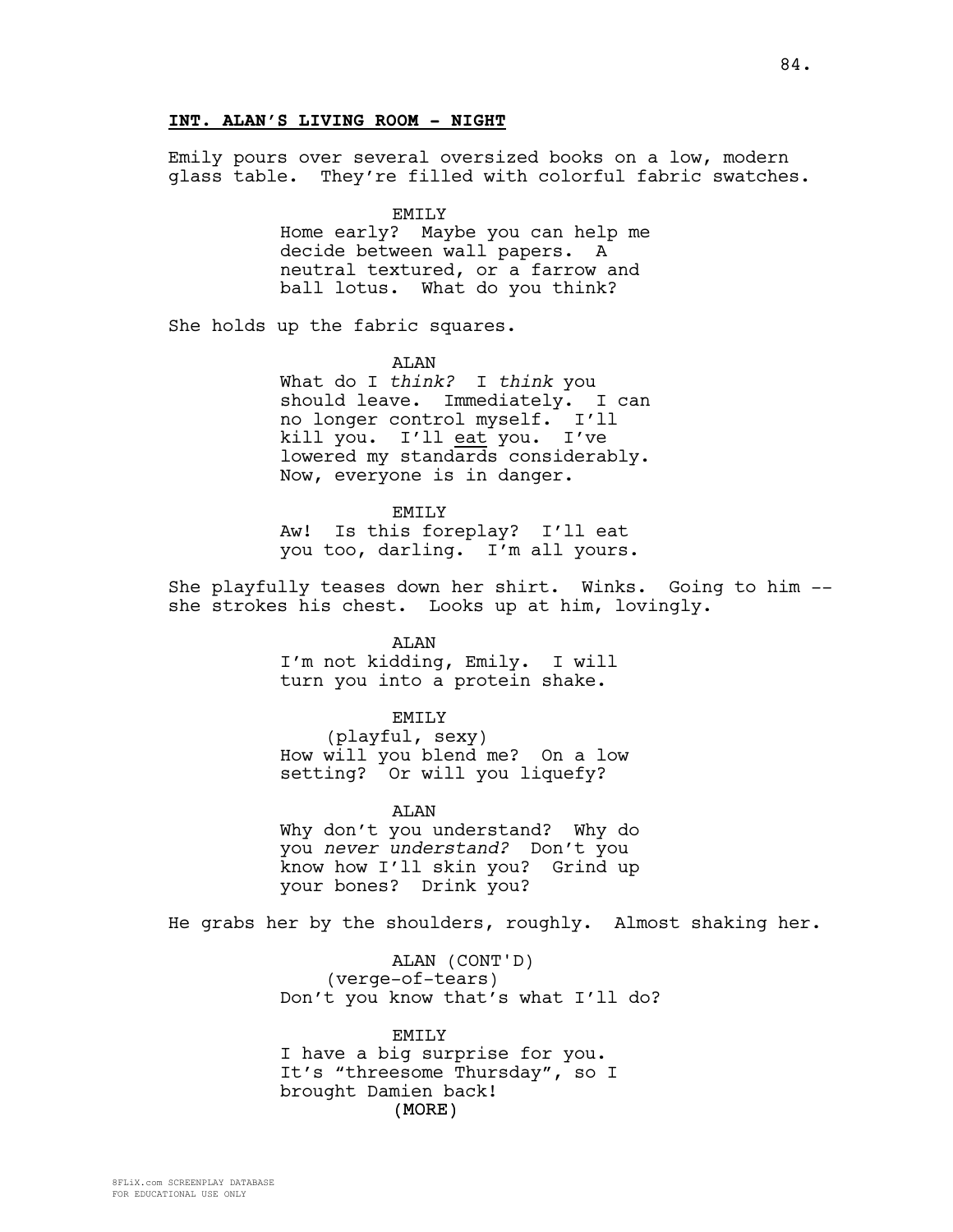**INT. ALAN'S LIVING ROOM - NIGHT**

Emily pours over several oversized books on a low, modern glass table. They're filled with colorful fabric swatches.

EMILY
Home early? Maybe you can help me decide between wall papers. A neutral textured, or a farrow and ball lotus. What do you think?

She holds up the fabric squares.

ALAN
What do I *think?* I *think* you should leave. Immediately. I can no longer control myself. I'll kill you. I'll eat you. I've lowered my standards considerably. Now, everyone is in danger.

EMILY
Aw! Is this foreplay? I'll eat you too, darling. I'm all yours.

She playfully teases down her shirt. Winks. Going to him -- she strokes his chest. Looks up at him, lovingly.

ALAN
I'm not kidding, Emily. I will turn you into a protein shake.

EMILY
(playful, sexy)
How will you blend me? On a low setting? Or will you liquefy?

ALAN
Why don't you understand? Why do you *never understand?* Don't you know how I'll skin you? Grind up your bones? Drink you?

He grabs her by the shoulders, roughly. Almost shaking her.

ALAN (CONT'D)
(verge-of-tears)
Don't you know that's what I'll do?

EMILY
I have a big surprise for you. It's "threesome Thursday", so I brought Damien back!
(MORE)

8FLiX.com SCREENPLAY DATABASE
FOR EDUCATIONAL USE ONLY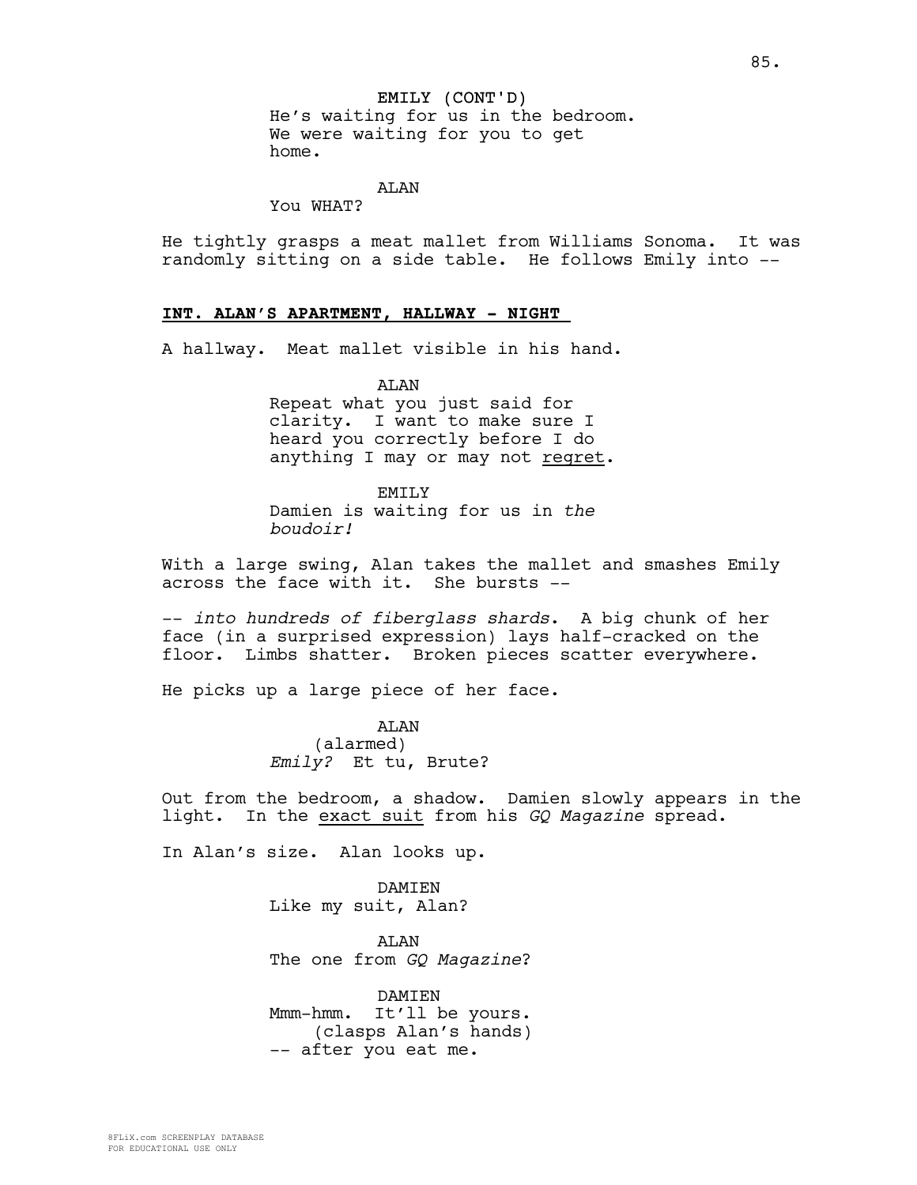EMILY (CONT'D)
He's waiting for us in the bedroom. We were waiting for you to get home.

ALAN
You WHAT?

He tightly grasps a meat mallet from Williams Sonoma. It was randomly sitting on a side table. He follows Emily into --

**INT. ALAN'S APARTMENT, HALLWAY - NIGHT**

A hallway. Meat mallet visible in his hand.

ALAN
Repeat what you just said for clarity. I want to make sure I heard you correctly before I do anything I may or may not regret.

EMILY
Damien is waiting for us in *the boudoir!*

With a large swing, Alan takes the mallet and smashes Emily across the face with it. She bursts --

-- *into hundreds of fiberglass shards*. A big chunk of her face (in a surprised expression) lays half-cracked on the floor. Limbs shatter. Broken pieces scatter everywhere.

He picks up a large piece of her face.

ALAN
(alarmed)
*Emily?* Et tu, Brute?

Out from the bedroom, a shadow. Damien slowly appears in the light. In the exact suit from his *GQ Magazine* spread.

In Alan's size. Alan looks up.

DAMIEN
Like my suit, Alan?

ALAN
The one from *GQ Magazine*?

DAMIEN
Mmm-hmm. It'll be yours.
(clasps Alan's hands)
-- after you eat me.

8FLiX.com SCREENPLAY DATABASE
FOR EDUCATIONAL USE ONLY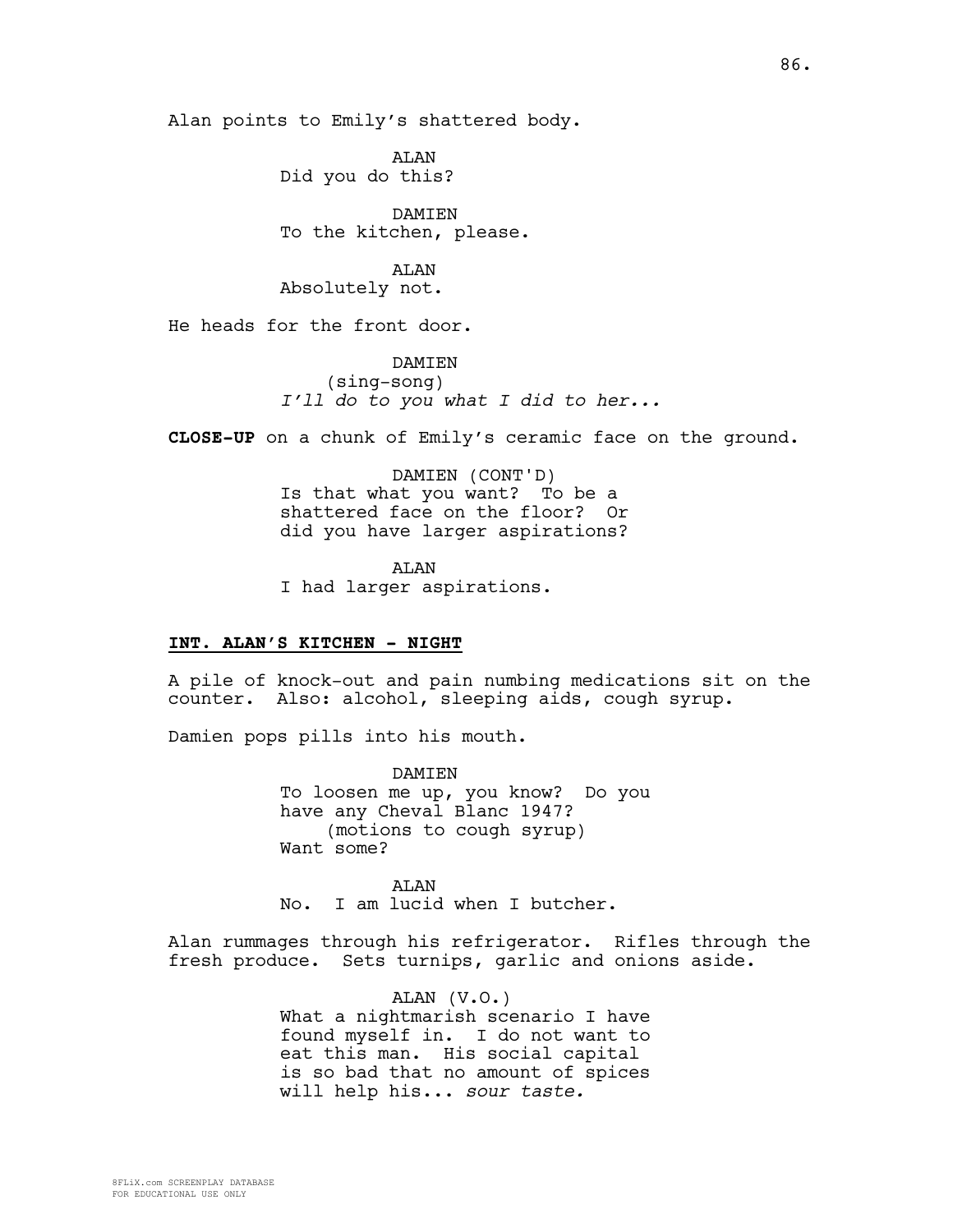Alan points to Emily's shattered body.

ALAN
Did you do this?

DAMIEN
To the kitchen, please.

ALAN
Absolutely not.

He heads for the front door.

DAMIEN
(sing-song)
*I'll do to you what I did to her...*

**CLOSE-UP** on a chunk of Emily's ceramic face on the ground.

DAMIEN (CONT'D)
Is that what you want? To be a shattered face on the floor? Or did you have larger aspirations?

ALAN
I had larger aspirations.

**INT. ALAN'S KITCHEN - NIGHT**

A pile of knock-out and pain numbing medications sit on the counter. Also: alcohol, sleeping aids, cough syrup.

Damien pops pills into his mouth.

DAMIEN
To loosen me up, you know? Do you have any Cheval Blanc 1947?
(motions to cough syrup)
Want some?

ALAN
No. I am lucid when I butcher.

Alan rummages through his refrigerator. Rifles through the fresh produce. Sets turnips, garlic and onions aside.

ALAN (V.O.)
What a nightmarish scenario I have found myself in. I do not want to eat this man. His social capital is so bad that no amount of spices will help his... *sour taste.*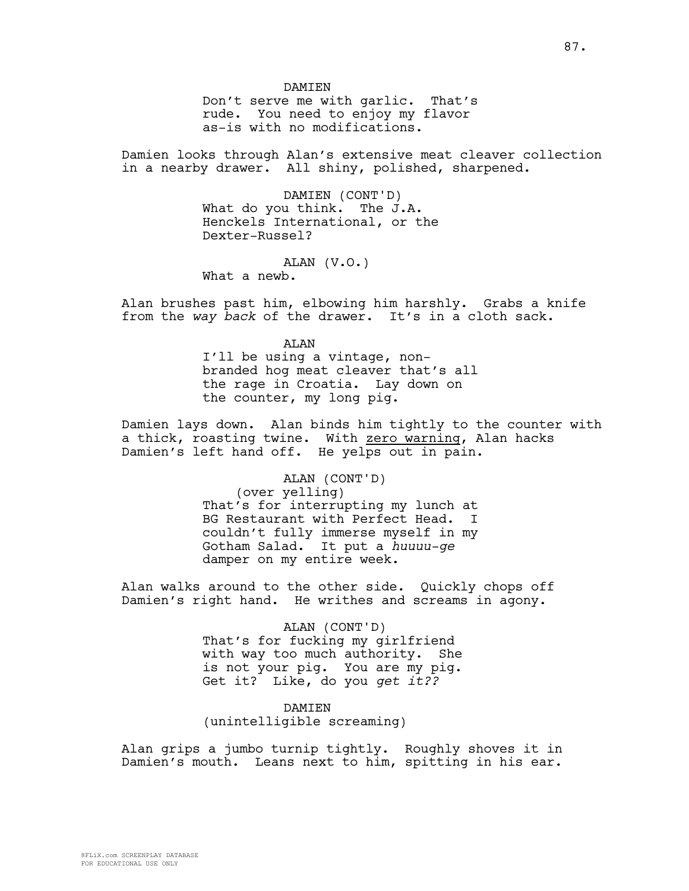DAMIEN
Don't serve me with garlic. That's rude. You need to enjoy my flavor as-is with no modifications.

Damien looks through Alan's extensive meat cleaver collection in a nearby drawer. All shiny, polished, sharpened.

DAMIEN (CONT'D)
What do you think. The J.A. Henckels International, or the Dexter-Russel?

ALAN (V.O.)
What a newb.

Alan brushes past him, elbowing him harshly. Grabs a knife from the *way back* of the drawer. It's in a cloth sack.

ALAN
I'll be using a vintage, non-branded hog meat cleaver that's all the rage in Croatia. Lay down on the counter, my long pig.

Damien lays down. Alan binds him tightly to the counter with a thick, roasting twine. With <u>zero warning</u>, Alan hacks Damien's left hand off. He yelps out in pain.

ALAN (CONT'D)
(over yelling)
That's for interrupting my lunch at BG Restaurant with Perfect Head. I couldn't fully immerse myself in my Gotham Salad. It put a *huuuu-ge* damper on my entire week.

Alan walks around to the other side. Quickly chops off Damien's right hand. He writhes and screams in agony.

ALAN (CONT'D)
That's for fucking my girlfriend with way too much authority. She is not your pig. You are my pig. Get it? Like, do you *get it??*

DAMIEN
(unintelligible screaming)

Alan grips a jumbo turnip tightly. Roughly shoves it in Damien's mouth. Leans next to him, spitting in his ear.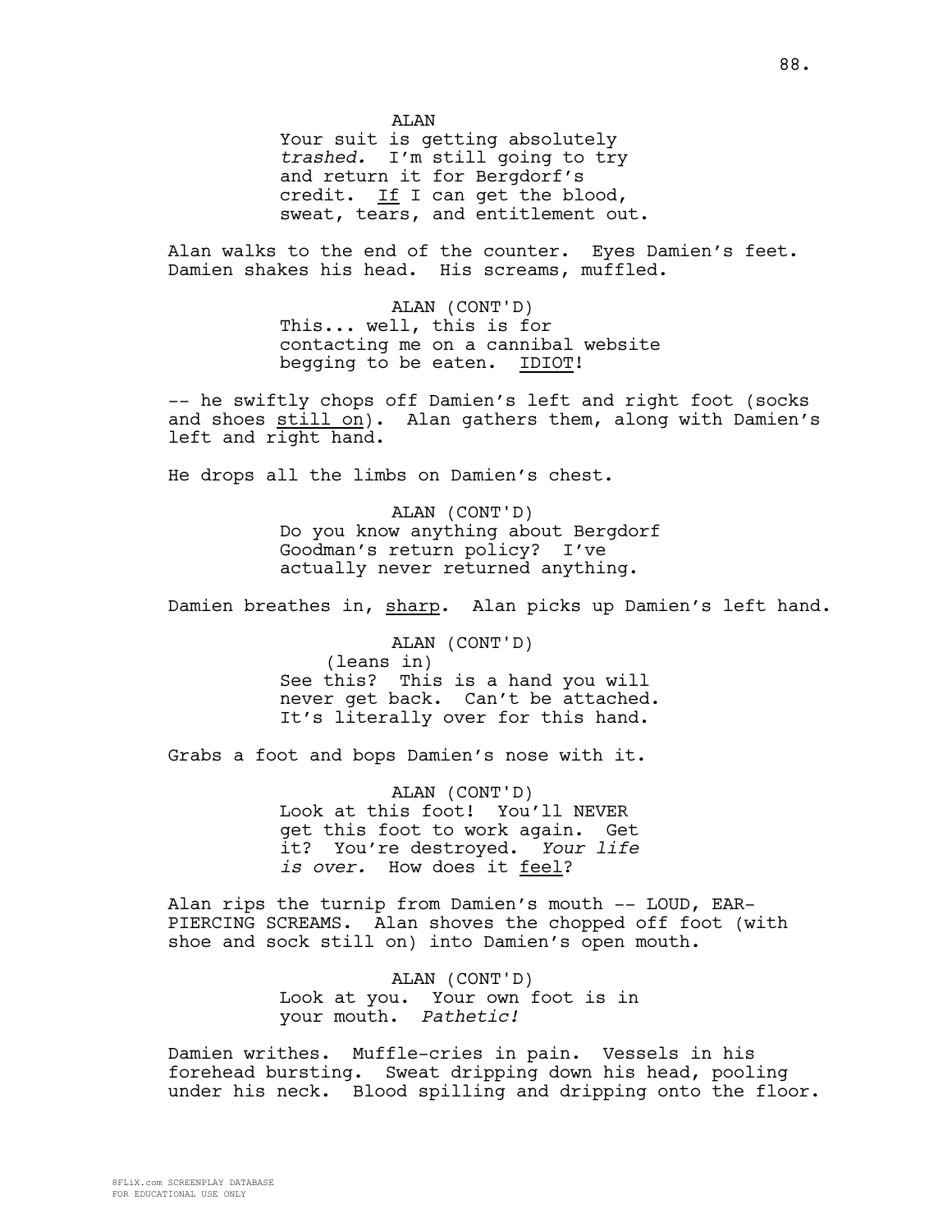ALAN

Your suit is getting absolutely *trashed.* I'm still going to try and return it for Bergdorf's credit. If I can get the blood, sweat, tears, and entitlement out.

Alan walks to the end of the counter. Eyes Damien's feet. Damien shakes his head. His screams, muffled.

ALAN (CONT'D)

This... well, this is for contacting me on a cannibal website begging to be eaten. IDIOT!

-- he swiftly chops off Damien's left and right foot (socks and shoes still on). Alan gathers them, along with Damien's left and right hand.

He drops all the limbs on Damien's chest.

ALAN (CONT'D)

Do you know anything about Bergdorf Goodman's return policy? I've actually never returned anything.

Damien breathes in, sharp. Alan picks up Damien's left hand.

ALAN (CONT'D)

(leans in)

See this? This is a hand you will never get back. Can't be attached. It's literally over for this hand.

Grabs a foot and bops Damien's nose with it.

ALAN (CONT'D)

Look at this foot! You'll NEVER get this foot to work again. Get it? You're destroyed. *Your life is over.* How does it feel?

Alan rips the turnip from Damien's mouth -- LOUD, EAR-PIERCING SCREAMS. Alan shoves the chopped off foot (with shoe and sock still on) into Damien's open mouth.

ALAN (CONT'D)

Look at you. Your own foot is in your mouth. *Pathetic!*

Damien writhes. Muffle-cries in pain. Vessels in his forehead bursting. Sweat dripping down his head, pooling under his neck. Blood spilling and dripping onto the floor.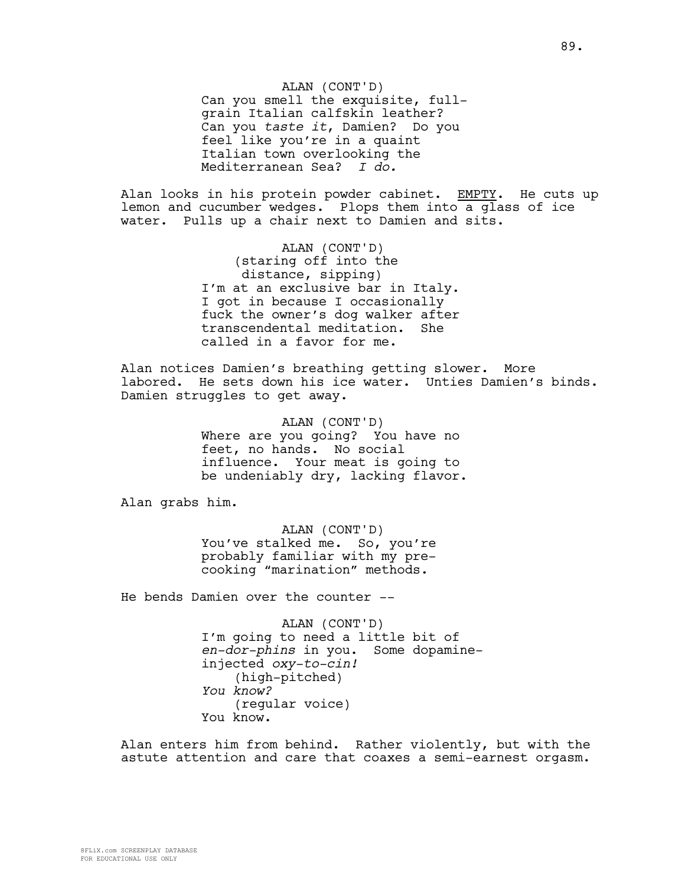ALAN (CONT'D)
Can you smell the exquisite, full-grain Italian calfskin leather? Can you *taste it*, Damien? Do you feel like you're in a quaint Italian town overlooking the Mediterranean Sea? *I do.*

Alan looks in his protein powder cabinet. EMPTY. He cuts up lemon and cucumber wedges. Plops them into a glass of ice water. Pulls up a chair next to Damien and sits.

ALAN (CONT'D)
(staring off into the distance, sipping)
I'm at an exclusive bar in Italy. I got in because I occasionally fuck the owner's dog walker after transcendental meditation. She called in a favor for me.

Alan notices Damien's breathing getting slower. More labored. He sets down his ice water. Unties Damien's binds. Damien struggles to get away.

ALAN (CONT'D)
Where are you going? You have no feet, no hands. No social influence. Your meat is going to be undeniably dry, lacking flavor.

Alan grabs him.

ALAN (CONT'D)
You've stalked me. So, you're probably familiar with my pre-cooking "marination" methods.

He bends Damien over the counter --

ALAN (CONT'D)
I'm going to need a little bit of *en-dor-phins* in you. Some dopamine-injected *oxy-to-cin!*
(high-pitched)
*You know?*
(regular voice)
You know.

Alan enters him from behind. Rather violently, but with the astute attention and care that coaxes a semi-earnest orgasm.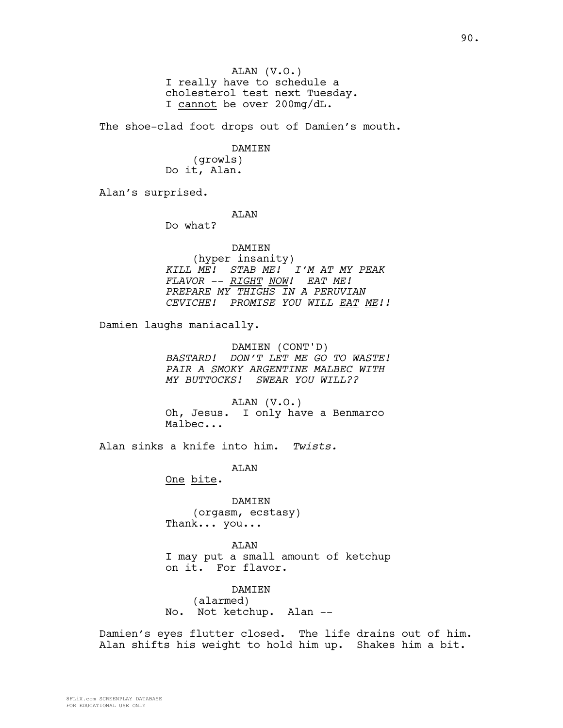ALAN (V.O.)
I really have to schedule a cholesterol test next Tuesday. I <u>cannot</u> be over 200mg/dL.

The shoe-clad foot drops out of Damien's mouth.

DAMIEN
(growls)
Do it, Alan.

Alan's surprised.

ALAN
Do what?

DAMIEN
(hyper insanity)
*KILL ME! STAB ME! I'M AT MY PEAK FLAVOR -- <u>RIGHT</u> <u>NOW</u>! EAT ME! PREPARE MY THIGHS IN A PERUVIAN CEVICHE! PROMISE YOU WILL <u>EAT</u> <u>ME</u>!!*

Damien laughs maniacally.

DAMIEN (CONT'D)
*BASTARD! DON'T LET ME GO TO WASTE! PAIR A SMOKY ARGENTINE MALBEC WITH MY BUTTOCKS! SWEAR YOU WILL??*

ALAN (V.O.)
Oh, Jesus. I only have a Benmarco Malbec...

Alan sinks a knife into him. *Twists.*

ALAN
<u>One</u> <u>bite</u>.

DAMIEN
(orgasm, ecstasy)
Thank... you...

ALAN
I may put a small amount of ketchup on it. For flavor.

DAMIEN
(alarmed)
No. Not ketchup. Alan --

Damien's eyes flutter closed. The life drains out of him. Alan shifts his weight to hold him up. Shakes him a bit.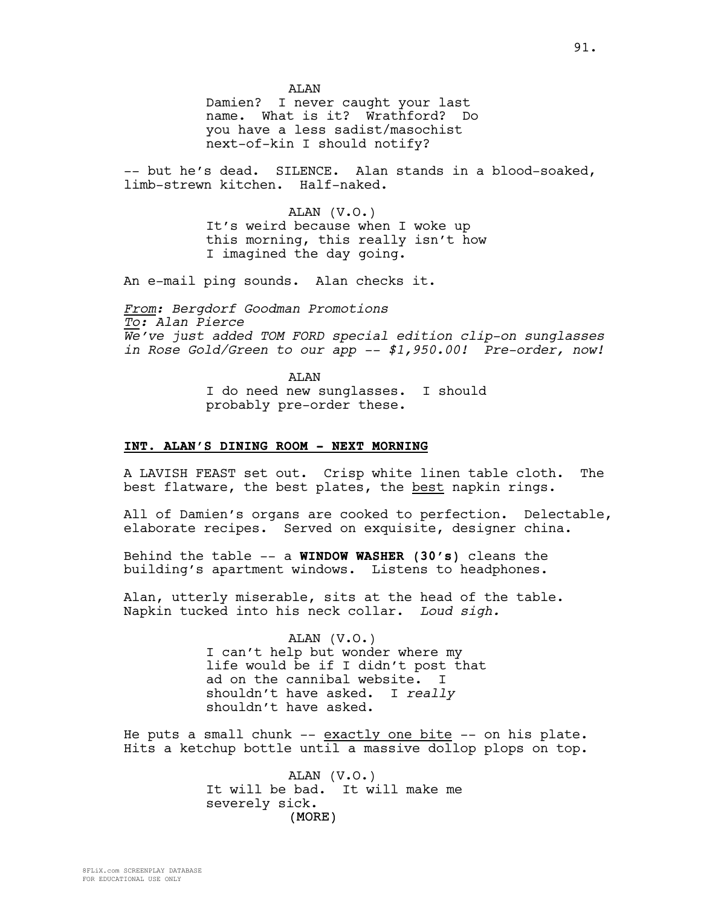ALAN

Damien? I never caught your last name. What is it? Wrathford? Do you have a less sadist/masochist next-of-kin I should notify?

-- but he's dead. SILENCE. Alan stands in a blood-soaked, limb-strewn kitchen. Half-naked.

ALAN (V.O.)

It's weird because when I woke up this morning, this really isn't how I imagined the day going.

An e-mail ping sounds. Alan checks it.

*<u>From</u>: Bergdorf Goodman Promotions*
*<u>To</u>: Alan Pierce*
*We've just added TOM FORD special edition clip-on sunglasses in Rose Gold/Green to our app -- $1,950.00! Pre-order, now!*

ALAN

I do need new sunglasses. I should probably pre-order these.

**<u>INT. ALAN'S DINING ROOM - NEXT MORNING</u>**

A LAVISH FEAST set out. Crisp white linen table cloth. The best flatware, the best plates, the <u>best</u> napkin rings.

All of Damien's organs are cooked to perfection. Delectable, elaborate recipes. Served on exquisite, designer china.

Behind the table -- a **WINDOW WASHER (30's)** cleans the building's apartment windows. Listens to headphones.

Alan, utterly miserable, sits at the head of the table. Napkin tucked into his neck collar. *Loud sigh.*

ALAN (V.O.)

I can't help but wonder where my life would be if I didn't post that ad on the cannibal website. I shouldn't have asked. I *really* shouldn't have asked.

He puts a small chunk -- <u>exactly one bite</u> -- on his plate. Hits a ketchup bottle until a massive dollop plops on top.

ALAN (V.O.)

It will be bad. It will make me severely sick.

(MORE)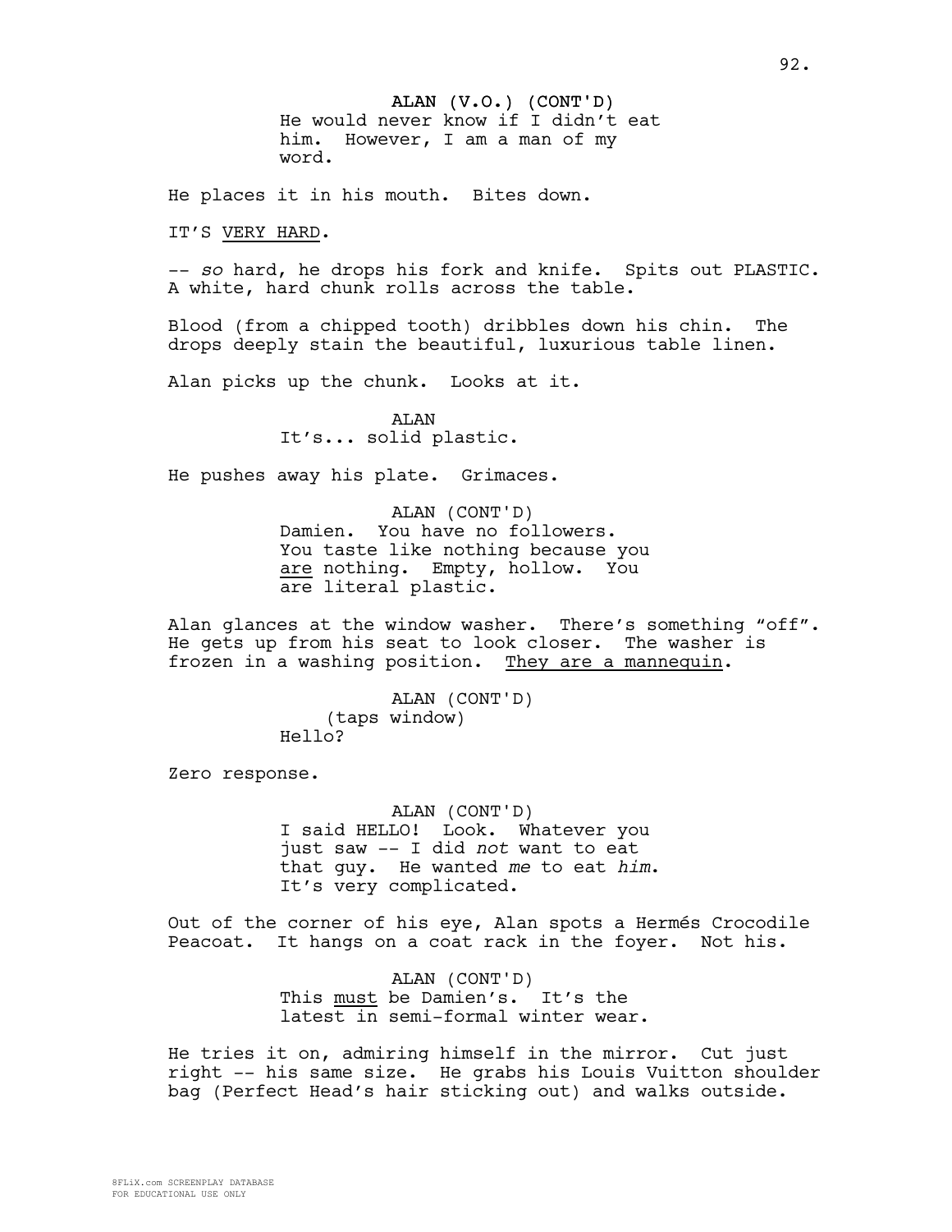ALAN (V.O.) (CONT'D)
He would never know if I didn't eat him. However, I am a man of my word.

He places it in his mouth. Bites down.

IT'S VERY HARD.

-- *so* hard, he drops his fork and knife. Spits out PLASTIC. A white, hard chunk rolls across the table.

Blood (from a chipped tooth) dribbles down his chin. The drops deeply stain the beautiful, luxurious table linen.

Alan picks up the chunk. Looks at it.

ALAN
It's... solid plastic.

He pushes away his plate. Grimaces.

ALAN (CONT'D)
Damien. You have no followers. You taste like nothing because you are nothing. Empty, hollow. You are literal plastic.

Alan glances at the window washer. There's something "off". He gets up from his seat to look closer. The washer is frozen in a washing position. They are a mannequin.

ALAN (CONT'D)
(taps window)
Hello?

Zero response.

ALAN (CONT'D)
I said HELLO! Look. Whatever you just saw -- I did *not* want to eat that guy. He wanted *me* to eat *him*. It's very complicated.

Out of the corner of his eye, Alan spots a Hermés Crocodile Peacoat. It hangs on a coat rack in the foyer. Not his.

ALAN (CONT'D)
This must be Damien's. It's the latest in semi-formal winter wear.

He tries it on, admiring himself in the mirror. Cut just right -- his same size. He grabs his Louis Vuitton shoulder bag (Perfect Head's hair sticking out) and walks outside.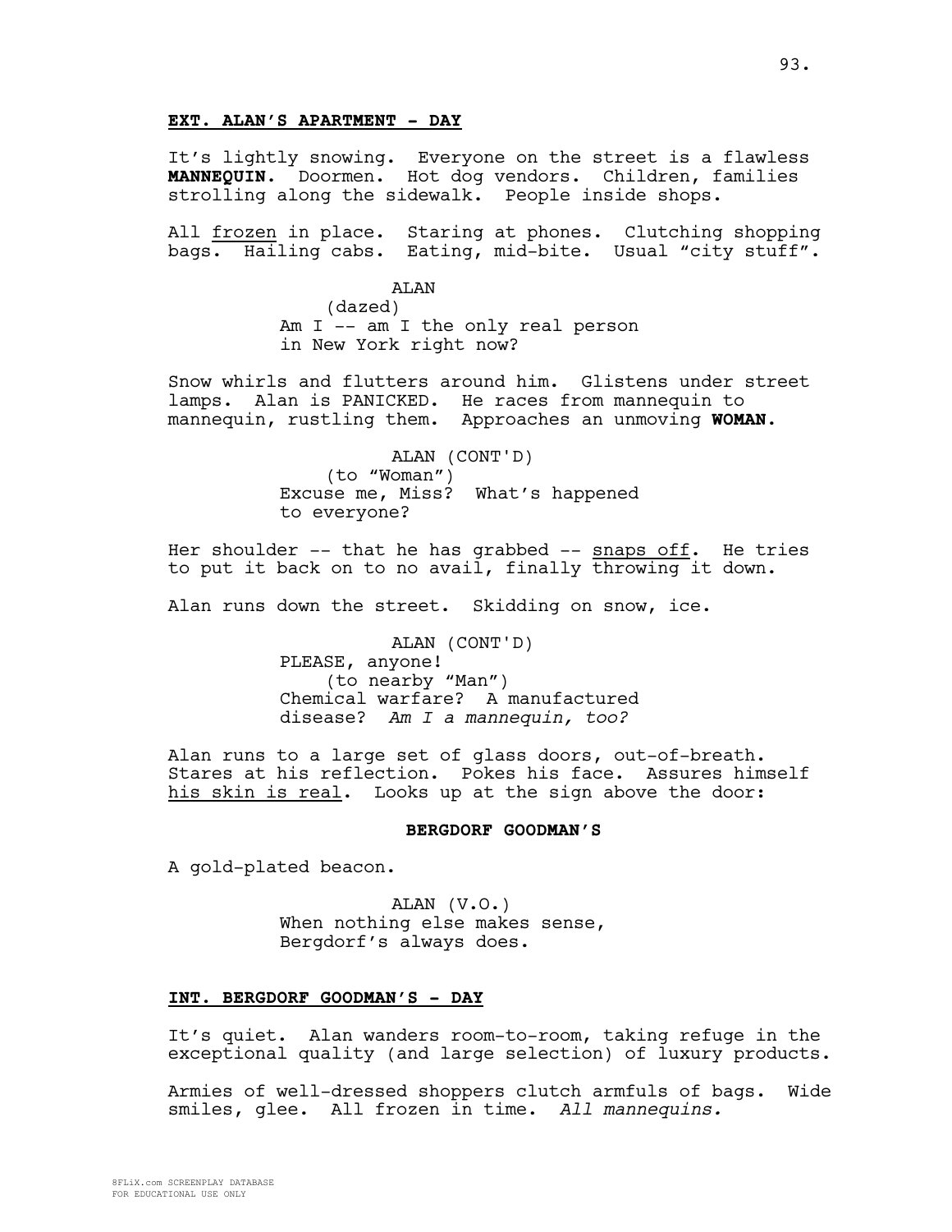**EXT. ALAN'S APARTMENT - DAY**

It's lightly snowing. Everyone on the street is a flawless **MANNEQUIN**. Doormen. Hot dog vendors. Children, families strolling along the sidewalk. People inside shops.

All frozen in place. Staring at phones. Clutching shopping bags. Hailing cabs. Eating, mid-bite. Usual "city stuff".

ALAN
(dazed)
Am I -- am I the only real person in New York right now?

Snow whirls and flutters around him. Glistens under street lamps. Alan is PANICKED. He races from mannequin to mannequin, rustling them. Approaches an unmoving **WOMAN**.

ALAN (CONT'D)
(to "Woman")
Excuse me, Miss? What's happened to everyone?

Her shoulder -- that he has grabbed -- snaps off. He tries to put it back on to no avail, finally throwing it down.

Alan runs down the street. Skidding on snow, ice.

ALAN (CONT'D)
PLEASE, anyone!
(to nearby "Man")
Chemical warfare? A manufactured disease? *Am I a mannequin, too?*

Alan runs to a large set of glass doors, out-of-breath. Stares at his reflection. Pokes his face. Assures himself his skin is real. Looks up at the sign above the door:

**BERGDORF GOODMAN'S**

A gold-plated beacon.

ALAN (V.O.)
When nothing else makes sense, Bergdorf's always does.

**INT. BERGDORF GOODMAN'S - DAY**

It's quiet. Alan wanders room-to-room, taking refuge in the exceptional quality (and large selection) of luxury products.

Armies of well-dressed shoppers clutch armfuls of bags. Wide smiles, glee. All frozen in time. *All mannequins.*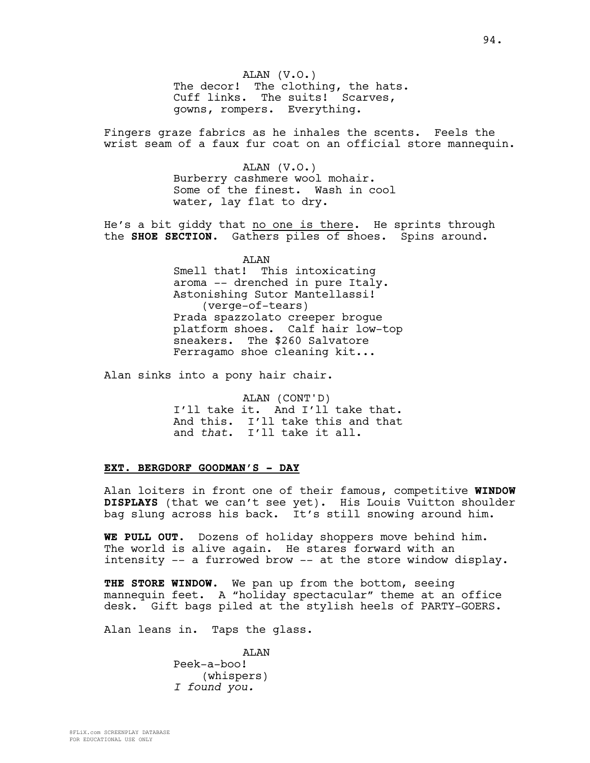ALAN (V.O.)
The decor! The clothing, the hats. Cuff links. The suits! Scarves, gowns, rompers. Everything.

Fingers graze fabrics as he inhales the scents. Feels the wrist seam of a faux fur coat on an official store mannequin.

ALAN (V.O.)
Burberry cashmere wool mohair. Some of the finest. Wash in cool water, lay flat to dry.

He's a bit giddy that <u>no one is there</u>. He sprints through the **SHOE SECTION**. Gathers piles of shoes. Spins around.

ALAN
Smell that! This intoxicating aroma -- drenched in pure Italy. Astonishing Sutor Mantellassi!
(verge-of-tears)
Prada spazzolato creeper brogue platform shoes. Calf hair low-top sneakers. The $260 Salvatore Ferragamo shoe cleaning kit...

Alan sinks into a pony hair chair.

ALAN (CONT'D)
I'll take it. And I'll take that. And this. I'll take this and that and *that*. I'll take it all.

**<u>EXT. BERGDORF GOODMAN'S - DAY</u>**

Alan loiters in front one of their famous, competitive **WINDOW DISPLAYS** (that we can't see yet). His Louis Vuitton shoulder bag slung across his back. It's still snowing around him.

**WE PULL OUT.** Dozens of holiday shoppers move behind him. The world is alive again. He stares forward with an intensity -- a furrowed brow -- at the store window display.

**THE STORE WINDOW.** We pan up from the bottom, seeing mannequin feet. A "holiday spectacular" theme at an office desk. Gift bags piled at the stylish heels of PARTY-GOERS.

Alan leans in. Taps the glass.

ALAN
Peek-a-boo!
(whispers)
*I found you.*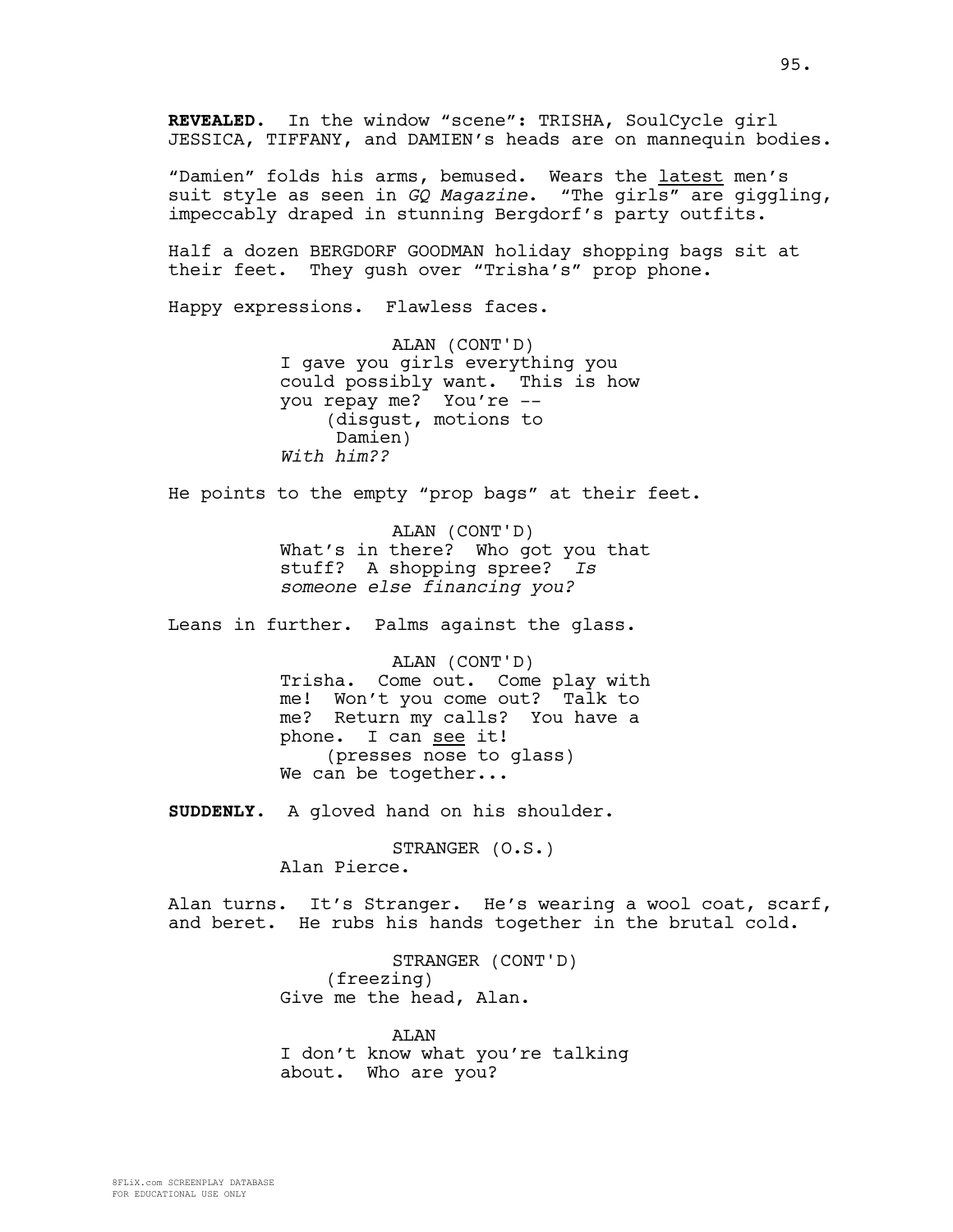**REVEALED.** In the window "scene": TRISHA, SoulCycle girl JESSICA, TIFFANY, and DAMIEN's heads are on mannequin bodies.

"Damien" folds his arms, bemused. Wears the latest men's suit style as seen in *GQ Magazine*. "The girls" are giggling, impeccably draped in stunning Bergdorf's party outfits.

Half a dozen BERGDORF GOODMAN holiday shopping bags sit at their feet. They gush over "Trisha's" prop phone.

Happy expressions. Flawless faces.

ALAN (CONT'D)
I gave you girls everything you could possibly want. This is how you repay me? You're --
(disgust, motions to Damien)
*With him??*

He points to the empty "prop bags" at their feet.

ALAN (CONT'D)
What's in there? Who got you that stuff? A shopping spree? *Is someone else financing you?*

Leans in further. Palms against the glass.

ALAN (CONT'D)
Trisha. Come out. Come play with me! Won't you come out? Talk to me? Return my calls? You have a phone. I can see it!
(presses nose to glass)
We can be together...

**SUDDENLY.** A gloved hand on his shoulder.

STRANGER (O.S.)
Alan Pierce.

Alan turns. It's Stranger. He's wearing a wool coat, scarf, and beret. He rubs his hands together in the brutal cold.

STRANGER (CONT'D)
(freezing)
Give me the head, Alan.

ALAN
I don't know what you're talking about. Who are you?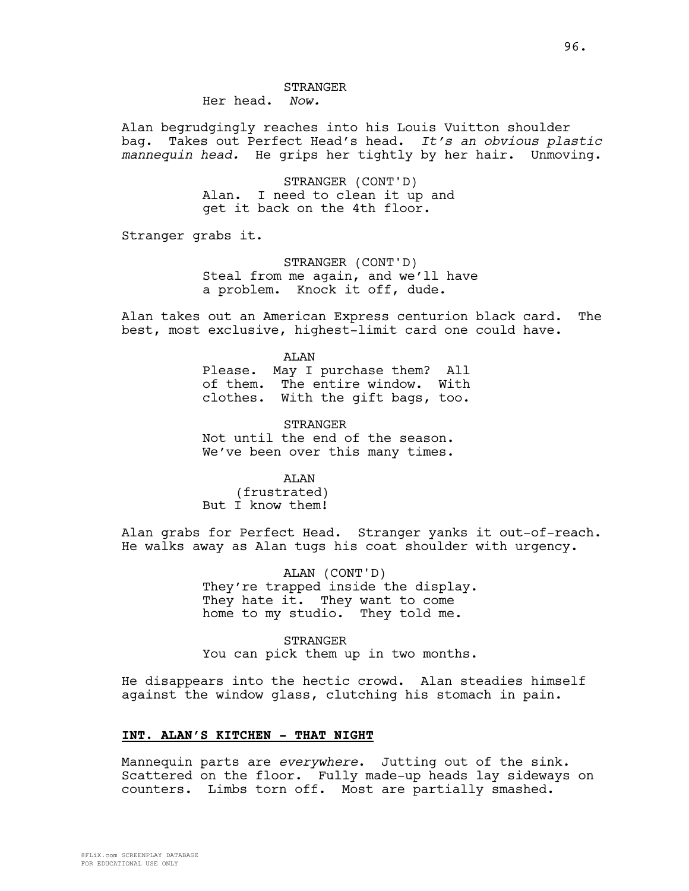STRANGER
Her head. *Now.*

Alan begrudgingly reaches into his Louis Vuitton shoulder bag. Takes out Perfect Head's head. *It's an obvious plastic mannequin head.* He grips her tightly by her hair. Unmoving.

STRANGER (CONT'D)
Alan. I need to clean it up and get it back on the 4th floor.

Stranger grabs it.

STRANGER (CONT'D)
Steal from me again, and we'll have a problem. Knock it off, dude.

Alan takes out an American Express centurion black card. The best, most exclusive, highest-limit card one could have.

ALAN
Please. May I purchase them? All of them. The entire window. With clothes. With the gift bags, too.

STRANGER
Not until the end of the season. We've been over this many times.

ALAN
(frustrated)
But I know them!

Alan grabs for Perfect Head. Stranger yanks it out-of-reach. He walks away as Alan tugs his coat shoulder with urgency.

ALAN (CONT'D)
They're trapped inside the display. They hate it. They want to come home to my studio. They told me.

STRANGER
You can pick them up in two months.

He disappears into the hectic crowd. Alan steadies himself against the window glass, clutching his stomach in pain.

**INT. ALAN'S KITCHEN - THAT NIGHT**

Mannequin parts are *everywhere*. Jutting out of the sink. Scattered on the floor. Fully made-up heads lay sideways on counters. Limbs torn off. Most are partially smashed.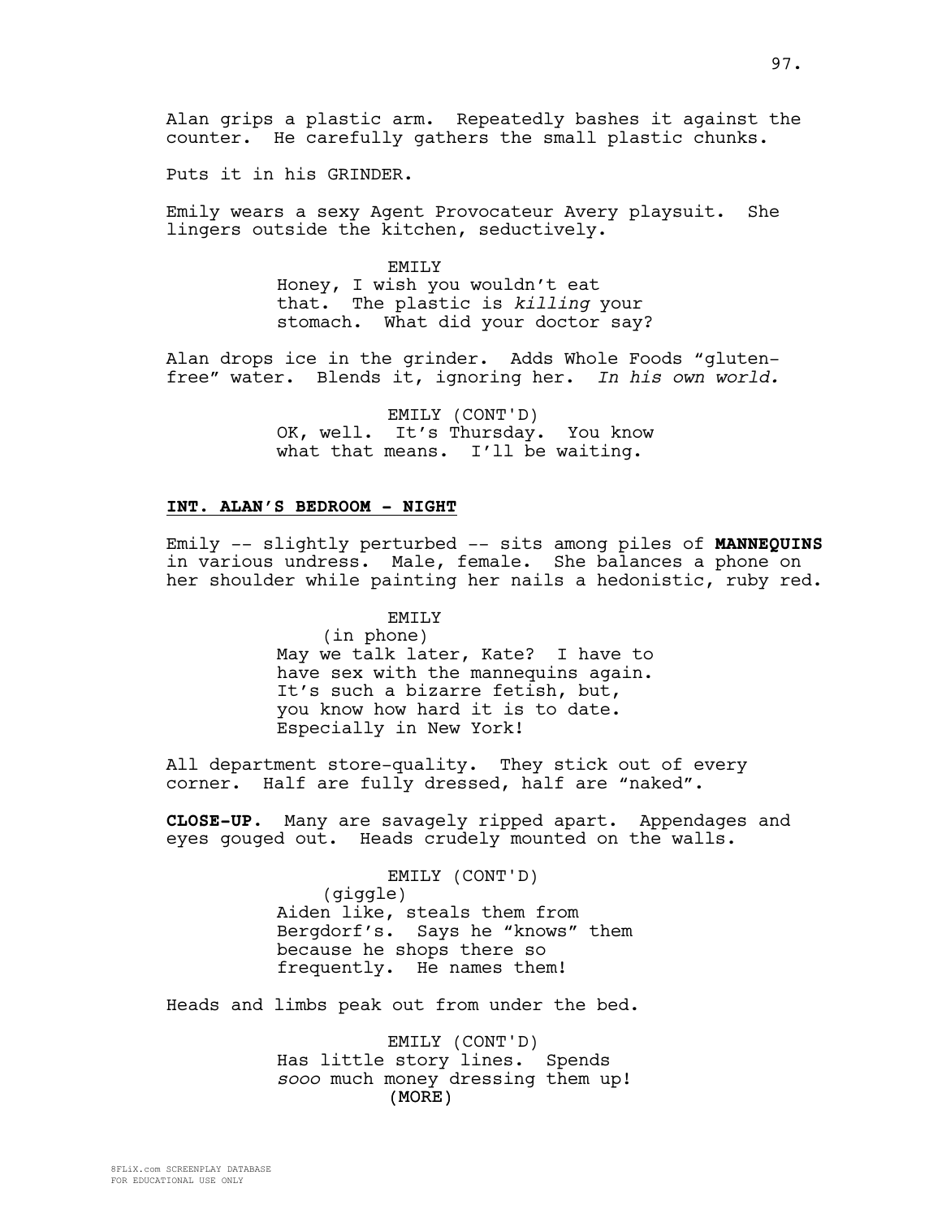Alan grips a plastic arm. Repeatedly bashes it against the counter. He carefully gathers the small plastic chunks.

Puts it in his GRINDER.

Emily wears a sexy Agent Provocateur Avery playsuit. She lingers outside the kitchen, seductively.

EMILY
Honey, I wish you wouldn't eat that. The plastic is *killing* your stomach. What did your doctor say?

Alan drops ice in the grinder. Adds Whole Foods "gluten-free" water. Blends it, ignoring her. *In his own world.*

EMILY (CONT'D)
OK, well. It's Thursday. You know what that means. I'll be waiting.

**INT. ALAN'S BEDROOM - NIGHT**

Emily -- slightly perturbed -- sits among piles of **MANNEQUINS** in various undress. Male, female. She balances a phone on her shoulder while painting her nails a hedonistic, ruby red.

EMILY
(in phone)
May we talk later, Kate? I have to have sex with the mannequins again. It's such a bizarre fetish, but, you know how hard it is to date. Especially in New York!

All department store-quality. They stick out of every corner. Half are fully dressed, half are "naked".

**CLOSE-UP.** Many are savagely ripped apart. Appendages and eyes gouged out. Heads crudely mounted on the walls.

EMILY (CONT'D)
(giggle)
Aiden like, steals them from Bergdorf's. Says he "knows" them because he shops there so frequently. He names them!

Heads and limbs peak out from under the bed.

EMILY (CONT'D)
Has little story lines. Spends *sooo* much money dressing them up!
(MORE)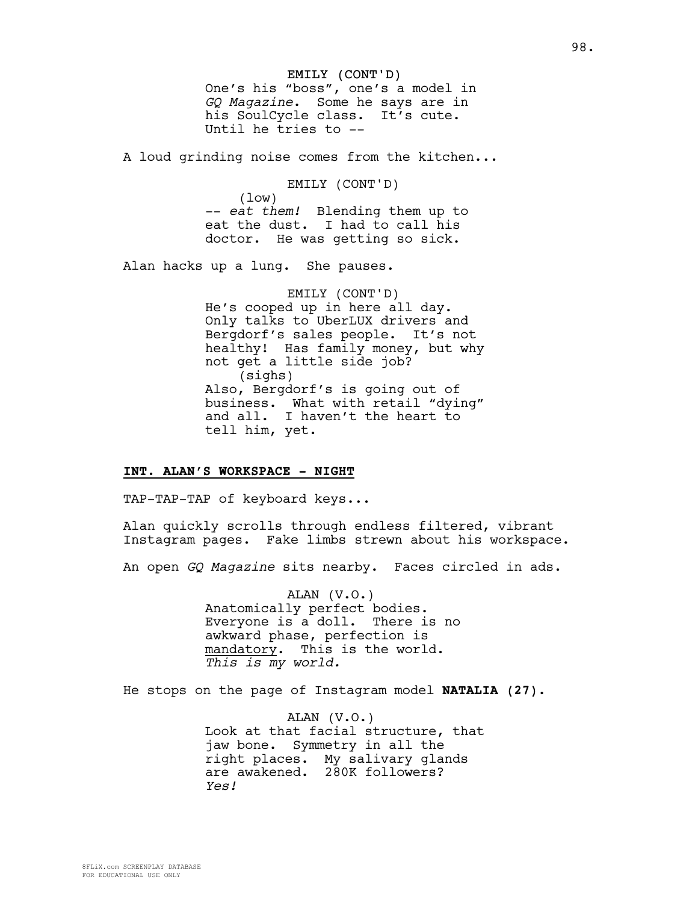EMILY (CONT'D)
One's his "boss", one's a model in *GQ Magazine*. Some he says are in his SoulCycle class. It's cute. Until he tries to --

A loud grinding noise comes from the kitchen...

EMILY (CONT'D)
(low)
-- *eat them!* Blending them up to eat the dust. I had to call his doctor. He was getting so sick.

Alan hacks up a lung. She pauses.

EMILY (CONT'D)
He's cooped up in here all day. Only talks to UberLUX drivers and Bergdorf's sales people. It's not healthy! Has family money, but why not get a little side job?
(sighs)
Also, Bergdorf's is going out of business. What with retail "dying" and all. I haven't the heart to tell him, yet.

**INT. ALAN'S WORKSPACE - NIGHT**

TAP-TAP-TAP of keyboard keys...

Alan quickly scrolls through endless filtered, vibrant Instagram pages. Fake limbs strewn about his workspace.

An open *GQ Magazine* sits nearby. Faces circled in ads.

ALAN (V.O.)
Anatomically perfect bodies. Everyone is a doll. There is no awkward phase, perfection is mandatory. This is the world. *This is my world.*

He stops on the page of Instagram model **NATALIA (27)**.

ALAN (V.O.)
Look at that facial structure, that jaw bone. Symmetry in all the right places. My salivary glands are awakened. 280K followers? *Yes!*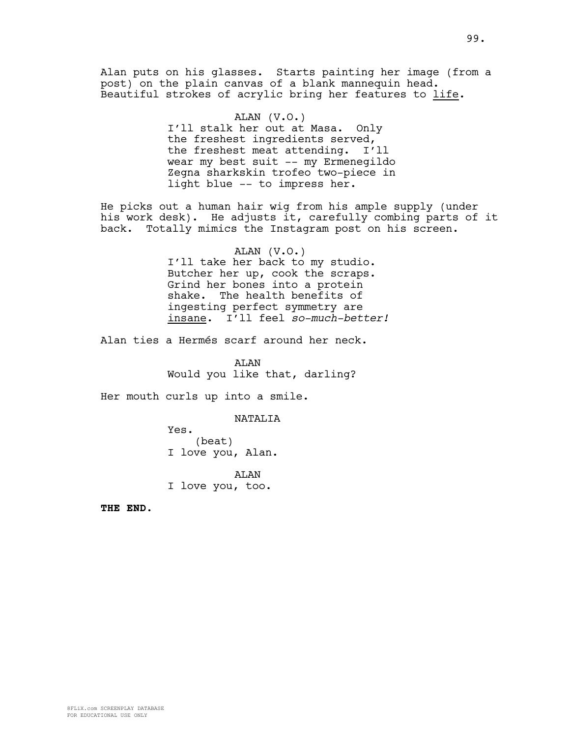Alan puts on his glasses. Starts painting her image (from a post) on the plain canvas of a blank mannequin head. Beautiful strokes of acrylic bring her features to <u>life</u>.

ALAN (V.O.)
I'll stalk her out at Masa. Only the freshest ingredients served, the freshest meat attending. I'll wear my best suit -- my Ermenegildo Zegna sharkskin trofeo two-piece in light blue -- to impress her.

He picks out a human hair wig from his ample supply (under his work desk). He adjusts it, carefully combing parts of it back. Totally mimics the Instagram post on his screen.

ALAN (V.O.)
I'll take her back to my studio. Butcher her up, cook the scraps. Grind her bones into a protein shake. The health benefits of ingesting perfect symmetry are <u>insane</u>. I'll feel *so-much-better!*

Alan ties a Hermés scarf around her neck.

ALAN
Would you like that, darling?

Her mouth curls up into a smile.

NATALIA
Yes.
(beat)
I love you, Alan.

ALAN
I love you, too.

**THE END.**

8FLiX.com SCREENPLAY DATABASE
FOR EDUCATIONAL USE ONLY